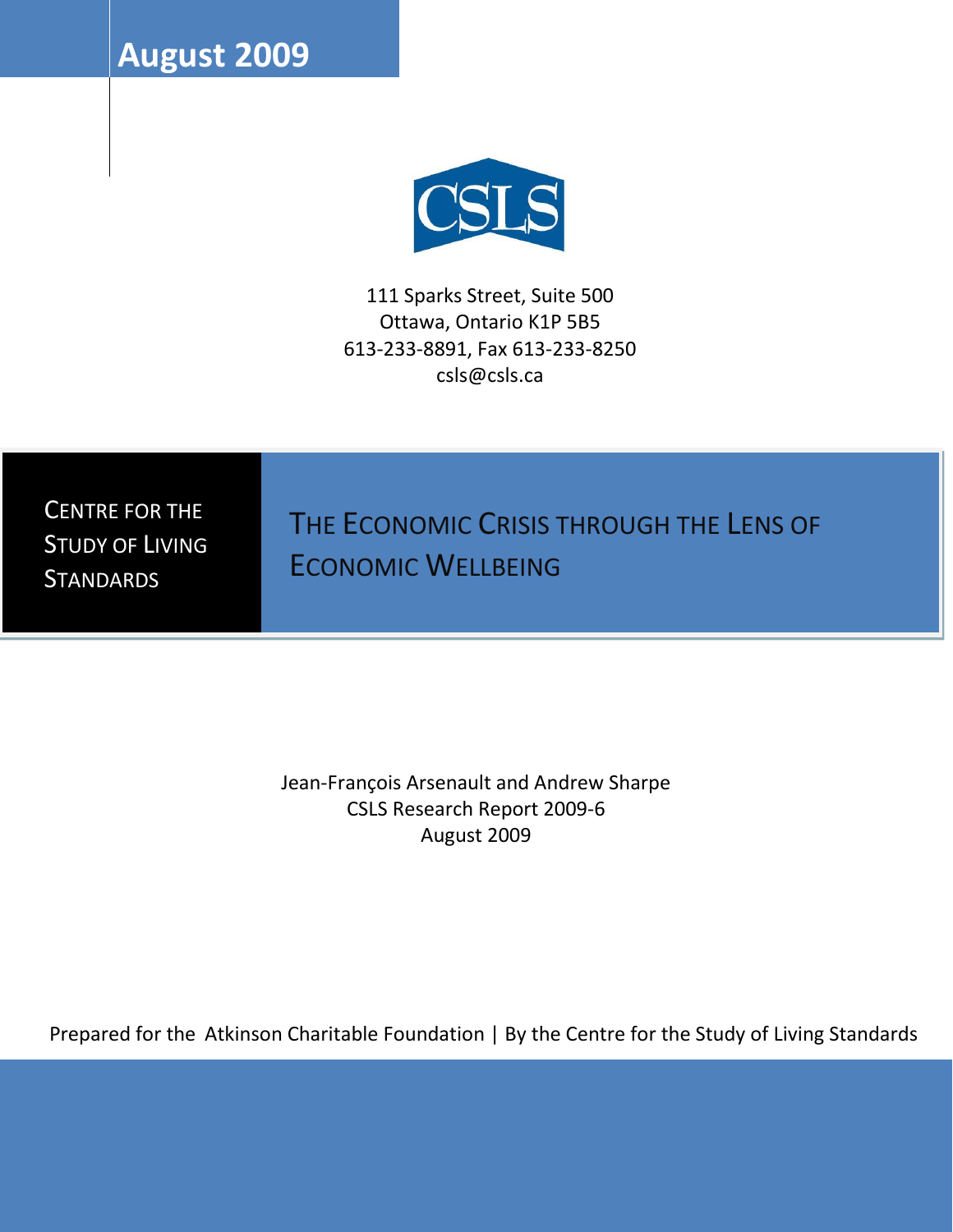August 2009

CSLS

111 Sparks Street, Suite 500
Ottawa, Ontario K1P 5B5
613-233-8891, Fax 613-233-8250
csls@csls.ca

CENTRE FOR THE STUDY OF LIVING STANDARDS

# THE ECONOMIC CRISIS THROUGH THE LENS OF ECONOMIC WELLBEING

Jean-François Arsenault and Andrew Sharpe
CSLS Research Report 2009-6
August 2009

Prepared for the Atkinson Charitable Foundation | By the Centre for the Study of Living Standards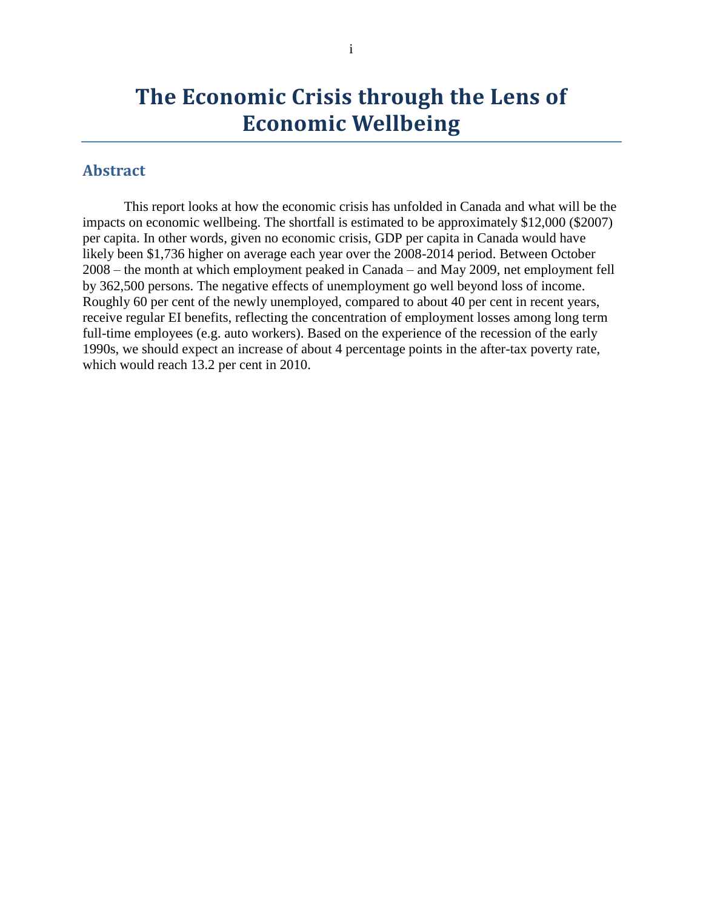# The Economic Crisis through the Lens of Economic Wellbeing

## Abstract

This report looks at how the economic crisis has unfolded in Canada and what will be the impacts on economic wellbeing. The shortfall is estimated to be approximately $12,000 ($2007) per capita. In other words, given no economic crisis, GDP per capita in Canada would have likely been $1,736 higher on average each year over the 2008-2014 period. Between October 2008 – the month at which employment peaked in Canada – and May 2009, net employment fell by 362,500 persons. The negative effects of unemployment go well beyond loss of income. Roughly 60 per cent of the newly unemployed, compared to about 40 per cent in recent years, receive regular EI benefits, reflecting the concentration of employment losses among long term full-time employees (e.g. auto workers). Based on the experience of the recession of the early 1990s, we should expect an increase of about 4 percentage points in the after-tax poverty rate, which would reach 13.2 per cent in 2010.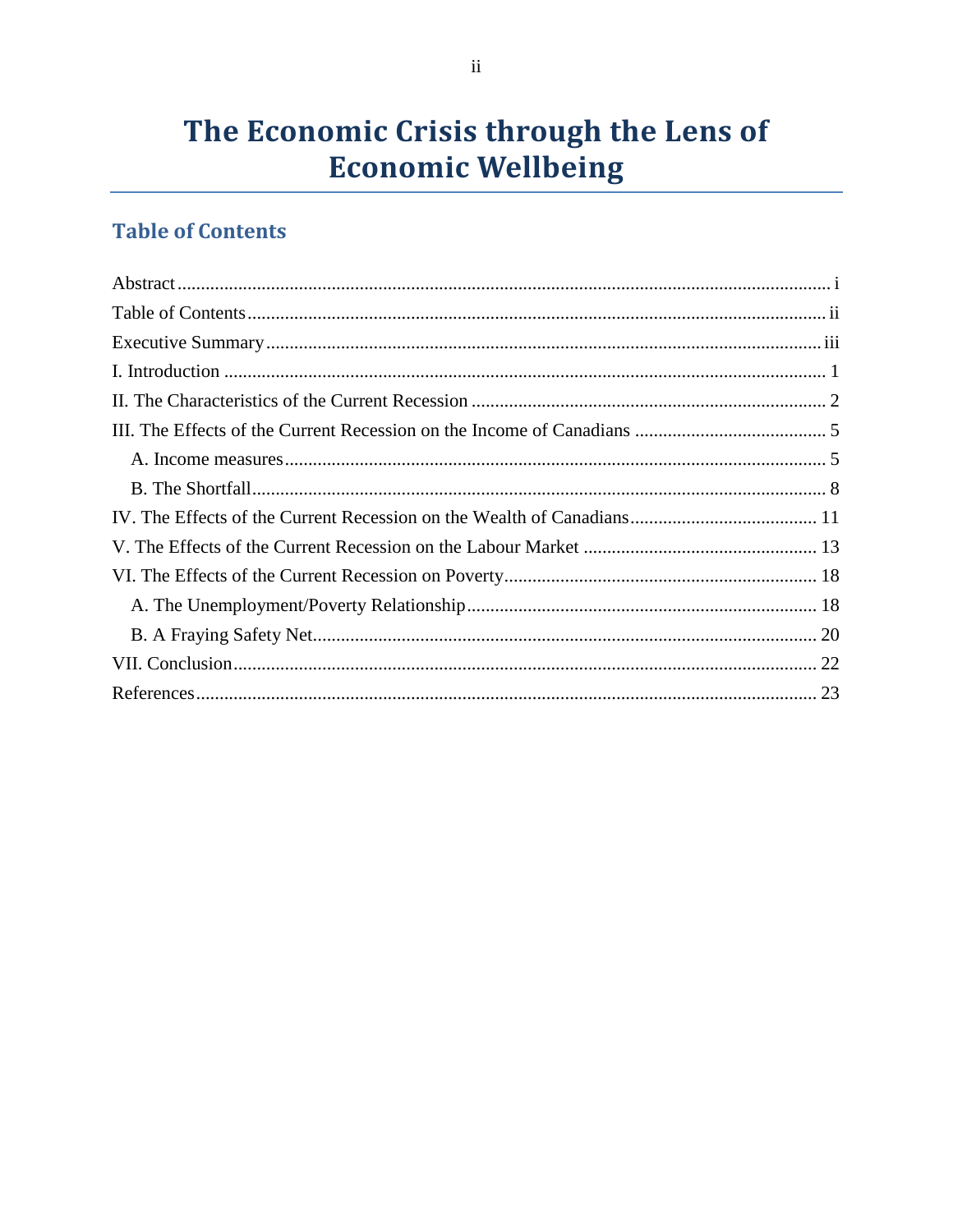# The Economic Crisis through the Lens of Economic Wellbeing

## Table of Contents

Abstract ........................................................................................................................... i
Table of Contents ........................................................................................................... ii
Executive Summary ....................................................................................................... iii
I. Introduction ................................................................................................................. 1
II. The Characteristics of the Current Recession ............................................................ 2
III. The Effects of the Current Recession on the Income of Canadians .......................... 5
  A. Income measures .................................................................................................... 5
  B. The Shortfall ........................................................................................................... 8
IV. The Effects of the Current Recession on the Wealth of Canadians ........................... 11
V. The Effects of the Current Recession on the Labour Market .................................... 13
VI. The Effects of the Current Recession on Poverty ..................................................... 18
  A. The Unemployment/Poverty Relationship ............................................................. 18
  B. A Fraying Safety Net .............................................................................................. 20
VII. Conclusion ............................................................................................................. 22
References ..................................................................................................................... 23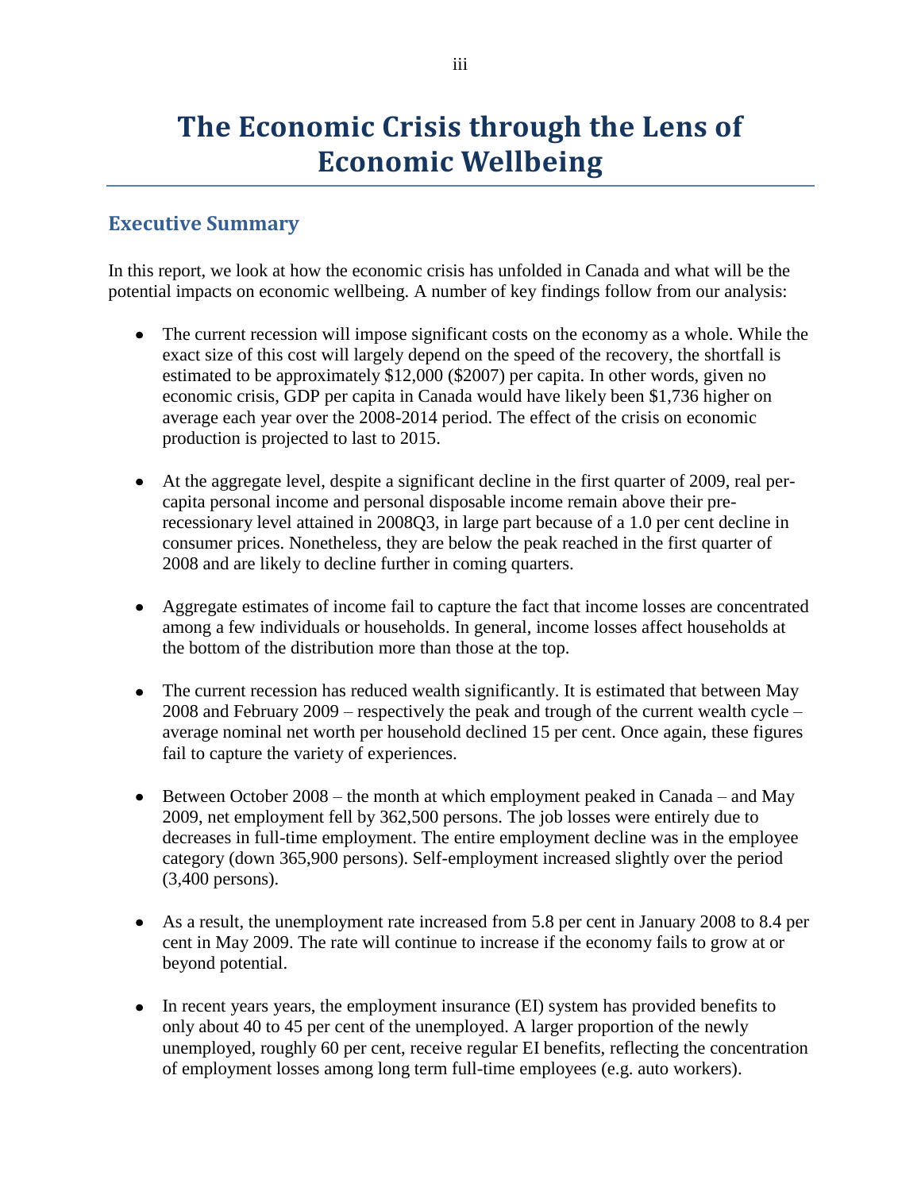# The Economic Crisis through the Lens of Economic Wellbeing

## Executive Summary

In this report, we look at how the economic crisis has unfolded in Canada and what will be the potential impacts on economic wellbeing. A number of key findings follow from our analysis:

- The current recession will impose significant costs on the economy as a whole. While the exact size of this cost will largely depend on the speed of the recovery, the shortfall is estimated to be approximately $12,000 ($2007) per capita. In other words, given no economic crisis, GDP per capita in Canada would have likely been $1,736 higher on average each year over the 2008-2014 period. The effect of the crisis on economic production is projected to last to 2015.

- At the aggregate level, despite a significant decline in the first quarter of 2009, real per-capita personal income and personal disposable income remain above their pre-recessionary level attained in 2008Q3, in large part because of a 1.0 per cent decline in consumer prices. Nonetheless, they are below the peak reached in the first quarter of 2008 and are likely to decline further in coming quarters.

- Aggregate estimates of income fail to capture the fact that income losses are concentrated among a few individuals or households. In general, income losses affect households at the bottom of the distribution more than those at the top.

- The current recession has reduced wealth significantly. It is estimated that between May 2008 and February 2009 – respectively the peak and trough of the current wealth cycle – average nominal net worth per household declined 15 per cent. Once again, these figures fail to capture the variety of experiences.

- Between October 2008 – the month at which employment peaked in Canada – and May 2009, net employment fell by 362,500 persons. The job losses were entirely due to decreases in full-time employment. The entire employment decline was in the employee category (down 365,900 persons). Self-employment increased slightly over the period (3,400 persons).

- As a result, the unemployment rate increased from 5.8 per cent in January 2008 to 8.4 per cent in May 2009. The rate will continue to increase if the economy fails to grow at or beyond potential.

- In recent years years, the employment insurance (EI) system has provided benefits to only about 40 to 45 per cent of the unemployed. A larger proportion of the newly unemployed, roughly 60 per cent, receive regular EI benefits, reflecting the concentration of employment losses among long term full-time employees (e.g. auto workers).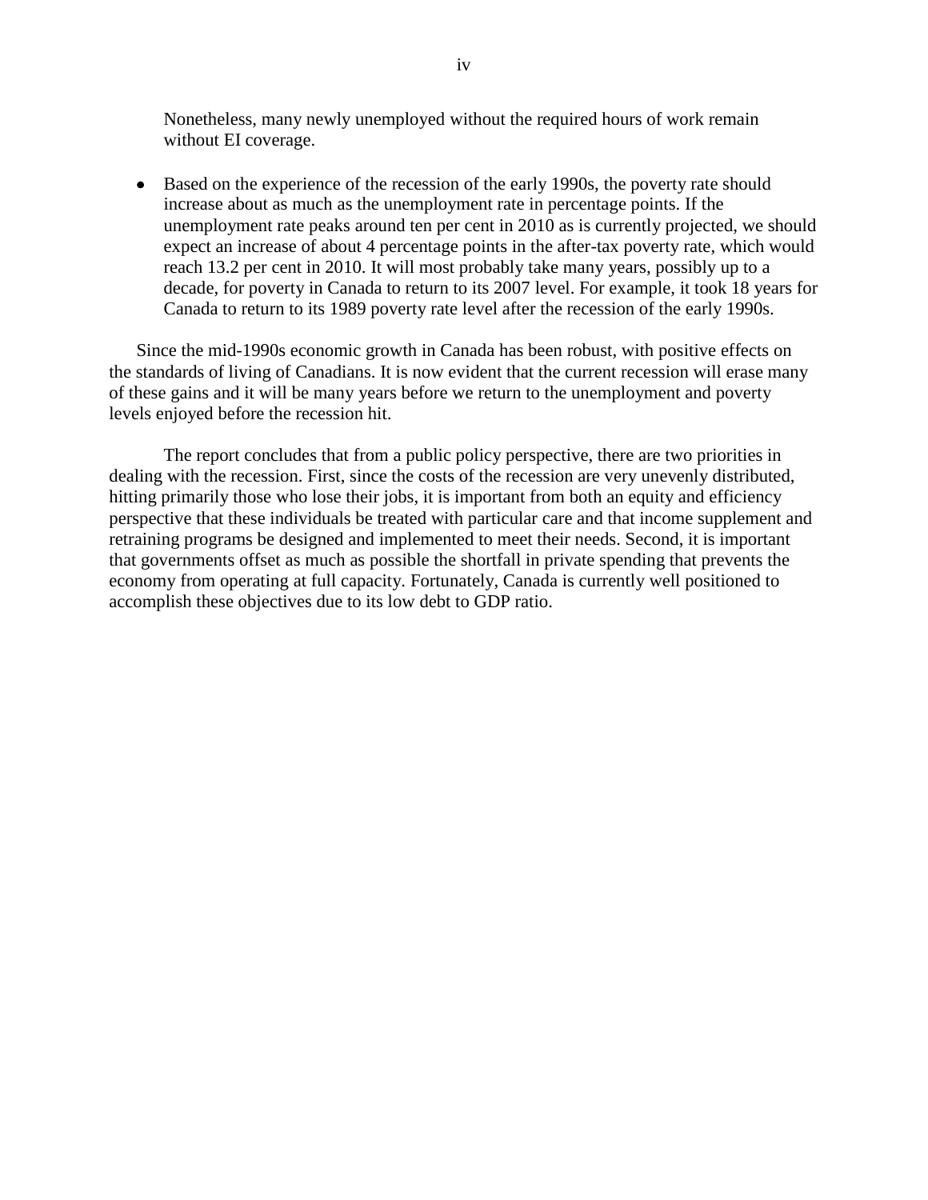Nonetheless, many newly unemployed without the required hours of work remain without EI coverage.

- Based on the experience of the recession of the early 1990s, the poverty rate should increase about as much as the unemployment rate in percentage points. If the unemployment rate peaks around ten per cent in 2010 as is currently projected, we should expect an increase of about 4 percentage points in the after-tax poverty rate, which would reach 13.2 per cent in 2010. It will most probably take many years, possibly up to a decade, for poverty in Canada to return to its 2007 level. For example, it took 18 years for Canada to return to its 1989 poverty rate level after the recession of the early 1990s.

Since the mid-1990s economic growth in Canada has been robust, with positive effects on the standards of living of Canadians. It is now evident that the current recession will erase many of these gains and it will be many years before we return to the unemployment and poverty levels enjoyed before the recession hit.

The report concludes that from a public policy perspective, there are two priorities in dealing with the recession. First, since the costs of the recession are very unevenly distributed, hitting primarily those who lose their jobs, it is important from both an equity and efficiency perspective that these individuals be treated with particular care and that income supplement and retraining programs be designed and implemented to meet their needs. Second, it is important that governments offset as much as possible the shortfall in private spending that prevents the economy from operating at full capacity. Fortunately, Canada is currently well positioned to accomplish these objectives due to its low debt to GDP ratio.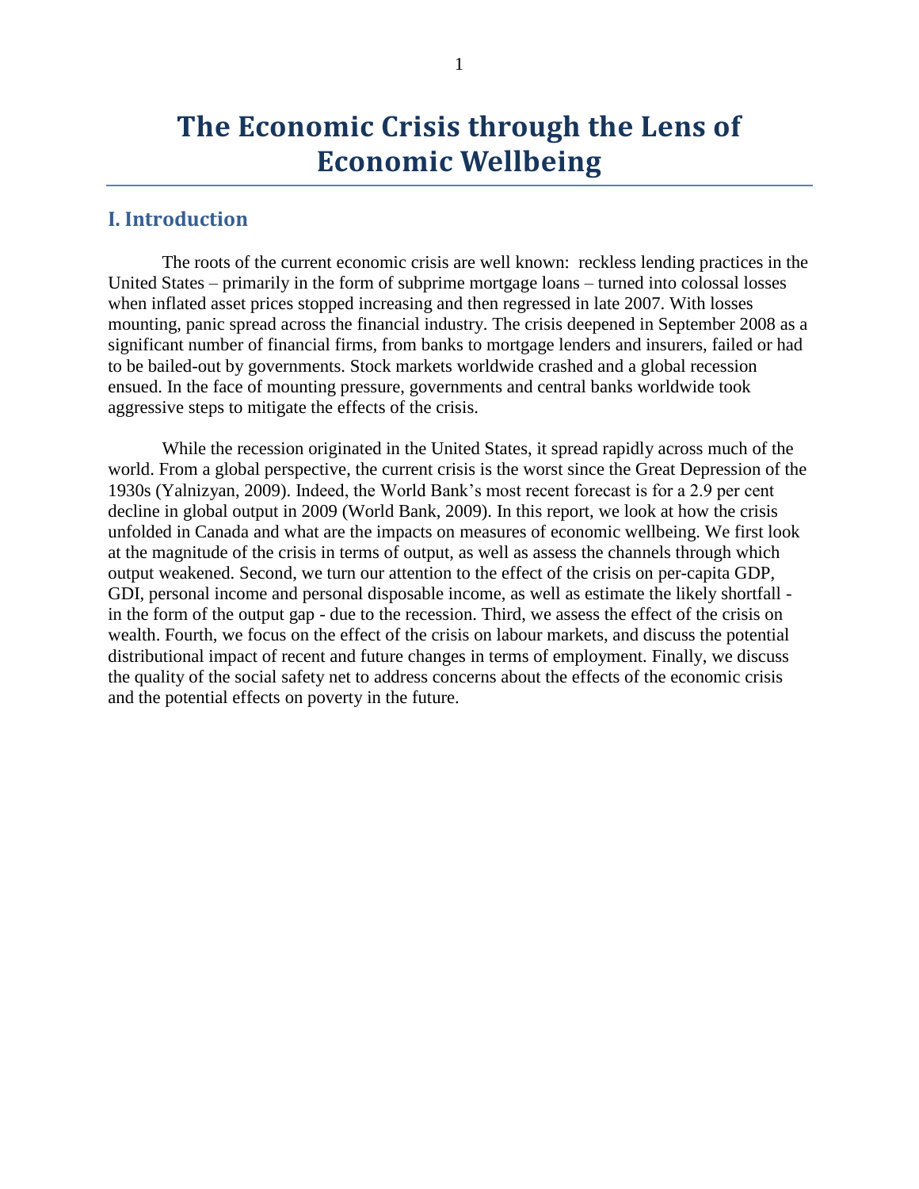# The Economic Crisis through the Lens of Economic Wellbeing

## I. Introduction

The roots of the current economic crisis are well known: reckless lending practices in the United States – primarily in the form of subprime mortgage loans – turned into colossal losses when inflated asset prices stopped increasing and then regressed in late 2007. With losses mounting, panic spread across the financial industry. The crisis deepened in September 2008 as a significant number of financial firms, from banks to mortgage lenders and insurers, failed or had to be bailed-out by governments. Stock markets worldwide crashed and a global recession ensued. In the face of mounting pressure, governments and central banks worldwide took aggressive steps to mitigate the effects of the crisis.

While the recession originated in the United States, it spread rapidly across much of the world. From a global perspective, the current crisis is the worst since the Great Depression of the 1930s (Yalnizyan, 2009). Indeed, the World Bank's most recent forecast is for a 2.9 per cent decline in global output in 2009 (World Bank, 2009). In this report, we look at how the crisis unfolded in Canada and what are the impacts on measures of economic wellbeing. We first look at the magnitude of the crisis in terms of output, as well as assess the channels through which output weakened. Second, we turn our attention to the effect of the crisis on per-capita GDP, GDI, personal income and personal disposable income, as well as estimate the likely shortfall - in the form of the output gap - due to the recession. Third, we assess the effect of the crisis on wealth. Fourth, we focus on the effect of the crisis on labour markets, and discuss the potential distributional impact of recent and future changes in terms of employment. Finally, we discuss the quality of the social safety net to address concerns about the effects of the economic crisis and the potential effects on poverty in the future.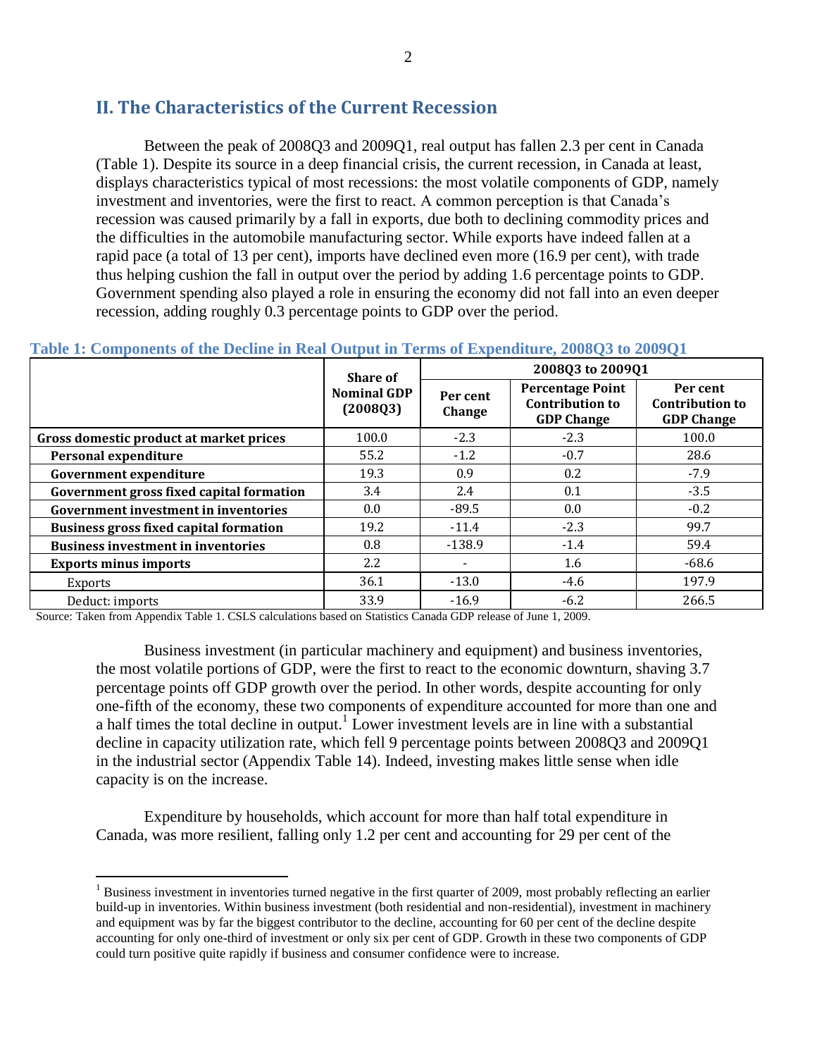## II. The Characteristics of the Current Recession

Between the peak of 2008Q3 and 2009Q1, real output has fallen 2.3 per cent in Canada (Table 1). Despite its source in a deep financial crisis, the current recession, in Canada at least, displays characteristics typical of most recessions: the most volatile components of GDP, namely investment and inventories, were the first to react. A common perception is that Canada's recession was caused primarily by a fall in exports, due both to declining commodity prices and the difficulties in the automobile manufacturing sector. While exports have indeed fallen at a rapid pace (a total of 13 per cent), imports have declined even more (16.9 per cent), with trade thus helping cushion the fall in output over the period by adding 1.6 percentage points to GDP. Government spending also played a role in ensuring the economy did not fall into an even deeper recession, adding roughly 0.3 percentage points to GDP over the period.

**Table 1: Components of the Decline in Real Output in Terms of Expenditure, 2008Q3 to 2009Q1**

| | Share of Nominal GDP (2008Q3) | 2008Q3 to 2009Q1 | | |
|---|---|---|---|---|
| | | Per cent Change | Percentage Point Contribution to GDP Change | Per cent Contribution to GDP Change |
| **Gross domestic product at market prices** | 100.0 | -2.3 | -2.3 | 100.0 |
| **Personal expenditure** | 55.2 | -1.2 | -0.7 | 28.6 |
| **Government expenditure** | 19.3 | 0.9 | 0.2 | -7.9 |
| **Government gross fixed capital formation** | 3.4 | 2.4 | 0.1 | -3.5 |
| **Government investment in inventories** | 0.0 | -89.5 | 0.0 | -0.2 |
| **Business gross fixed capital formation** | 19.2 | -11.4 | -2.3 | 99.7 |
| **Business investment in inventories** | 0.8 | -138.9 | -1.4 | 59.4 |
| **Exports minus imports** | 2.2 | - | 1.6 | -68.6 |
| Exports | 36.1 | -13.0 | -4.6 | 197.9 |
| Deduct: imports | 33.9 | -16.9 | -6.2 | 266.5 |

Source: Taken from Appendix Table 1. CSLS calculations based on Statistics Canada GDP release of June 1, 2009.

Business investment (in particular machinery and equipment) and business inventories, the most volatile portions of GDP, were the first to react to the economic downturn, shaving 3.7 percentage points off GDP growth over the period. In other words, despite accounting for only one-fifth of the economy, these two components of expenditure accounted for more than one and a half times the total decline in output.[1] Lower investment levels are in line with a substantial decline in capacity utilization rate, which fell 9 percentage points between 2008Q3 and 2009Q1 in the industrial sector (Appendix Table 14). Indeed, investing makes little sense when idle capacity is on the increase.

Expenditure by households, which account for more than half total expenditure in Canada, was more resilient, falling only 1.2 per cent and accounting for 29 per cent of the

[1] Business investment in inventories turned negative in the first quarter of 2009, most probably reflecting an earlier build-up in inventories. Within business investment (both residential and non-residential), investment in machinery and equipment was by far the biggest contributor to the decline, accounting for 60 per cent of the decline despite accounting for only one-third of investment or only six per cent of GDP. Growth in these two components of GDP could turn positive quite rapidly if business and consumer confidence were to increase.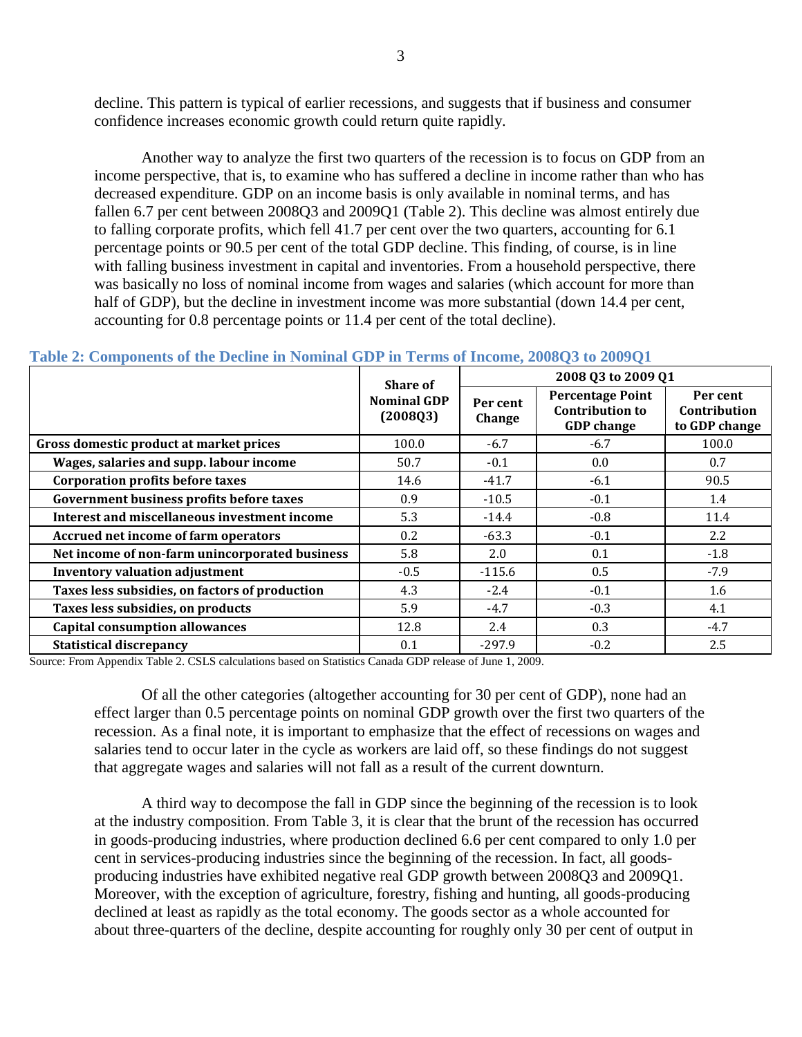decline. This pattern is typical of earlier recessions, and suggests that if business and consumer confidence increases economic growth could return quite rapidly.

Another way to analyze the first two quarters of the recession is to focus on GDP from an income perspective, that is, to examine who has suffered a decline in income rather than who has decreased expenditure. GDP on an income basis is only available in nominal terms, and has fallen 6.7 per cent between 2008Q3 and 2009Q1 (Table 2). This decline was almost entirely due to falling corporate profits, which fell 41.7 per cent over the two quarters, accounting for 6.1 percentage points or 90.5 per cent of the total GDP decline. This finding, of course, is in line with falling business investment in capital and inventories. From a household perspective, there was basically no loss of nominal income from wages and salaries (which account for more than half of GDP), but the decline in investment income was more substantial (down 14.4 per cent, accounting for 0.8 percentage points or 11.4 per cent of the total decline).

**Table 2: Components of the Decline in Nominal GDP in Terms of Income, 2008Q3 to 2009Q1**

| | Share of Nominal GDP (2008Q3) | 2008 Q3 to 2009 Q1 | | |
|---|---|---|---|---|
| | | Per cent Change | Percentage Point Contribution to GDP change | Per cent Contribution to GDP change |
| **Gross domestic product at market prices** | 100.0 | -6.7 | -6.7 | 100.0 |
| **Wages, salaries and supp. labour income** | 50.7 | -0.1 | 0.0 | 0.7 |
| **Corporation profits before taxes** | 14.6 | -41.7 | -6.1 | 90.5 |
| **Government business profits before taxes** | 0.9 | -10.5 | -0.1 | 1.4 |
| **Interest and miscellaneous investment income** | 5.3 | -14.4 | -0.8 | 11.4 |
| **Accrued net income of farm operators** | 0.2 | -63.3 | -0.1 | 2.2 |
| **Net income of non-farm unincorporated business** | 5.8 | 2.0 | 0.1 | -1.8 |
| **Inventory valuation adjustment** | -0.5 | -115.6 | 0.5 | -7.9 |
| **Taxes less subsidies, on factors of production** | 4.3 | -2.4 | -0.1 | 1.6 |
| **Taxes less subsidies, on products** | 5.9 | -4.7 | -0.3 | 4.1 |
| **Capital consumption allowances** | 12.8 | 2.4 | 0.3 | -4.7 |
| **Statistical discrepancy** | 0.1 | -297.9 | -0.2 | 2.5 |

Source: From Appendix Table 2. CSLS calculations based on Statistics Canada GDP release of June 1, 2009.

Of all the other categories (altogether accounting for 30 per cent of GDP), none had an effect larger than 0.5 percentage points on nominal GDP growth over the first two quarters of the recession. As a final note, it is important to emphasize that the effect of recessions on wages and salaries tend to occur later in the cycle as workers are laid off, so these findings do not suggest that aggregate wages and salaries will not fall as a result of the current downturn.

A third way to decompose the fall in GDP since the beginning of the recession is to look at the industry composition. From Table 3, it is clear that the brunt of the recession has occurred in goods-producing industries, where production declined 6.6 per cent compared to only 1.0 per cent in services-producing industries since the beginning of the recession. In fact, all goods-producing industries have exhibited negative real GDP growth between 2008Q3 and 2009Q1. Moreover, with the exception of agriculture, forestry, fishing and hunting, all goods-producing declined at least as rapidly as the total economy. The goods sector as a whole accounted for about three-quarters of the decline, despite accounting for roughly only 30 per cent of output in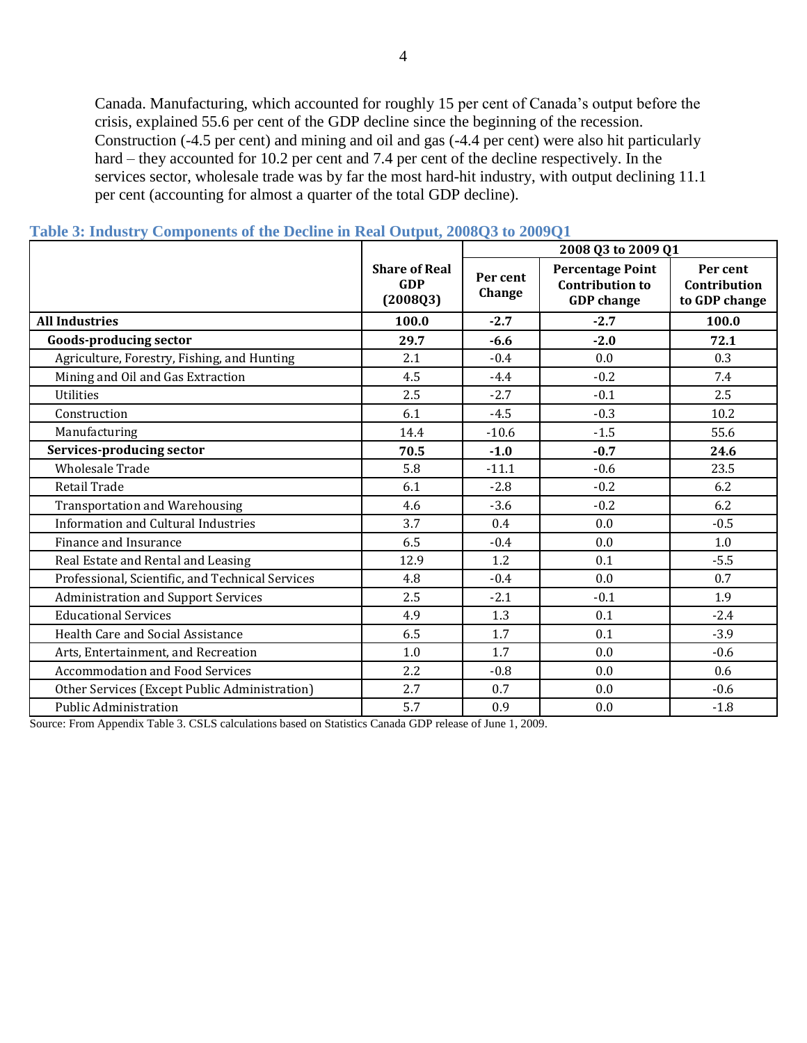Canada. Manufacturing, which accounted for roughly 15 per cent of Canada's output before the crisis, explained 55.6 per cent of the GDP decline since the beginning of the recession. Construction (-4.5 per cent) and mining and oil and gas (-4.4 per cent) were also hit particularly hard – they accounted for 10.2 per cent and 7.4 per cent of the decline respectively. In the services sector, wholesale trade was by far the most hard-hit industry, with output declining 11.1 per cent (accounting for almost a quarter of the total GDP decline).

### Table 3: Industry Components of the Decline in Real Output, 2008Q3 to 2009Q1

| | Share of Real GDP (2008Q3) | 2008 Q3 to 2009 Q1 | | |
|---|---|---|---|---|
| | | Per cent Change | Percentage Point Contribution to GDP change | Per cent Contribution to GDP change |
| **All Industries** | **100.0** | **-2.7** | **-2.7** | **100.0** |
| **Goods-producing sector** | **29.7** | **-6.6** | **-2.0** | **72.1** |
| Agriculture, Forestry, Fishing, and Hunting | 2.1 | -0.4 | 0.0 | 0.3 |
| Mining and Oil and Gas Extraction | 4.5 | -4.4 | -0.2 | 7.4 |
| Utilities | 2.5 | -2.7 | -0.1 | 2.5 |
| Construction | 6.1 | -4.5 | -0.3 | 10.2 |
| Manufacturing | 14.4 | -10.6 | -1.5 | 55.6 |
| **Services-producing sector** | **70.5** | **-1.0** | **-0.7** | **24.6** |
| Wholesale Trade | 5.8 | -11.1 | -0.6 | 23.5 |
| Retail Trade | 6.1 | -2.8 | -0.2 | 6.2 |
| Transportation and Warehousing | 4.6 | -3.6 | -0.2 | 6.2 |
| Information and Cultural Industries | 3.7 | 0.4 | 0.0 | -0.5 |
| Finance and Insurance | 6.5 | -0.4 | 0.0 | 1.0 |
| Real Estate and Rental and Leasing | 12.9 | 1.2 | 0.1 | -5.5 |
| Professional, Scientific, and Technical Services | 4.8 | -0.4 | 0.0 | 0.7 |
| Administration and Support Services | 2.5 | -2.1 | -0.1 | 1.9 |
| Educational Services | 4.9 | 1.3 | 0.1 | -2.4 |
| Health Care and Social Assistance | 6.5 | 1.7 | 0.1 | -3.9 |
| Arts, Entertainment, and Recreation | 1.0 | 1.7 | 0.0 | -0.6 |
| Accommodation and Food Services | 2.2 | -0.8 | 0.0 | 0.6 |
| Other Services (Except Public Administration) | 2.7 | 0.7 | 0.0 | -0.6 |
| Public Administration | 5.7 | 0.9 | 0.0 | -1.8 |

Source: From Appendix Table 3. CSLS calculations based on Statistics Canada GDP release of June 1, 2009.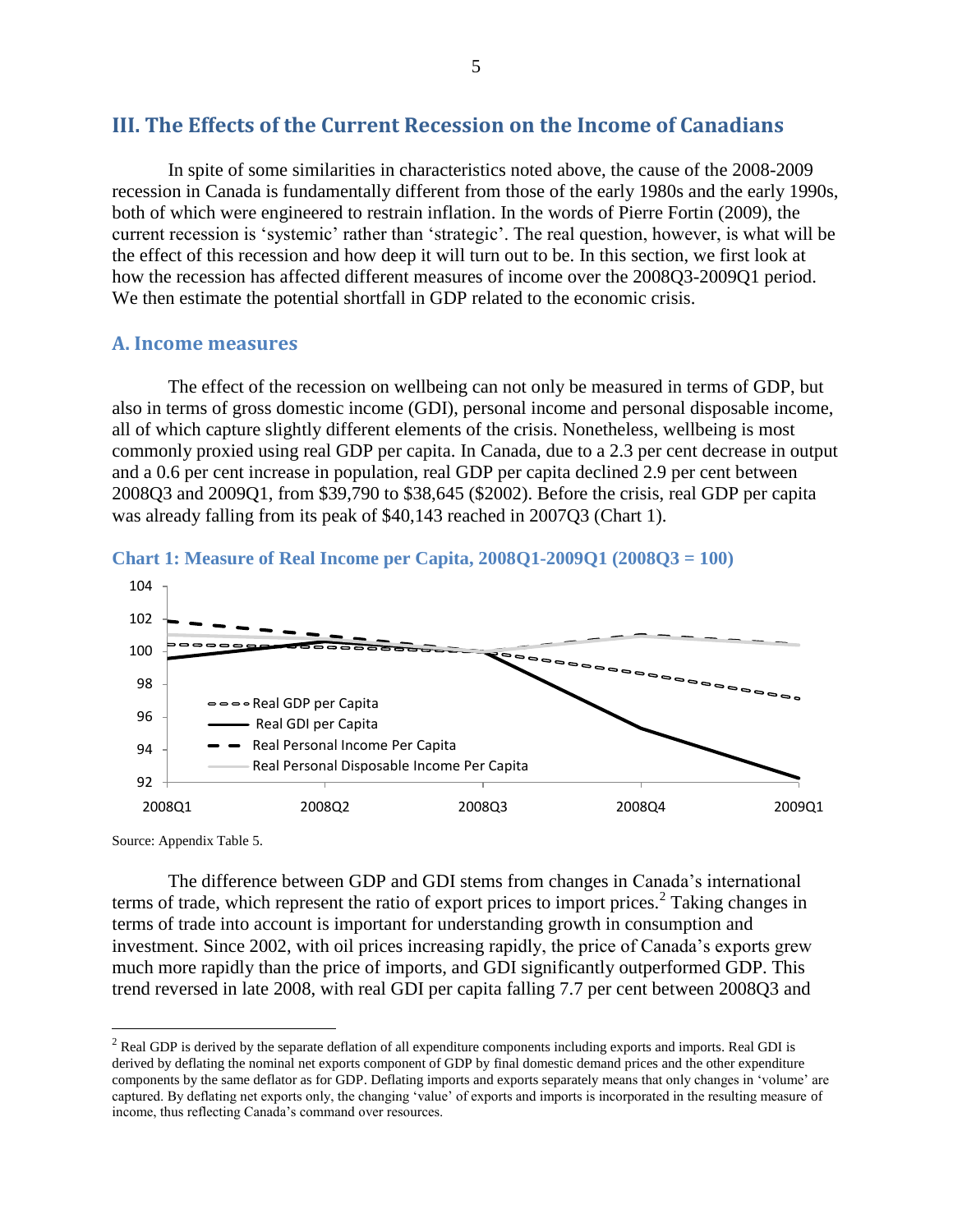## III. The Effects of the Current Recession on the Income of Canadians

In spite of some similarities in characteristics noted above, the cause of the 2008-2009 recession in Canada is fundamentally different from those of the early 1980s and the early 1990s, both of which were engineered to restrain inflation. In the words of Pierre Fortin (2009), the current recession is 'systemic' rather than 'strategic'. The real question, however, is what will be the effect of this recession and how deep it will turn out to be. In this section, we first look at how the recession has affected different measures of income over the 2008Q3-2009Q1 period. We then estimate the potential shortfall in GDP related to the economic crisis.

### A. Income measures

The effect of the recession on wellbeing can not only be measured in terms of GDP, but also in terms of gross domestic income (GDI), personal income and personal disposable income, all of which capture slightly different elements of the crisis. Nonetheless, wellbeing is most commonly proxied using real GDP per capita. In Canada, due to a 2.3 per cent decrease in output and a 0.6 per cent increase in population, real GDP per capita declined 2.9 per cent between 2008Q3 and 2009Q1, from $39,790 to $38,645 ($2002). Before the crisis, real GDP per capita was already falling from its peak of $40,143 reached in 2007Q3 (Chart 1).

**Chart 1: Measure of Real Income per Capita, 2008Q1-2009Q1 (2008Q3 = 100)**

Source: Appendix Table 5.

The difference between GDP and GDI stems from changes in Canada's international terms of trade, which represent the ratio of export prices to import prices.[2] Taking changes in terms of trade into account is important for understanding growth in consumption and investment. Since 2002, with oil prices increasing rapidly, the price of Canada's exports grew much more rapidly than the price of imports, and GDI significantly outperformed GDP. This trend reversed in late 2008, with real GDI per capita falling 7.7 per cent between 2008Q3 and

[2] Real GDP is derived by the separate deflation of all expenditure components including exports and imports. Real GDI is derived by deflating the nominal net exports component of GDP by final domestic demand prices and the other expenditure components by the same deflator as for GDP. Deflating imports and exports separately means that only changes in 'volume' are captured. By deflating net exports only, the changing 'value' of exports and imports is incorporated in the resulting measure of income, thus reflecting Canada's command over resources.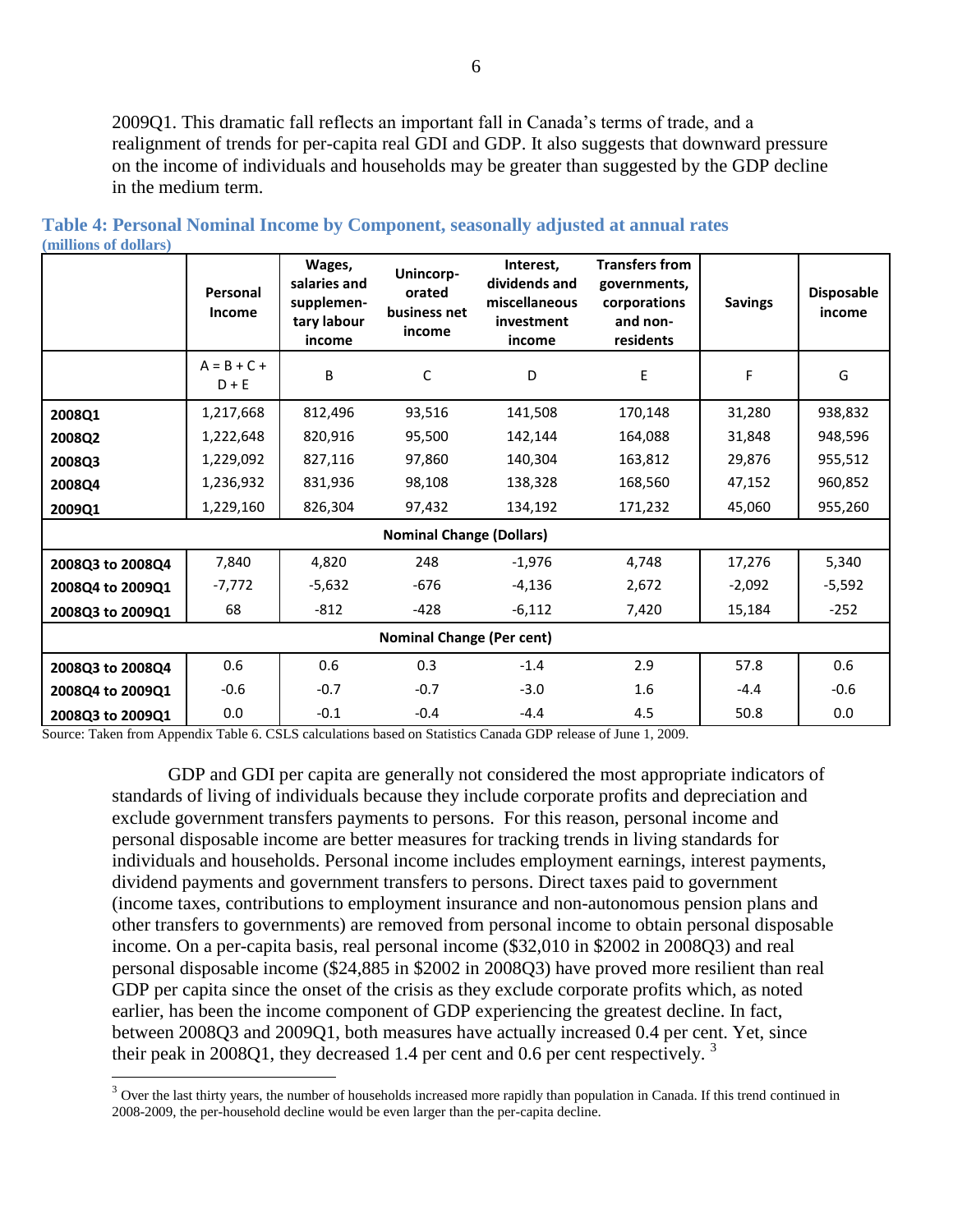2009Q1. This dramatic fall reflects an important fall in Canada's terms of trade, and a realignment of trends for per-capita real GDI and GDP. It also suggests that downward pressure on the income of individuals and households may be greater than suggested by the GDP decline in the medium term.

**Table 4: Personal Nominal Income by Component, seasonally adjusted at annual rates**
**(millions of dollars)**

| | Personal Income | Wages, salaries and supplementary labour income | Unincorporated business net income | Interest, dividends and miscellaneous investment income | Transfers from governments, corporations and non-residents | Savings | Disposable income |
|---|---|---|---|---|---|---|---|
| | A = B + C + D + E | B | C | D | E | F | G |
| **2008Q1** | 1,217,668 | 812,496 | 93,516 | 141,508 | 170,148 | 31,280 | 938,832 |
| **2008Q2** | 1,222,648 | 820,916 | 95,500 | 142,144 | 164,088 | 31,848 | 948,596 |
| **2008Q3** | 1,229,092 | 827,116 | 97,860 | 140,304 | 163,812 | 29,876 | 955,512 |
| **2008Q4** | 1,236,932 | 831,936 | 98,108 | 138,328 | 168,560 | 47,152 | 960,852 |
| **2009Q1** | 1,229,160 | 826,304 | 97,432 | 134,192 | 171,232 | 45,060 | 955,260 |
| **Nominal Change (Dollars)** | | | | | | | |
| **2008Q3 to 2008Q4** | 7,840 | 4,820 | 248 | -1,976 | 4,748 | 17,276 | 5,340 |
| **2008Q4 to 2009Q1** | -7,772 | -5,632 | -676 | -4,136 | 2,672 | -2,092 | -5,592 |
| **2008Q3 to 2009Q1** | 68 | -812 | -428 | -6,112 | 7,420 | 15,184 | -252 |
| **Nominal Change (Per cent)** | | | | | | | |
| **2008Q3 to 2008Q4** | 0.6 | 0.6 | 0.3 | -1.4 | 2.9 | 57.8 | 0.6 |
| **2008Q4 to 2009Q1** | -0.6 | -0.7 | -0.7 | -3.0 | 1.6 | -4.4 | -0.6 |
| **2008Q3 to 2009Q1** | 0.0 | -0.1 | -0.4 | -4.4 | 4.5 | 50.8 | 0.0 |

Source: Taken from Appendix Table 6. CSLS calculations based on Statistics Canada GDP release of June 1, 2009.

GDP and GDI per capita are generally not considered the most appropriate indicators of standards of living of individuals because they include corporate profits and depreciation and exclude government transfers payments to persons. For this reason, personal income and personal disposable income are better measures for tracking trends in living standards for individuals and households. Personal income includes employment earnings, interest payments, dividend payments and government transfers to persons. Direct taxes paid to government (income taxes, contributions to employment insurance and non-autonomous pension plans and other transfers to governments) are removed from personal income to obtain personal disposable income. On a per-capita basis, real personal income ($32,010 in $2002 in 2008Q3) and real personal disposable income ($24,885 in $2002 in 2008Q3) have proved more resilient than real GDP per capita since the onset of the crisis as they exclude corporate profits which, as noted earlier, has been the income component of GDP experiencing the greatest decline. In fact, between 2008Q3 and 2009Q1, both measures have actually increased 0.4 per cent. Yet, since their peak in 2008Q1, they decreased 1.4 per cent and 0.6 per cent respectively. [3]

[3] Over the last thirty years, the number of households increased more rapidly than population in Canada. If this trend continued in 2008-2009, the per-household decline would be even larger than the per-capita decline.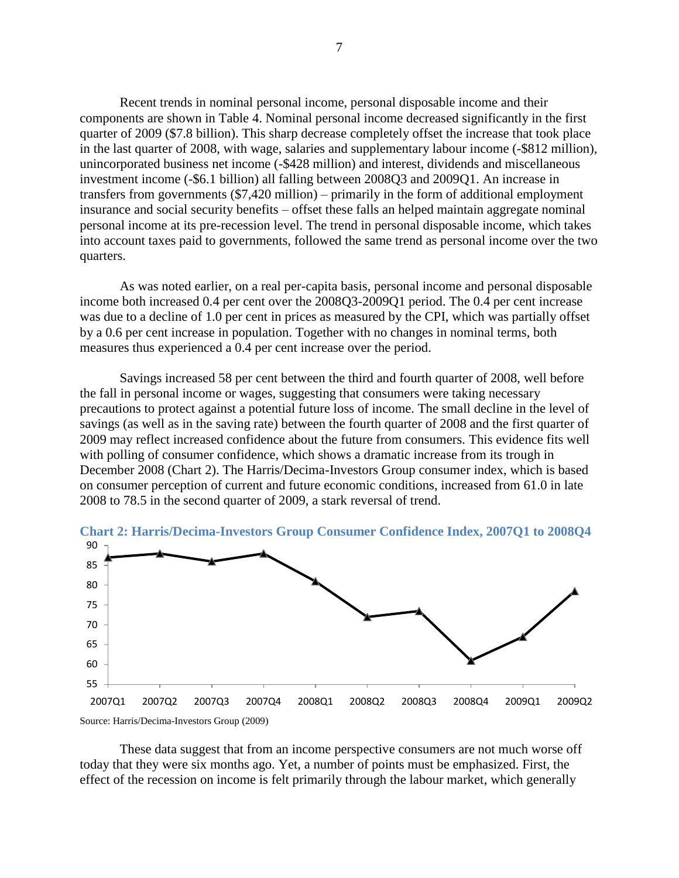Recent trends in nominal personal income, personal disposable income and their components are shown in Table 4. Nominal personal income decreased significantly in the first quarter of 2009 ($7.8 billion). This sharp decrease completely offset the increase that took place in the last quarter of 2008, with wage, salaries and supplementary labour income (-$812 million), unincorporated business net income (-$428 million) and interest, dividends and miscellaneous investment income (-$6.1 billion) all falling between 2008Q3 and 2009Q1. An increase in transfers from governments ($7,420 million) – primarily in the form of additional employment insurance and social security benefits – offset these falls an helped maintain aggregate nominal personal income at its pre-recession level. The trend in personal disposable income, which takes into account taxes paid to governments, followed the same trend as personal income over the two quarters.

As was noted earlier, on a real per-capita basis, personal income and personal disposable income both increased 0.4 per cent over the 2008Q3-2009Q1 period. The 0.4 per cent increase was due to a decline of 1.0 per cent in prices as measured by the CPI, which was partially offset by a 0.6 per cent increase in population. Together with no changes in nominal terms, both measures thus experienced a 0.4 per cent increase over the period.

Savings increased 58 per cent between the third and fourth quarter of 2008, well before the fall in personal income or wages, suggesting that consumers were taking necessary precautions to protect against a potential future loss of income. The small decline in the level of savings (as well as in the saving rate) between the fourth quarter of 2008 and the first quarter of 2009 may reflect increased confidence about the future from consumers. This evidence fits well with polling of consumer confidence, which shows a dramatic increase from its trough in December 2008 (Chart 2). The Harris/Decima-Investors Group consumer index, which is based on consumer perception of current and future economic conditions, increased from 61.0 in late 2008 to 78.5 in the second quarter of 2009, a stark reversal of trend.

**Chart 2: Harris/Decima-Investors Group Consumer Confidence Index, 2007Q1 to 2008Q4**

Source: Harris/Decima-Investors Group (2009)

These data suggest that from an income perspective consumers are not much worse off today that they were six months ago. Yet, a number of points must be emphasized. First, the effect of the recession on income is felt primarily through the labour market, which generally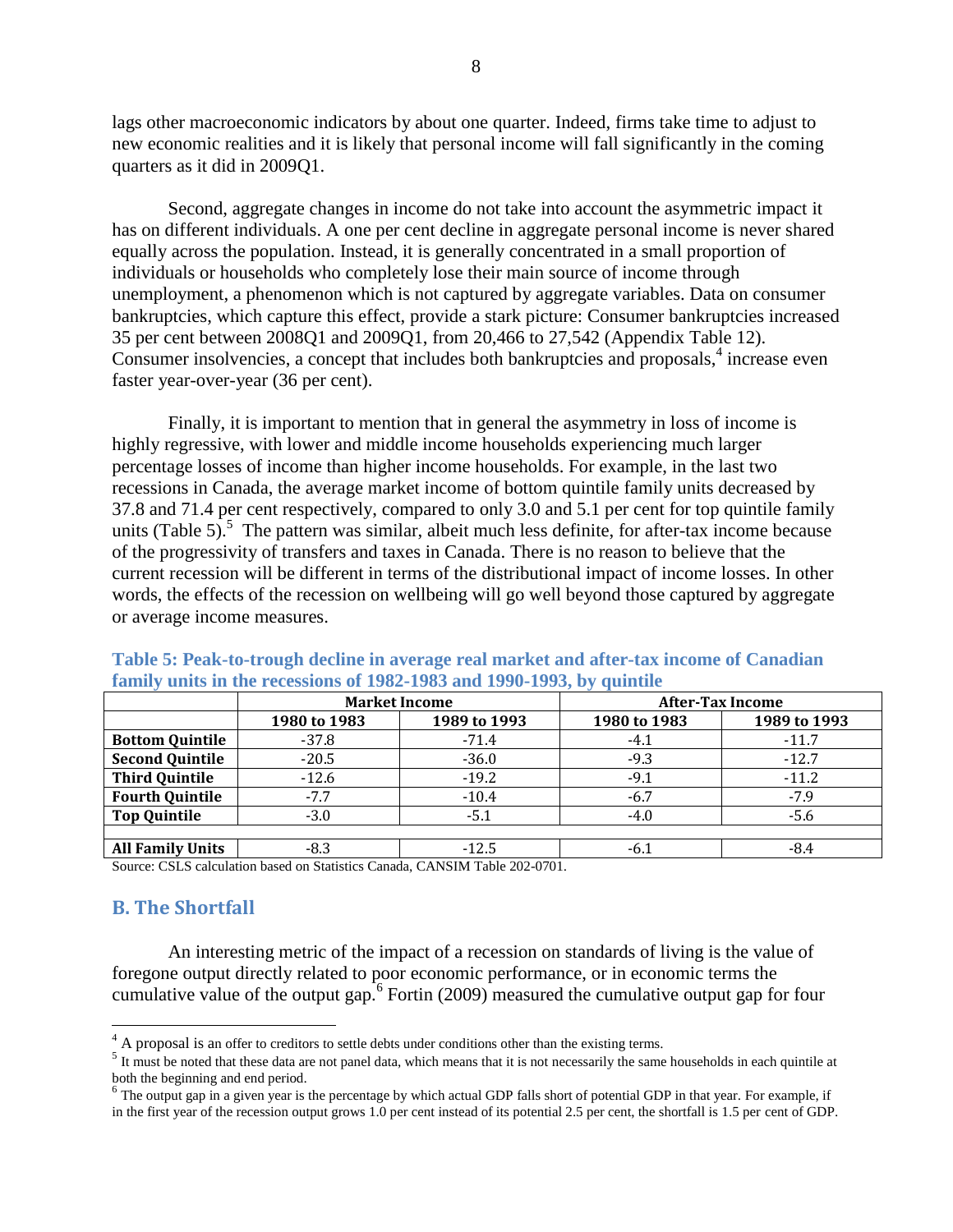lags other macroeconomic indicators by about one quarter. Indeed, firms take time to adjust to new economic realities and it is likely that personal income will fall significantly in the coming quarters as it did in 2009Q1.

Second, aggregate changes in income do not take into account the asymmetric impact it has on different individuals. A one per cent decline in aggregate personal income is never shared equally across the population. Instead, it is generally concentrated in a small proportion of individuals or households who completely lose their main source of income through unemployment, a phenomenon which is not captured by aggregate variables. Data on consumer bankruptcies, which capture this effect, provide a stark picture: Consumer bankruptcies increased 35 per cent between 2008Q1 and 2009Q1, from 20,466 to 27,542 (Appendix Table 12). Consumer insolvencies, a concept that includes both bankruptcies and proposals,[4] increase even faster year-over-year (36 per cent).

Finally, it is important to mention that in general the asymmetry in loss of income is highly regressive, with lower and middle income households experiencing much larger percentage losses of income than higher income households. For example, in the last two recessions in Canada, the average market income of bottom quintile family units decreased by 37.8 and 71.4 per cent respectively, compared to only 3.0 and 5.1 per cent for top quintile family units (Table 5).[5] The pattern was similar, albeit much less definite, for after-tax income because of the progressivity of transfers and taxes in Canada. There is no reason to believe that the current recession will be different in terms of the distributional impact of income losses. In other words, the effects of the recession on wellbeing will go well beyond those captured by aggregate or average income measures.

**Table 5: Peak-to-trough decline in average real market and after-tax income of Canadian family units in the recessions of 1982-1983 and 1990-1993, by quintile**

| | Market Income | | After-Tax Income | |
|---|---|---|---|---|
| | **1980 to 1983** | **1989 to 1993** | **1980 to 1983** | **1989 to 1993** |
| **Bottom Quintile** | -37.8 | -71.4 | -4.1 | -11.7 |
| **Second Quintile** | -20.5 | -36.0 | -9.3 | -12.7 |
| **Third Quintile** | -12.6 | -19.2 | -9.1 | -11.2 |
| **Fourth Quintile** | -7.7 | -10.4 | -6.7 | -7.9 |
| **Top Quintile** | -3.0 | -5.1 | -4.0 | -5.6 |
| | | | | |
| **All Family Units** | -8.3 | -12.5 | -6.1 | -8.4 |

Source: CSLS calculation based on Statistics Canada, CANSIM Table 202-0701.

## B. The Shortfall

An interesting metric of the impact of a recession on standards of living is the value of foregone output directly related to poor economic performance, or in economic terms the cumulative value of the output gap.[6] Fortin (2009) measured the cumulative output gap for four

---

[4] A proposal is an offer to creditors to settle debts under conditions other than the existing terms.

[5] It must be noted that these data are not panel data, which means that it is not necessarily the same households in each quintile at both the beginning and end period.

[6] The output gap in a given year is the percentage by which actual GDP falls short of potential GDP in that year. For example, if in the first year of the recession output grows 1.0 per cent instead of its potential 2.5 per cent, the shortfall is 1.5 per cent of GDP.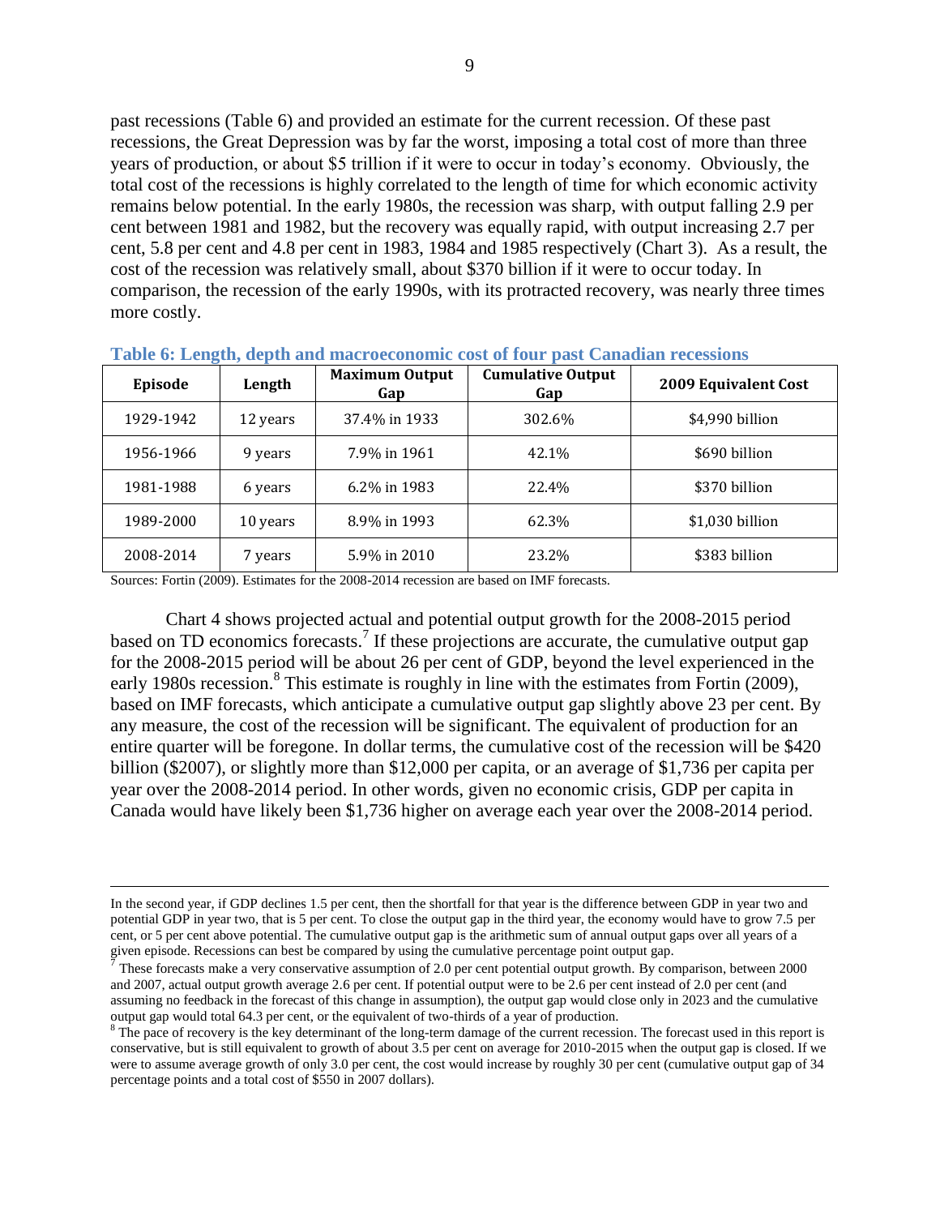past recessions (Table 6) and provided an estimate for the current recession. Of these past recessions, the Great Depression was by far the worst, imposing a total cost of more than three years of production, or about $5 trillion if it were to occur in today's economy. Obviously, the total cost of the recessions is highly correlated to the length of time for which economic activity remains below potential. In the early 1980s, the recession was sharp, with output falling 2.9 per cent between 1981 and 1982, but the recovery was equally rapid, with output increasing 2.7 per cent, 5.8 per cent and 4.8 per cent in 1983, 1984 and 1985 respectively (Chart 3). As a result, the cost of the recession was relatively small, about $370 billion if it were to occur today. In comparison, the recession of the early 1990s, with its protracted recovery, was nearly three times more costly.

**Table 6: Length, depth and macroeconomic cost of four past Canadian recessions**

| Episode | Length | Maximum Output Gap | Cumulative Output Gap | 2009 Equivalent Cost |
|---|---|---|---|---|
| 1929-1942 | 12 years | 37.4% in 1933 | 302.6% | $4,990 billion |
| 1956-1966 | 9 years | 7.9% in 1961 | 42.1% | $690 billion |
| 1981-1988 | 6 years | 6.2% in 1983 | 22.4% | $370 billion |
| 1989-2000 | 10 years | 8.9% in 1993 | 62.3% | $1,030 billion |
| 2008-2014 | 7 years | 5.9% in 2010 | 23.2% | $383 billion |

Sources: Fortin (2009). Estimates for the 2008-2014 recession are based on IMF forecasts.

Chart 4 shows projected actual and potential output growth for the 2008-2015 period based on TD economics forecasts.[7] If these projections are accurate, the cumulative output gap for the 2008-2015 period will be about 26 per cent of GDP, beyond the level experienced in the early 1980s recession.[8] This estimate is roughly in line with the estimates from Fortin (2009), based on IMF forecasts, which anticipate a cumulative output gap slightly above 23 per cent. By any measure, the cost of the recession will be significant. The equivalent of production for an entire quarter will be foregone. In dollar terms, the cumulative cost of the recession will be $420 billion ($2007), or slightly more than $12,000 per capita, or an average of $1,736 per capita per year over the 2008-2014 period. In other words, given no economic crisis, GDP per capita in Canada would have likely been $1,736 higher on average each year over the 2008-2014 period.

---

In the second year, if GDP declines 1.5 per cent, then the shortfall for that year is the difference between GDP in year two and potential GDP in year two, that is 5 per cent. To close the output gap in the third year, the economy would have to grow 7.5 per cent, or 5 per cent above potential. The cumulative output gap is the arithmetic sum of annual output gaps over all years of a given episode. Recessions can best be compared by using the cumulative percentage point output gap.

[7] These forecasts make a very conservative assumption of 2.0 per cent potential output growth. By comparison, between 2000 and 2007, actual output growth average 2.6 per cent. If potential output were to be 2.6 per cent instead of 2.0 per cent (and assuming no feedback in the forecast of this change in assumption), the output gap would close only in 2023 and the cumulative output gap would total 64.3 per cent, or the equivalent of two-thirds of a year of production.

[8] The pace of recovery is the key determinant of the long-term damage of the current recession. The forecast used in this report is conservative, but is still equivalent to growth of about 3.5 per cent on average for 2010-2015 when the output gap is closed. If we were to assume average growth of only 3.0 per cent, the cost would increase by roughly 30 per cent (cumulative output gap of 34 percentage points and a total cost of $550 in 2007 dollars).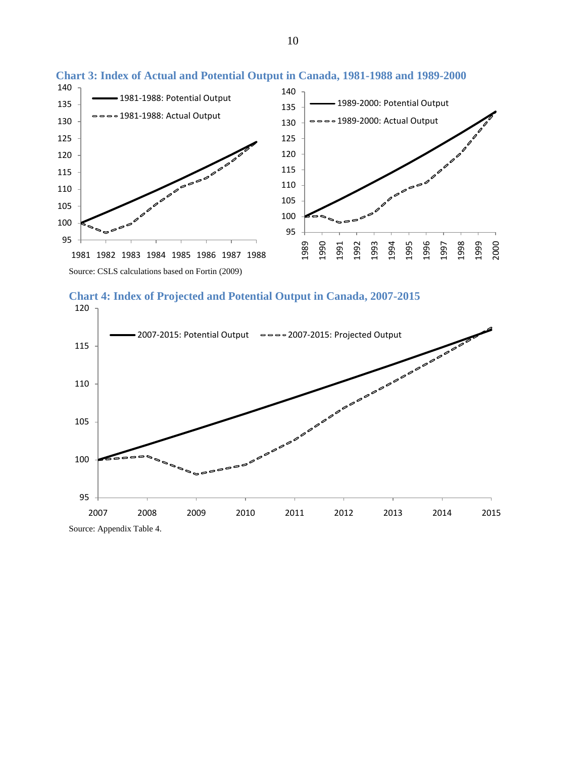**Chart 3: Index of Actual and Potential Output in Canada, 1981-1988 and 1989-2000**

Source: CSLS calculations based on Fortin (2009)

**Chart 4: Index of Projected and Potential Output in Canada, 2007-2015**

Source: Appendix Table 4.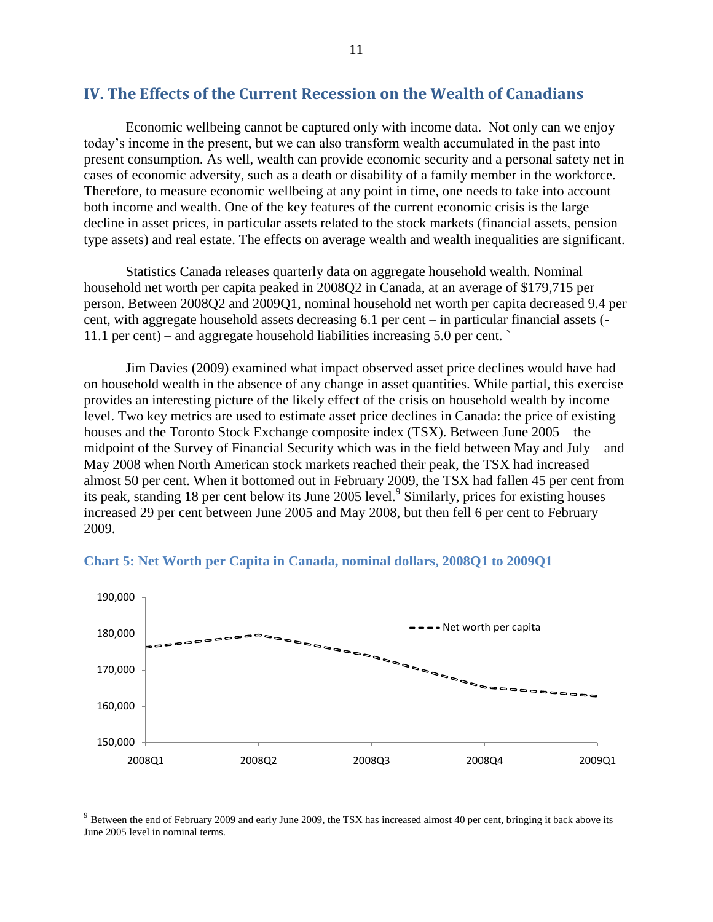## IV. The Effects of the Current Recession on the Wealth of Canadians

Economic wellbeing cannot be captured only with income data. Not only can we enjoy today's income in the present, but we can also transform wealth accumulated in the past into present consumption. As well, wealth can provide economic security and a personal safety net in cases of economic adversity, such as a death or disability of a family member in the workforce. Therefore, to measure economic wellbeing at any point in time, one needs to take into account both income and wealth. One of the key features of the current economic crisis is the large decline in asset prices, in particular assets related to the stock markets (financial assets, pension type assets) and real estate. The effects on average wealth and wealth inequalities are significant.

Statistics Canada releases quarterly data on aggregate household wealth. Nominal household net worth per capita peaked in 2008Q2 in Canada, at an average of $179,715 per person. Between 2008Q2 and 2009Q1, nominal household net worth per capita decreased 9.4 per cent, with aggregate household assets decreasing 6.1 per cent – in particular financial assets (-11.1 per cent) – and aggregate household liabilities increasing 5.0 per cent. `

Jim Davies (2009) examined what impact observed asset price declines would have had on household wealth in the absence of any change in asset quantities. While partial, this exercise provides an interesting picture of the likely effect of the crisis on household wealth by income level. Two key metrics are used to estimate asset price declines in Canada: the price of existing houses and the Toronto Stock Exchange composite index (TSX). Between June 2005 – the midpoint of the Survey of Financial Security which was in the field between May and July – and May 2008 when North American stock markets reached their peak, the TSX had increased almost 50 per cent. When it bottomed out in February 2009, the TSX had fallen 45 per cent from its peak, standing 18 per cent below its June 2005 level.[9] Similarly, prices for existing houses increased 29 per cent between June 2005 and May 2008, but then fell 6 per cent to February 2009.

**Chart 5: Net Worth per Capita in Canada, nominal dollars, 2008Q1 to 2009Q1**

[9] Between the end of February 2009 and early June 2009, the TSX has increased almost 40 per cent, bringing it back above its June 2005 level in nominal terms.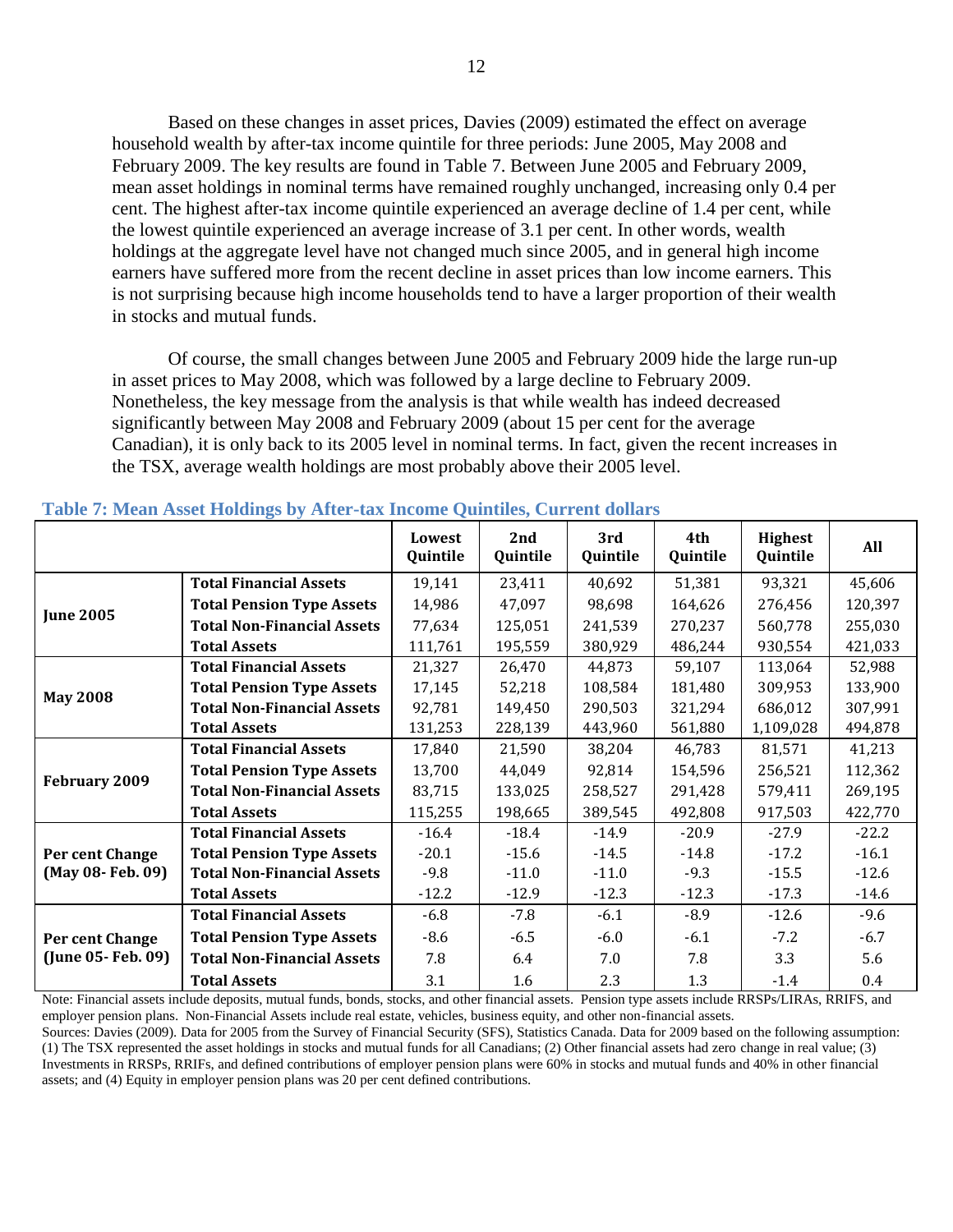Based on these changes in asset prices, Davies (2009) estimated the effect on average household wealth by after-tax income quintile for three periods: June 2005, May 2008 and February 2009. The key results are found in Table 7. Between June 2005 and February 2009, mean asset holdings in nominal terms have remained roughly unchanged, increasing only 0.4 per cent. The highest after-tax income quintile experienced an average decline of 1.4 per cent, while the lowest quintile experienced an average increase of 3.1 per cent. In other words, wealth holdings at the aggregate level have not changed much since 2005, and in general high income earners have suffered more from the recent decline in asset prices than low income earners. This is not surprising because high income households tend to have a larger proportion of their wealth in stocks and mutual funds.

Of course, the small changes between June 2005 and February 2009 hide the large run-up in asset prices to May 2008, which was followed by a large decline to February 2009. Nonetheless, the key message from the analysis is that while wealth has indeed decreased significantly between May 2008 and February 2009 (about 15 per cent for the average Canadian), it is only back to its 2005 level in nominal terms. In fact, given the recent increases in the TSX, average wealth holdings are most probably above their 2005 level.

**Table 7: Mean Asset Holdings by After-tax Income Quintiles, Current dollars**

| | | Lowest Quintile | 2nd Quintile | 3rd Quintile | 4th Quintile | Highest Quintile | All |
|---|---|---|---|---|---|---|---|
| **June 2005** | **Total Financial Assets** | 19,141 | 23,411 | 40,692 | 51,381 | 93,321 | 45,606 |
| | **Total Pension Type Assets** | 14,986 | 47,097 | 98,698 | 164,626 | 276,456 | 120,397 |
| | **Total Non-Financial Assets** | 77,634 | 125,051 | 241,539 | 270,237 | 560,778 | 255,030 |
| | **Total Assets** | 111,761 | 195,559 | 380,929 | 486,244 | 930,554 | 421,033 |
| **May 2008** | **Total Financial Assets** | 21,327 | 26,470 | 44,873 | 59,107 | 113,064 | 52,988 |
| | **Total Pension Type Assets** | 17,145 | 52,218 | 108,584 | 181,480 | 309,953 | 133,900 |
| | **Total Non-Financial Assets** | 92,781 | 149,450 | 290,503 | 321,294 | 686,012 | 307,991 |
| | **Total Assets** | 131,253 | 228,139 | 443,960 | 561,880 | 1,109,028 | 494,878 |
| **February 2009** | **Total Financial Assets** | 17,840 | 21,590 | 38,204 | 46,783 | 81,571 | 41,213 |
| | **Total Pension Type Assets** | 13,700 | 44,049 | 92,814 | 154,596 | 256,521 | 112,362 |
| | **Total Non-Financial Assets** | 83,715 | 133,025 | 258,527 | 291,428 | 579,411 | 269,195 |
| | **Total Assets** | 115,255 | 198,665 | 389,545 | 492,808 | 917,503 | 422,770 |
| **Per cent Change (May 08- Feb. 09)** | **Total Financial Assets** | -16.4 | -18.4 | -14.9 | -20.9 | -27.9 | -22.2 |
| | **Total Pension Type Assets** | -20.1 | -15.6 | -14.5 | -14.8 | -17.2 | -16.1 |
| | **Total Non-Financial Assets** | -9.8 | -11.0 | -11.0 | -9.3 | -15.5 | -12.6 |
| | **Total Assets** | -12.2 | -12.9 | -12.3 | -12.3 | -17.3 | -14.6 |
| **Per cent Change (June 05- Feb. 09)** | **Total Financial Assets** | -6.8 | -7.8 | -6.1 | -8.9 | -12.6 | -9.6 |
| | **Total Pension Type Assets** | -8.6 | -6.5 | -6.0 | -6.1 | -7.2 | -6.7 |
| | **Total Non-Financial Assets** | 7.8 | 6.4 | 7.0 | 7.8 | 3.3 | 5.6 |
| | **Total Assets** | 3.1 | 1.6 | 2.3 | 1.3 | -1.4 | 0.4 |

Note: Financial assets include deposits, mutual funds, bonds, stocks, and other financial assets. Pension type assets include RRSPs/LIRAs, RRIFS, and employer pension plans. Non-Financial Assets include real estate, vehicles, business equity, and other non-financial assets.

Sources: Davies (2009). Data for 2005 from the Survey of Financial Security (SFS), Statistics Canada. Data for 2009 based on the following assumption: (1) The TSX represented the asset holdings in stocks and mutual funds for all Canadians; (2) Other financial assets had zero change in real value; (3) Investments in RRSPs, RRIFs, and defined contributions of employer pension plans were 60% in stocks and mutual funds and 40% in other financial assets; and (4) Equity in employer pension plans was 20 per cent defined contributions.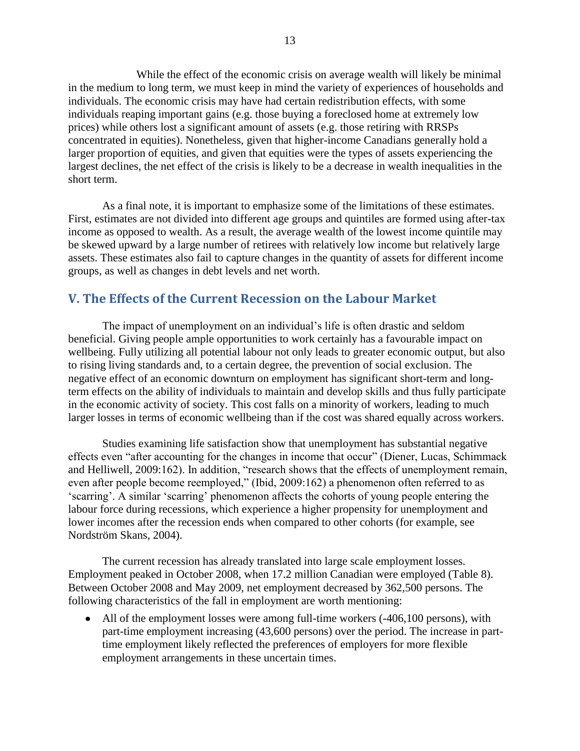While the effect of the economic crisis on average wealth will likely be minimal in the medium to long term, we must keep in mind the variety of experiences of households and individuals. The economic crisis may have had certain redistribution effects, with some individuals reaping important gains (e.g. those buying a foreclosed home at extremely low prices) while others lost a significant amount of assets (e.g. those retiring with RRSPs concentrated in equities). Nonetheless, given that higher-income Canadians generally hold a larger proportion of equities, and given that equities were the types of assets experiencing the largest declines, the net effect of the crisis is likely to be a decrease in wealth inequalities in the short term.

As a final note, it is important to emphasize some of the limitations of these estimates. First, estimates are not divided into different age groups and quintiles are formed using after-tax income as opposed to wealth. As a result, the average wealth of the lowest income quintile may be skewed upward by a large number of retirees with relatively low income but relatively large assets. These estimates also fail to capture changes in the quantity of assets for different income groups, as well as changes in debt levels and net worth.

## V. The Effects of the Current Recession on the Labour Market

The impact of unemployment on an individual's life is often drastic and seldom beneficial. Giving people ample opportunities to work certainly has a favourable impact on wellbeing. Fully utilizing all potential labour not only leads to greater economic output, but also to rising living standards and, to a certain degree, the prevention of social exclusion. The negative effect of an economic downturn on employment has significant short-term and long-term effects on the ability of individuals to maintain and develop skills and thus fully participate in the economic activity of society. This cost falls on a minority of workers, leading to much larger losses in terms of economic wellbeing than if the cost was shared equally across workers.

Studies examining life satisfaction show that unemployment has substantial negative effects even "after accounting for the changes in income that occur" (Diener, Lucas, Schimmack and Helliwell, 2009:162). In addition, "research shows that the effects of unemployment remain, even after people become reemployed," (Ibid, 2009:162) a phenomenon often referred to as 'scarring'. A similar 'scarring' phenomenon affects the cohorts of young people entering the labour force during recessions, which experience a higher propensity for unemployment and lower incomes after the recession ends when compared to other cohorts (for example, see Nordström Skans, 2004).

The current recession has already translated into large scale employment losses. Employment peaked in October 2008, when 17.2 million Canadian were employed (Table 8). Between October 2008 and May 2009, net employment decreased by 362,500 persons. The following characteristics of the fall in employment are worth mentioning:

- All of the employment losses were among full-time workers (-406,100 persons), with part-time employment increasing (43,600 persons) over the period. The increase in part-time employment likely reflected the preferences of employers for more flexible employment arrangements in these uncertain times.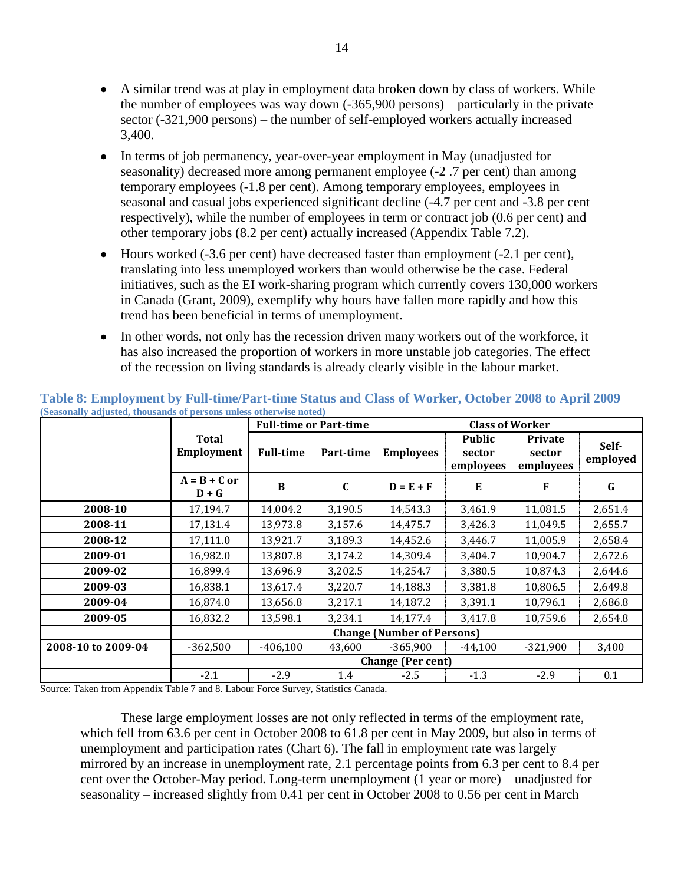- A similar trend was at play in employment data broken down by class of workers. While the number of employees was way down (-365,900 persons) – particularly in the private sector (-321,900 persons) – the number of self-employed workers actually increased 3,400.
- In terms of job permanency, year-over-year employment in May (unadjusted for seasonality) decreased more among permanent employee (-2 .7 per cent) than among temporary employees (-1.8 per cent). Among temporary employees, employees in seasonal and casual jobs experienced significant decline (-4.7 per cent and -3.8 per cent respectively), while the number of employees in term or contract job (0.6 per cent) and other temporary jobs (8.2 per cent) actually increased (Appendix Table 7.2).
- Hours worked (-3.6 per cent) have decreased faster than employment (-2.1 per cent), translating into less unemployed workers than would otherwise be the case. Federal initiatives, such as the EI work-sharing program which currently covers 130,000 workers in Canada (Grant, 2009), exemplify why hours have fallen more rapidly and how this trend has been beneficial in terms of unemployment.
- In other words, not only has the recession driven many workers out of the workforce, it has also increased the proportion of workers in more unstable job categories. The effect of the recession on living standards is already clearly visible in the labour market.

**Table 8: Employment by Full-time/Part-time Status and Class of Worker, October 2008 to April 2009**
**(Seasonally adjusted, thousands of persons unless otherwise noted)**

| | | Full-time or Part-time | | Class of Worker | | | |
|---|---|---|---|---|---|---|---|
| | Total Employment | Full-time | Part-time | Employees | Public sector employees | Private sector employees | Self-employed |
| | A = B + C or D + G | B | C | D = E + F | E | F | G |
| 2008-10 | 17,194.7 | 14,004.2 | 3,190.5 | 14,543.3 | 3,461.9 | 11,081.5 | 2,651.4 |
| 2008-11 | 17,131.4 | 13,973.8 | 3,157.6 | 14,475.7 | 3,426.3 | 11,049.5 | 2,655.7 |
| 2008-12 | 17,111.0 | 13,921.7 | 3,189.3 | 14,452.6 | 3,446.7 | 11,005.9 | 2,658.4 |
| 2009-01 | 16,982.0 | 13,807.8 | 3,174.2 | 14,309.4 | 3,404.7 | 10,904.7 | 2,672.6 |
| 2009-02 | 16,899.4 | 13,696.9 | 3,202.5 | 14,254.7 | 3,380.5 | 10,874.3 | 2,644.6 |
| 2009-03 | 16,838.1 | 13,617.4 | 3,220.7 | 14,188.3 | 3,381.8 | 10,806.5 | 2,649.8 |
| 2009-04 | 16,874.0 | 13,656.8 | 3,217.1 | 14,187.2 | 3,391.1 | 10,796.1 | 2,686.8 |
| 2009-05 | 16,832.2 | 13,598.1 | 3,234.1 | 14,177.4 | 3,417.8 | 10,759.6 | 2,654.8 |
| | Change (Number of Persons) | | | | | | |
| 2008-10 to 2009-04 | -362,500 | -406,100 | 43,600 | -365,900 | -44,100 | -321,900 | 3,400 |
| | Change (Per cent) | | | | | | |
| | -2.1 | -2.9 | 1.4 | -2.5 | -1.3 | -2.9 | 0.1 |

Source: Taken from Appendix Table 7 and 8. Labour Force Survey, Statistics Canada.

These large employment losses are not only reflected in terms of the employment rate, which fell from 63.6 per cent in October 2008 to 61.8 per cent in May 2009, but also in terms of unemployment and participation rates (Chart 6). The fall in employment rate was largely mirrored by an increase in unemployment rate, 2.1 percentage points from 6.3 per cent to 8.4 per cent over the October-May period. Long-term unemployment (1 year or more) – unadjusted for seasonality – increased slightly from 0.41 per cent in October 2008 to 0.56 per cent in March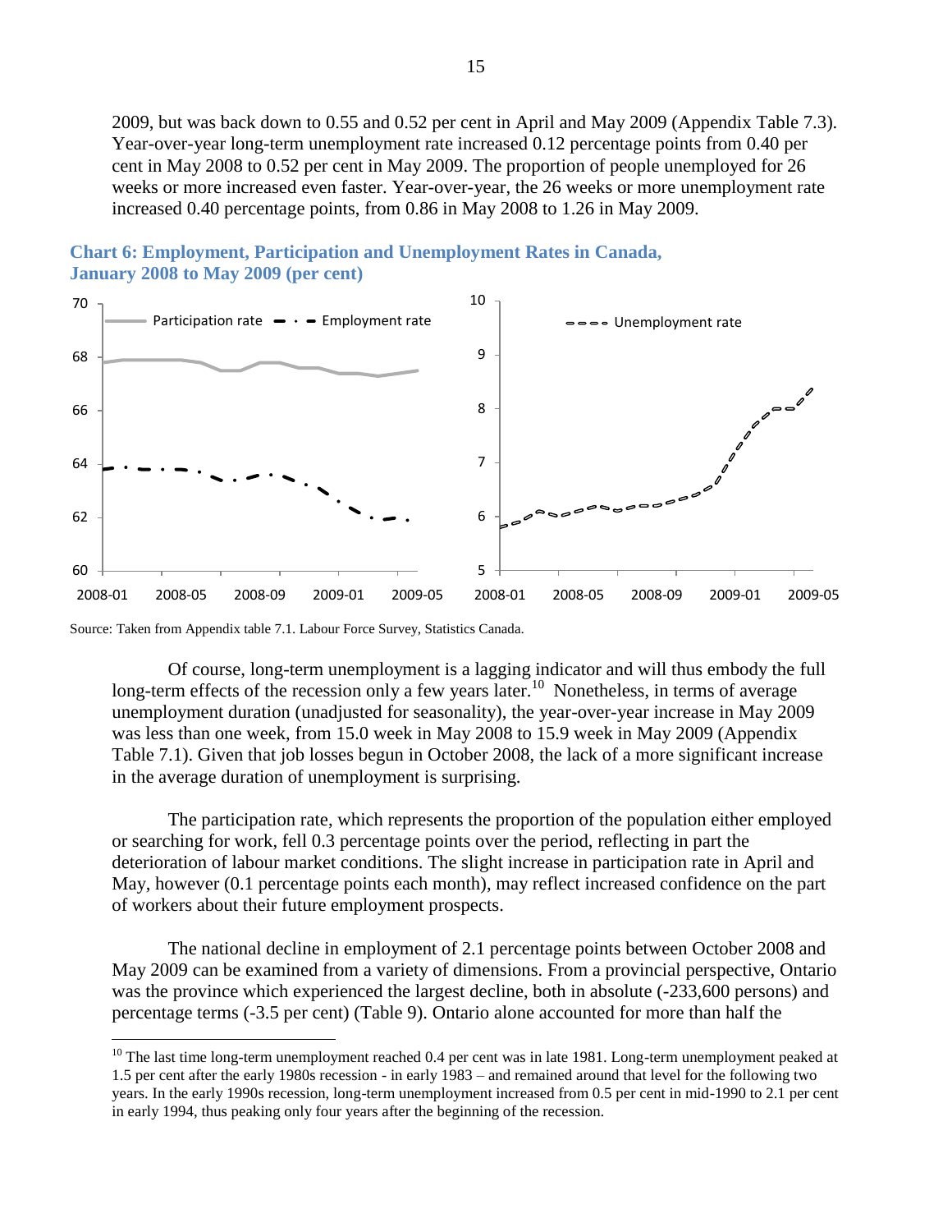2009, but was back down to 0.55 and 0.52 per cent in April and May 2009 (Appendix Table 7.3). Year-over-year long-term unemployment rate increased 0.12 percentage points from 0.40 per cent in May 2008 to 0.52 per cent in May 2009. The proportion of people unemployed for 26 weeks or more increased even faster. Year-over-year, the 26 weeks or more unemployment rate increased 0.40 percentage points, from 0.86 in May 2008 to 1.26 in May 2009.

**Chart 6: Employment, Participation and Unemployment Rates in Canada, January 2008 to May 2009 (per cent)**

Source: Taken from Appendix table 7.1. Labour Force Survey, Statistics Canada.

Of course, long-term unemployment is a lagging indicator and will thus embody the full long-term effects of the recession only a few years later.[10] Nonetheless, in terms of average unemployment duration (unadjusted for seasonality), the year-over-year increase in May 2009 was less than one week, from 15.0 week in May 2008 to 15.9 week in May 2009 (Appendix Table 7.1). Given that job losses begun in October 2008, the lack of a more significant increase in the average duration of unemployment is surprising.

The participation rate, which represents the proportion of the population either employed or searching for work, fell 0.3 percentage points over the period, reflecting in part the deterioration of labour market conditions. The slight increase in participation rate in April and May, however (0.1 percentage points each month), may reflect increased confidence on the part of workers about their future employment prospects.

The national decline in employment of 2.1 percentage points between October 2008 and May 2009 can be examined from a variety of dimensions. From a provincial perspective, Ontario was the province which experienced the largest decline, both in absolute (-233,600 persons) and percentage terms (-3.5 per cent) (Table 9). Ontario alone accounted for more than half the

[10] The last time long-term unemployment reached 0.4 per cent was in late 1981. Long-term unemployment peaked at 1.5 per cent after the early 1980s recession - in early 1983 – and remained around that level for the following two years. In the early 1990s recession, long-term unemployment increased from 0.5 per cent in mid-1990 to 2.1 per cent in early 1994, thus peaking only four years after the beginning of the recession.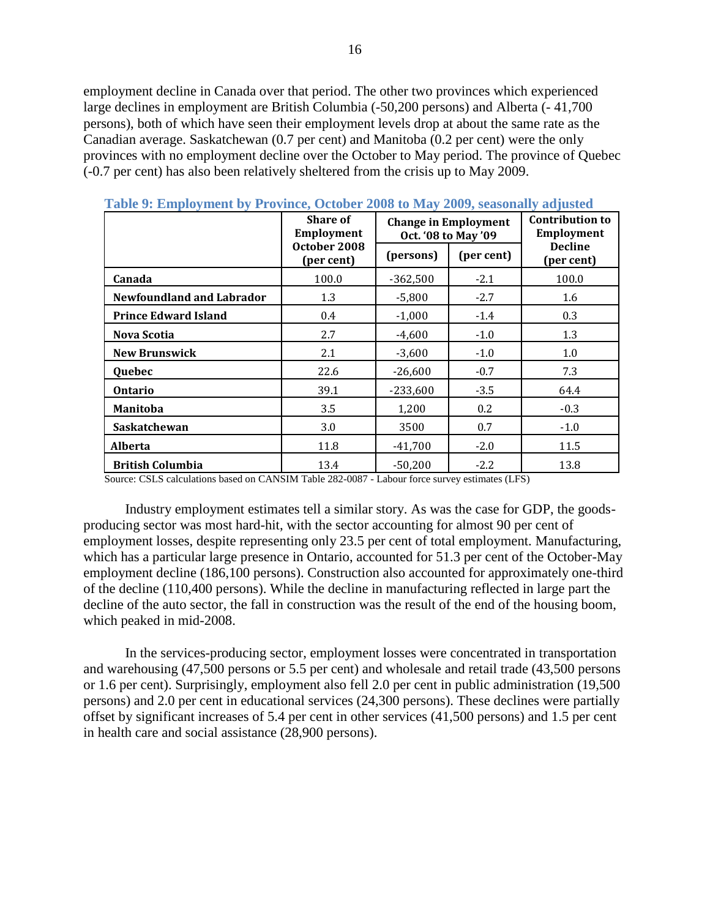employment decline in Canada over that period. The other two provinces which experienced large declines in employment are British Columbia (-50,200 persons) and Alberta (- 41,700 persons), both of which have seen their employment levels drop at about the same rate as the Canadian average. Saskatchewan (0.7 per cent) and Manitoba (0.2 per cent) were the only provinces with no employment decline over the October to May period. The province of Quebec (-0.7 per cent) has also been relatively sheltered from the crisis up to May 2009.

**Table 9: Employment by Province, October 2008 to May 2009, seasonally adjusted**

| | Share of Employment October 2008 (per cent) | Change in Employment Oct. '08 to May '09 | | Contribution to Employment Decline (per cent) |
|---|---|---|---|---|
| | | (persons) | (per cent) | |
| **Canada** | 100.0 | -362,500 | -2.1 | 100.0 |
| **Newfoundland and Labrador** | 1.3 | -5,800 | -2.7 | 1.6 |
| **Prince Edward Island** | 0.4 | -1,000 | -1.4 | 0.3 |
| **Nova Scotia** | 2.7 | -4,600 | -1.0 | 1.3 |
| **New Brunswick** | 2.1 | -3,600 | -1.0 | 1.0 |
| **Quebec** | 22.6 | -26,600 | -0.7 | 7.3 |
| **Ontario** | 39.1 | -233,600 | -3.5 | 64.4 |
| **Manitoba** | 3.5 | 1,200 | 0.2 | -0.3 |
| **Saskatchewan** | 3.0 | 3500 | 0.7 | -1.0 |
| **Alberta** | 11.8 | -41,700 | -2.0 | 11.5 |
| **British Columbia** | 13.4 | -50,200 | -2.2 | 13.8 |

Source: CSLS calculations based on CANSIM Table 282-0087 - Labour force survey estimates (LFS)

Industry employment estimates tell a similar story. As was the case for GDP, the goods-producing sector was most hard-hit, with the sector accounting for almost 90 per cent of employment losses, despite representing only 23.5 per cent of total employment. Manufacturing, which has a particular large presence in Ontario, accounted for 51.3 per cent of the October-May employment decline (186,100 persons). Construction also accounted for approximately one-third of the decline (110,400 persons). While the decline in manufacturing reflected in large part the decline of the auto sector, the fall in construction was the result of the end of the housing boom, which peaked in mid-2008.

In the services-producing sector, employment losses were concentrated in transportation and warehousing (47,500 persons or 5.5 per cent) and wholesale and retail trade (43,500 persons or 1.6 per cent). Surprisingly, employment also fell 2.0 per cent in public administration (19,500 persons) and 2.0 per cent in educational services (24,300 persons). These declines were partially offset by significant increases of 5.4 per cent in other services (41,500 persons) and 1.5 per cent in health care and social assistance (28,900 persons).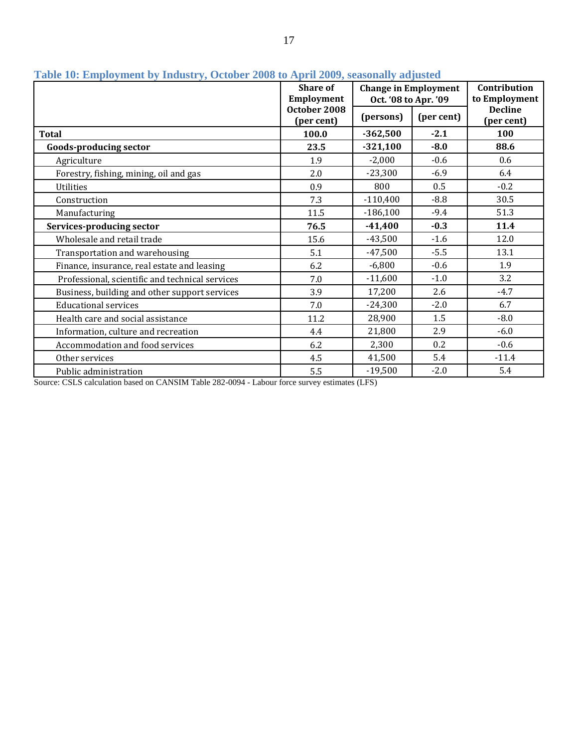**Table 10: Employment by Industry, October 2008 to April 2009, seasonally adjusted**

| | Share of Employment October 2008 (per cent) | Change in Employment Oct. '08 to Apr. '09 | | Contribution to Employment Decline (per cent) |
|---|---|---|---|---|
| | | (persons) | (per cent) | |
| **Total** | **100.0** | **-362,500** | **-2.1** | **100** |
| **Goods-producing sector** | **23.5** | **-321,100** | **-8.0** | **88.6** |
| Agriculture | 1.9 | -2,000 | -0.6 | 0.6 |
| Forestry, fishing, mining, oil and gas | 2.0 | -23,300 | -6.9 | 6.4 |
| Utilities | 0.9 | 800 | 0.5 | -0.2 |
| Construction | 7.3 | -110,400 | -8.8 | 30.5 |
| Manufacturing | 11.5 | -186,100 | -9.4 | 51.3 |
| **Services-producing sector** | **76.5** | **-41,400** | **-0.3** | **11.4** |
| Wholesale and retail trade | 15.6 | -43,500 | -1.6 | 12.0 |
| Transportation and warehousing | 5.1 | -47,500 | -5.5 | 13.1 |
| Finance, insurance, real estate and leasing | 6.2 | -6,800 | -0.6 | 1.9 |
| Professional, scientific and technical services | 7.0 | -11,600 | -1.0 | 3.2 |
| Business, building and other support services | 3.9 | 17,200 | 2.6 | -4.7 |
| Educational services | 7.0 | -24,300 | -2.0 | 6.7 |
| Health care and social assistance | 11.2 | 28,900 | 1.5 | -8.0 |
| Information, culture and recreation | 4.4 | 21,800 | 2.9 | -6.0 |
| Accommodation and food services | 6.2 | 2,300 | 0.2 | -0.6 |
| Other services | 4.5 | 41,500 | 5.4 | -11.4 |
| Public administration | 5.5 | -19,500 | -2.0 | 5.4 |

Source: CSLS calculation based on CANSIM Table 282-0094 - Labour force survey estimates (LFS)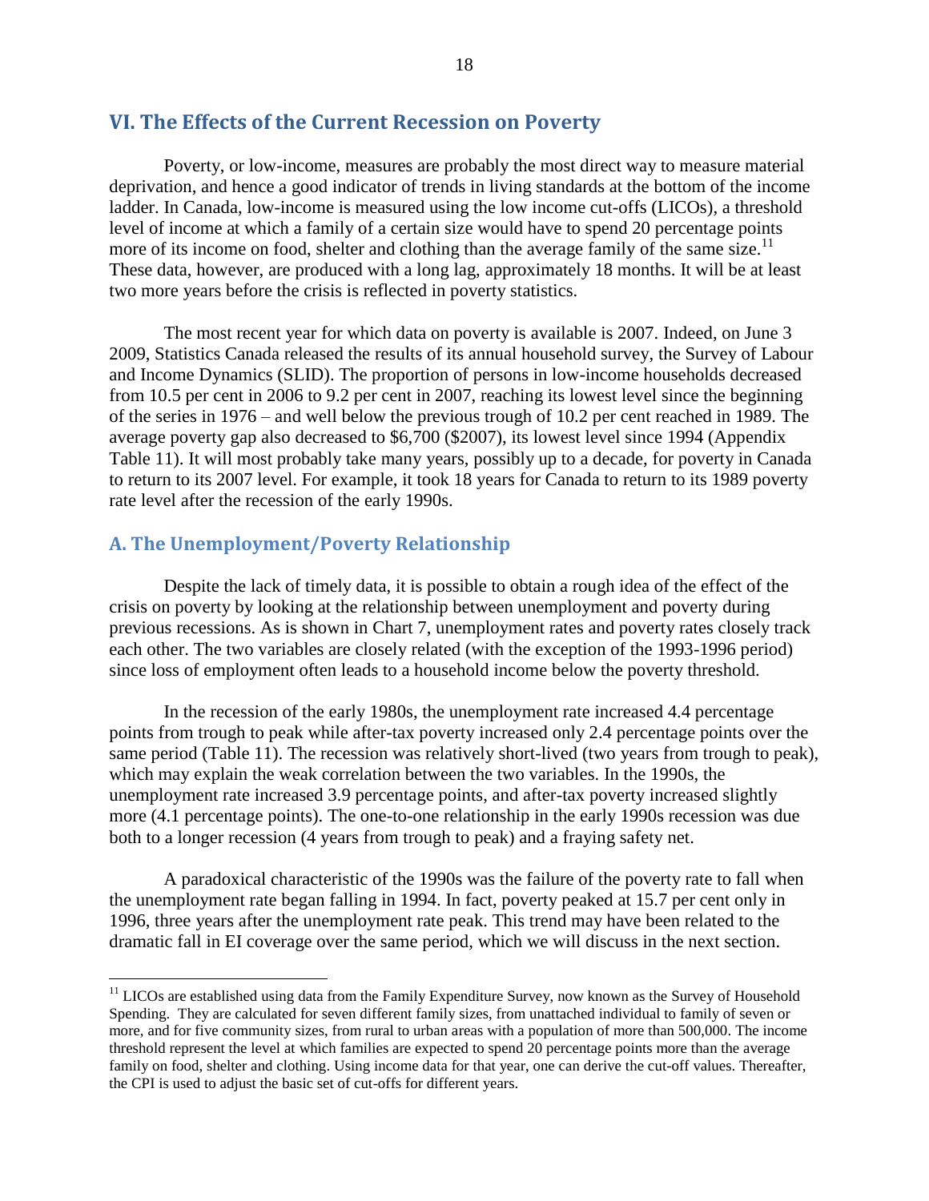## VI. The Effects of the Current Recession on Poverty

Poverty, or low-income, measures are probably the most direct way to measure material deprivation, and hence a good indicator of trends in living standards at the bottom of the income ladder. In Canada, low-income is measured using the low income cut-offs (LICOs), a threshold level of income at which a family of a certain size would have to spend 20 percentage points more of its income on food, shelter and clothing than the average family of the same size.[11] These data, however, are produced with a long lag, approximately 18 months. It will be at least two more years before the crisis is reflected in poverty statistics.

The most recent year for which data on poverty is available is 2007. Indeed, on June 3 2009, Statistics Canada released the results of its annual household survey, the Survey of Labour and Income Dynamics (SLID). The proportion of persons in low-income households decreased from 10.5 per cent in 2006 to 9.2 per cent in 2007, reaching its lowest level since the beginning of the series in 1976 – and well below the previous trough of 10.2 per cent reached in 1989. The average poverty gap also decreased to $6,700 ($2007), its lowest level since 1994 (Appendix Table 11). It will most probably take many years, possibly up to a decade, for poverty in Canada to return to its 2007 level. For example, it took 18 years for Canada to return to its 1989 poverty rate level after the recession of the early 1990s.

### A. The Unemployment/Poverty Relationship

Despite the lack of timely data, it is possible to obtain a rough idea of the effect of the crisis on poverty by looking at the relationship between unemployment and poverty during previous recessions. As is shown in Chart 7, unemployment rates and poverty rates closely track each other. The two variables are closely related (with the exception of the 1993-1996 period) since loss of employment often leads to a household income below the poverty threshold.

In the recession of the early 1980s, the unemployment rate increased 4.4 percentage points from trough to peak while after-tax poverty increased only 2.4 percentage points over the same period (Table 11). The recession was relatively short-lived (two years from trough to peak), which may explain the weak correlation between the two variables. In the 1990s, the unemployment rate increased 3.9 percentage points, and after-tax poverty increased slightly more (4.1 percentage points). The one-to-one relationship in the early 1990s recession was due both to a longer recession (4 years from trough to peak) and a fraying safety net.

A paradoxical characteristic of the 1990s was the failure of the poverty rate to fall when the unemployment rate began falling in 1994. In fact, poverty peaked at 15.7 per cent only in 1996, three years after the unemployment rate peak. This trend may have been related to the dramatic fall in EI coverage over the same period, which we will discuss in the next section.

---

[11] LICOs are established using data from the Family Expenditure Survey, now known as the Survey of Household Spending. They are calculated for seven different family sizes, from unattached individual to family of seven or more, and for five community sizes, from rural to urban areas with a population of more than 500,000. The income threshold represent the level at which families are expected to spend 20 percentage points more than the average family on food, shelter and clothing. Using income data for that year, one can derive the cut-off values. Thereafter, the CPI is used to adjust the basic set of cut-offs for different years.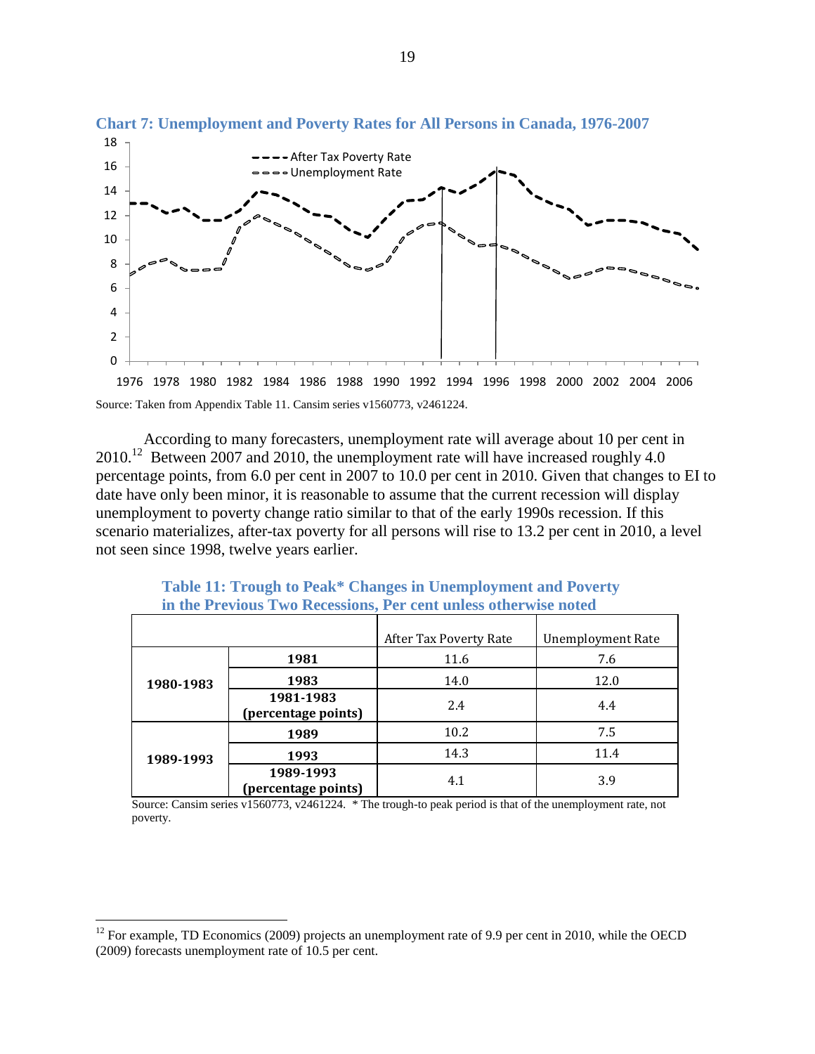**Chart 7: Unemployment and Poverty Rates for All Persons in Canada, 1976-2007**

Source: Taken from Appendix Table 11. Cansim series v1560773, v2461224.

According to many forecasters, unemployment rate will average about 10 per cent in 2010.[12] Between 2007 and 2010, the unemployment rate will have increased roughly 4.0 percentage points, from 6.0 per cent in 2007 to 10.0 per cent in 2010. Given that changes to EI to date have only been minor, it is reasonable to assume that the current recession will display unemployment to poverty change ratio similar to that of the early 1990s recession. If this scenario materializes, after-tax poverty for all persons will rise to 13.2 per cent in 2010, a level not seen since 1998, twelve years earlier.

**Table 11: Trough to Peak* Changes in Unemployment and Poverty in the Previous Two Recessions, Per cent unless otherwise noted**

| | | After Tax Poverty Rate | Unemployment Rate |
|---|---|---|---|
| **1980-1983** | **1981** | 11.6 | 7.6 |
| | **1983** | 14.0 | 12.0 |
| | **1981-1983 (percentage points)** | 2.4 | 4.4 |
| **1989-1993** | **1989** | 10.2 | 7.5 |
| | **1993** | 14.3 | 11.4 |
| | **1989-1993 (percentage points)** | 4.1 | 3.9 |

Source: Cansim series v1560773, v2461224. * The trough-to peak period is that of the unemployment rate, not poverty.

[12] For example, TD Economics (2009) projects an unemployment rate of 9.9 per cent in 2010, while the OECD (2009) forecasts unemployment rate of 10.5 per cent.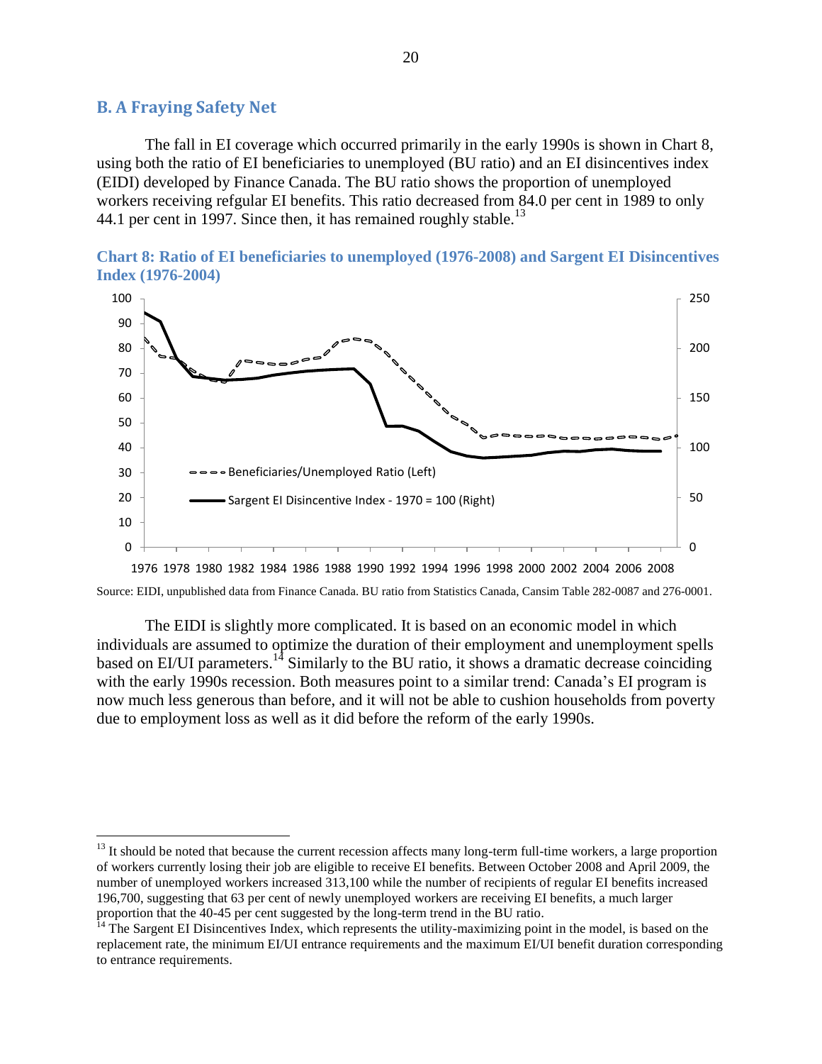## B. A Fraying Safety Net

The fall in EI coverage which occurred primarily in the early 1990s is shown in Chart 8, using both the ratio of EI beneficiaries to unemployed (BU ratio) and an EI disincentives index (EIDI) developed by Finance Canada. The BU ratio shows the proportion of unemployed workers receiving refgular EI benefits. This ratio decreased from 84.0 per cent in 1989 to only 44.1 per cent in 1997. Since then, it has remained roughly stable.[13]

**Chart 8: Ratio of EI beneficiaries to unemployed (1976-2008) and Sargent EI Disincentives Index (1976-2004)**

Source: EIDI, unpublished data from Finance Canada. BU ratio from Statistics Canada, Cansim Table 282-0087 and 276-0001.

The EIDI is slightly more complicated. It is based on an economic model in which individuals are assumed to optimize the duration of their employment and unemployment spells based on EI/UI parameters.[14] Similarly to the BU ratio, it shows a dramatic decrease coinciding with the early 1990s recession. Both measures point to a similar trend: Canada's EI program is now much less generous than before, and it will not be able to cushion households from poverty due to employment loss as well as it did before the reform of the early 1990s.

---

[13] It should be noted that because the current recession affects many long-term full-time workers, a large proportion of workers currently losing their job are eligible to receive EI benefits. Between October 2008 and April 2009, the number of unemployed workers increased 313,100 while the number of recipients of regular EI benefits increased 196,700, suggesting that 63 per cent of newly unemployed workers are receiving EI benefits, a much larger proportion that the 40-45 per cent suggested by the long-term trend in the BU ratio.

[14] The Sargent EI Disincentives Index, which represents the utility-maximizing point in the model, is based on the replacement rate, the minimum EI/UI entrance requirements and the maximum EI/UI benefit duration corresponding to entrance requirements.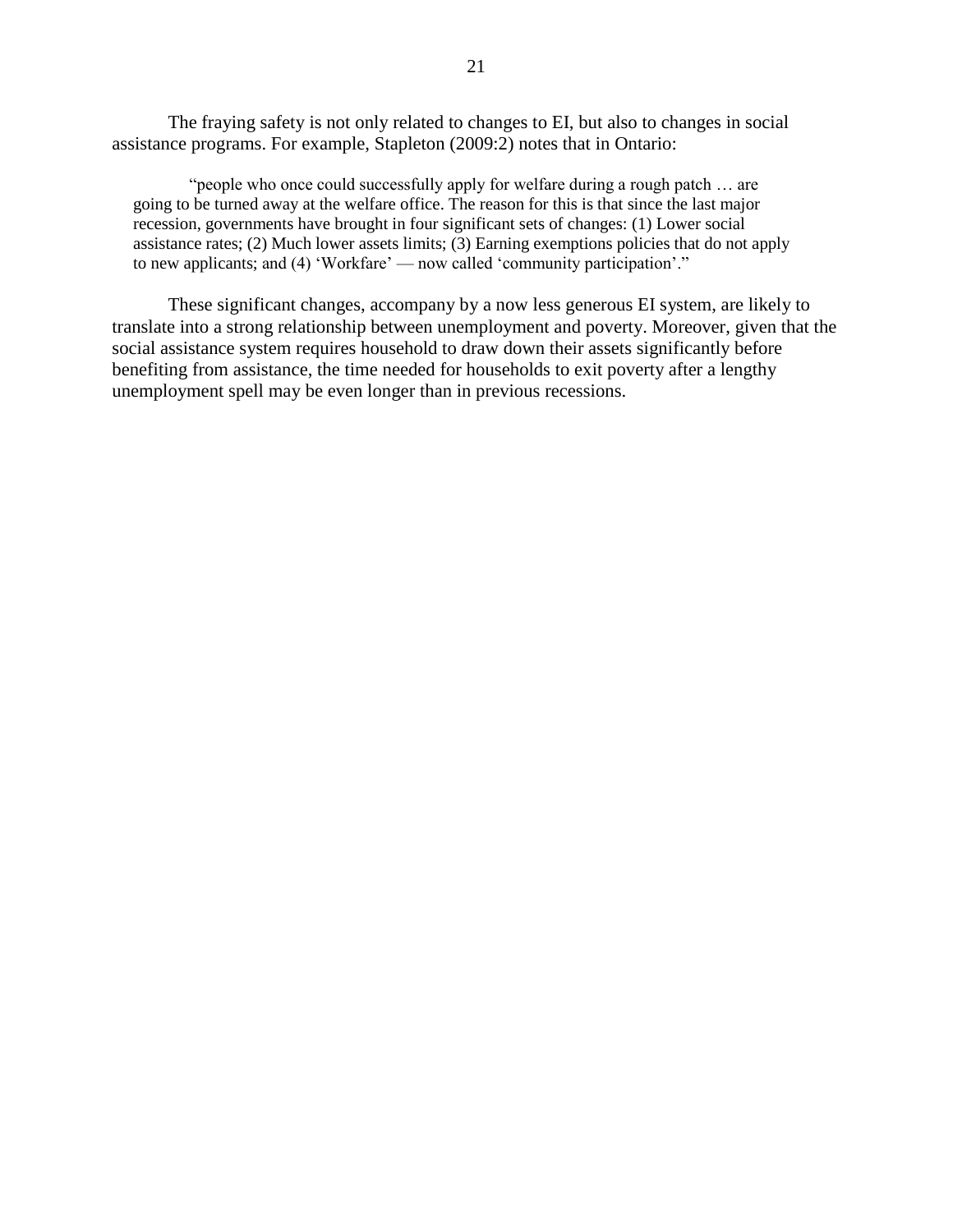The fraying safety is not only related to changes to EI, but also to changes in social assistance programs. For example, Stapleton (2009:2) notes that in Ontario:

> "people who once could successfully apply for welfare during a rough patch … are going to be turned away at the welfare office. The reason for this is that since the last major recession, governments have brought in four significant sets of changes: (1) Lower social assistance rates; (2) Much lower assets limits; (3) Earning exemptions policies that do not apply to new applicants; and (4) 'Workfare' — now called 'community participation'."

These significant changes, accompany by a now less generous EI system, are likely to translate into a strong relationship between unemployment and poverty. Moreover, given that the social assistance system requires household to draw down their assets significantly before benefiting from assistance, the time needed for households to exit poverty after a lengthy unemployment spell may be even longer than in previous recessions.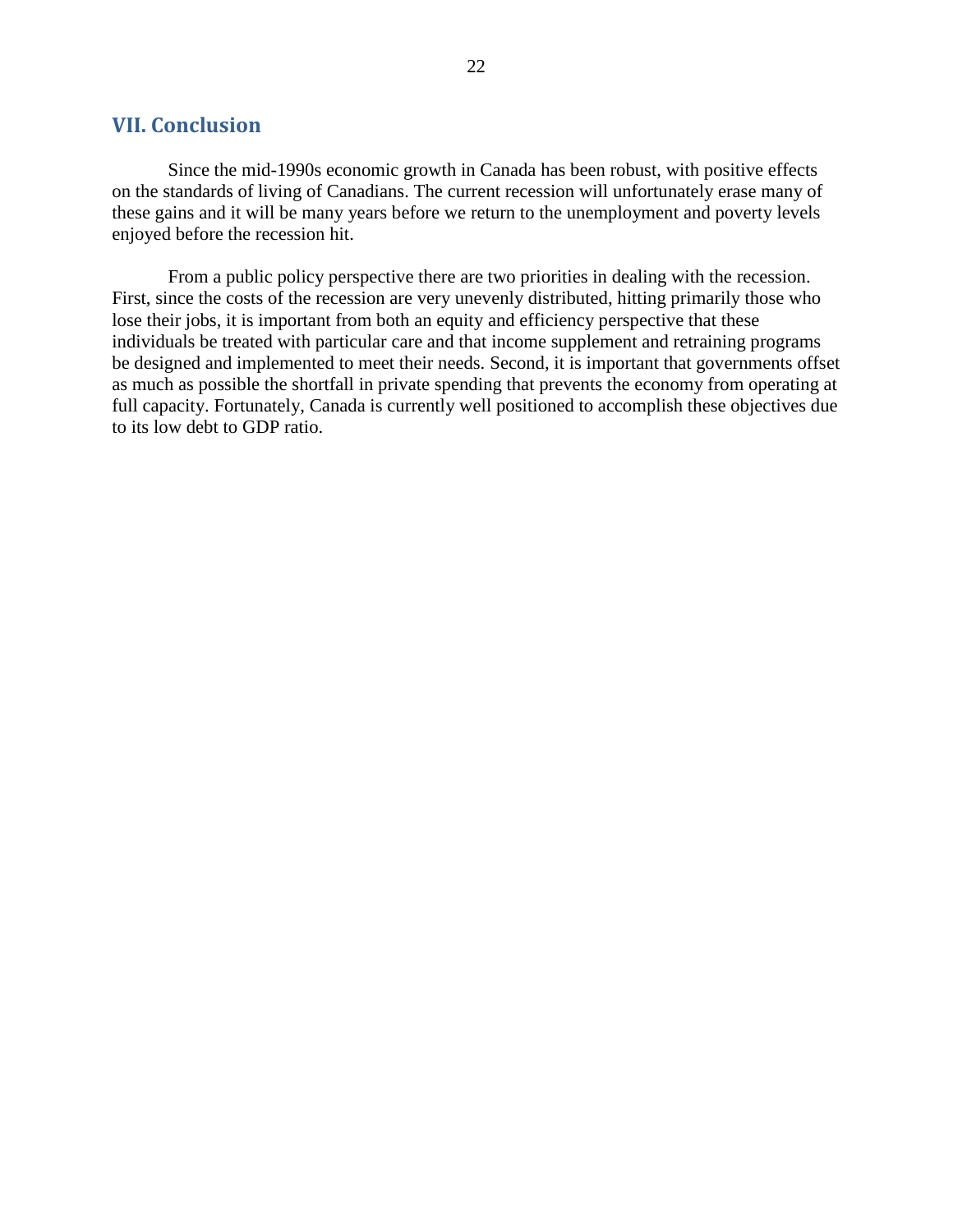## VII. Conclusion

Since the mid-1990s economic growth in Canada has been robust, with positive effects on the standards of living of Canadians. The current recession will unfortunately erase many of these gains and it will be many years before we return to the unemployment and poverty levels enjoyed before the recession hit.

From a public policy perspective there are two priorities in dealing with the recession. First, since the costs of the recession are very unevenly distributed, hitting primarily those who lose their jobs, it is important from both an equity and efficiency perspective that these individuals be treated with particular care and that income supplement and retraining programs be designed and implemented to meet their needs. Second, it is important that governments offset as much as possible the shortfall in private spending that prevents the economy from operating at full capacity. Fortunately, Canada is currently well positioned to accomplish these objectives due to its low debt to GDP ratio.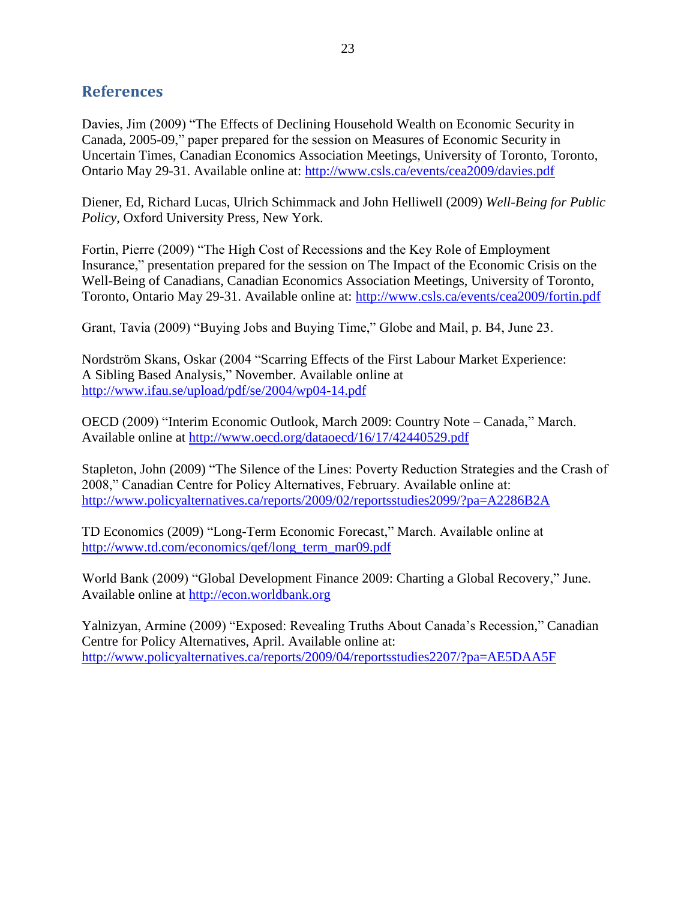## References

Davies, Jim (2009) "The Effects of Declining Household Wealth on Economic Security in Canada, 2005-09," paper prepared for the session on Measures of Economic Security in Uncertain Times, Canadian Economics Association Meetings, University of Toronto, Toronto, Ontario May 29-31. Available online at: http://www.csls.ca/events/cea2009/davies.pdf

Diener, Ed, Richard Lucas, Ulrich Schimmack and John Helliwell (2009) *Well-Being for Public Policy*, Oxford University Press, New York.

Fortin, Pierre (2009) "The High Cost of Recessions and the Key Role of Employment Insurance," presentation prepared for the session on The Impact of the Economic Crisis on the Well-Being of Canadians, Canadian Economics Association Meetings, University of Toronto, Toronto, Ontario May 29-31. Available online at: http://www.csls.ca/events/cea2009/fortin.pdf

Grant, Tavia (2009) "Buying Jobs and Buying Time," Globe and Mail, p. B4, June 23.

Nordström Skans, Oskar (2004 "Scarring Effects of the First Labour Market Experience: A Sibling Based Analysis," November. Available online at http://www.ifau.se/upload/pdf/se/2004/wp04-14.pdf

OECD (2009) "Interim Economic Outlook, March 2009: Country Note – Canada," March. Available online at http://www.oecd.org/dataoecd/16/17/42440529.pdf

Stapleton, John (2009) "The Silence of the Lines: Poverty Reduction Strategies and the Crash of 2008," Canadian Centre for Policy Alternatives, February. Available online at: http://www.policyalternatives.ca/reports/2009/02/reportsstudies2099/?pa=A2286B2A

TD Economics (2009) "Long-Term Economic Forecast," March. Available online at http://www.td.com/economics/qef/long_term_mar09.pdf

World Bank (2009) "Global Development Finance 2009: Charting a Global Recovery," June. Available online at http://econ.worldbank.org

Yalnizyan, Armine (2009) "Exposed: Revealing Truths About Canada's Recession," Canadian Centre for Policy Alternatives, April. Available online at: http://www.policyalternatives.ca/reports/2009/04/reportsstudies2207/?pa=AE5DAA5F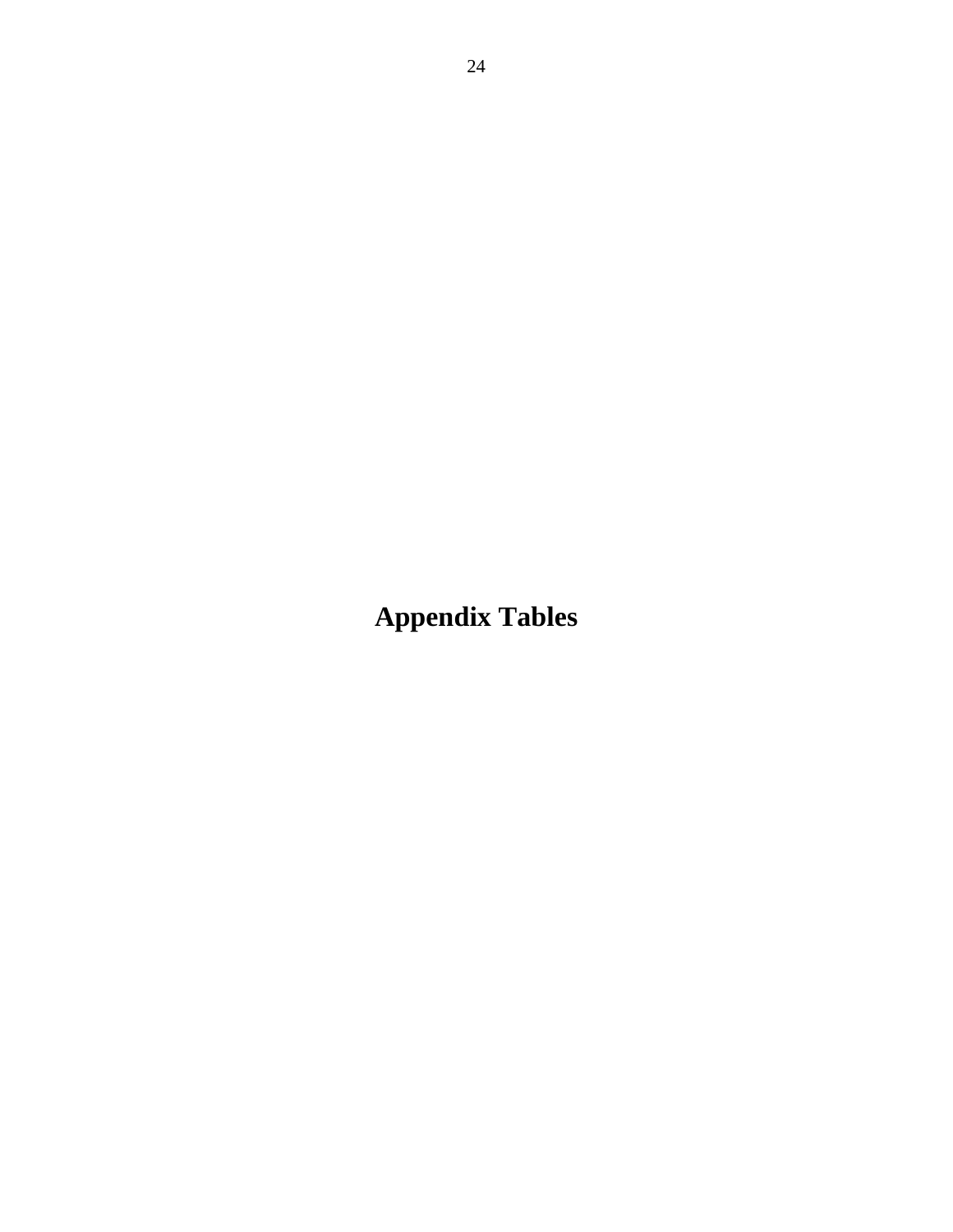# Appendix Tables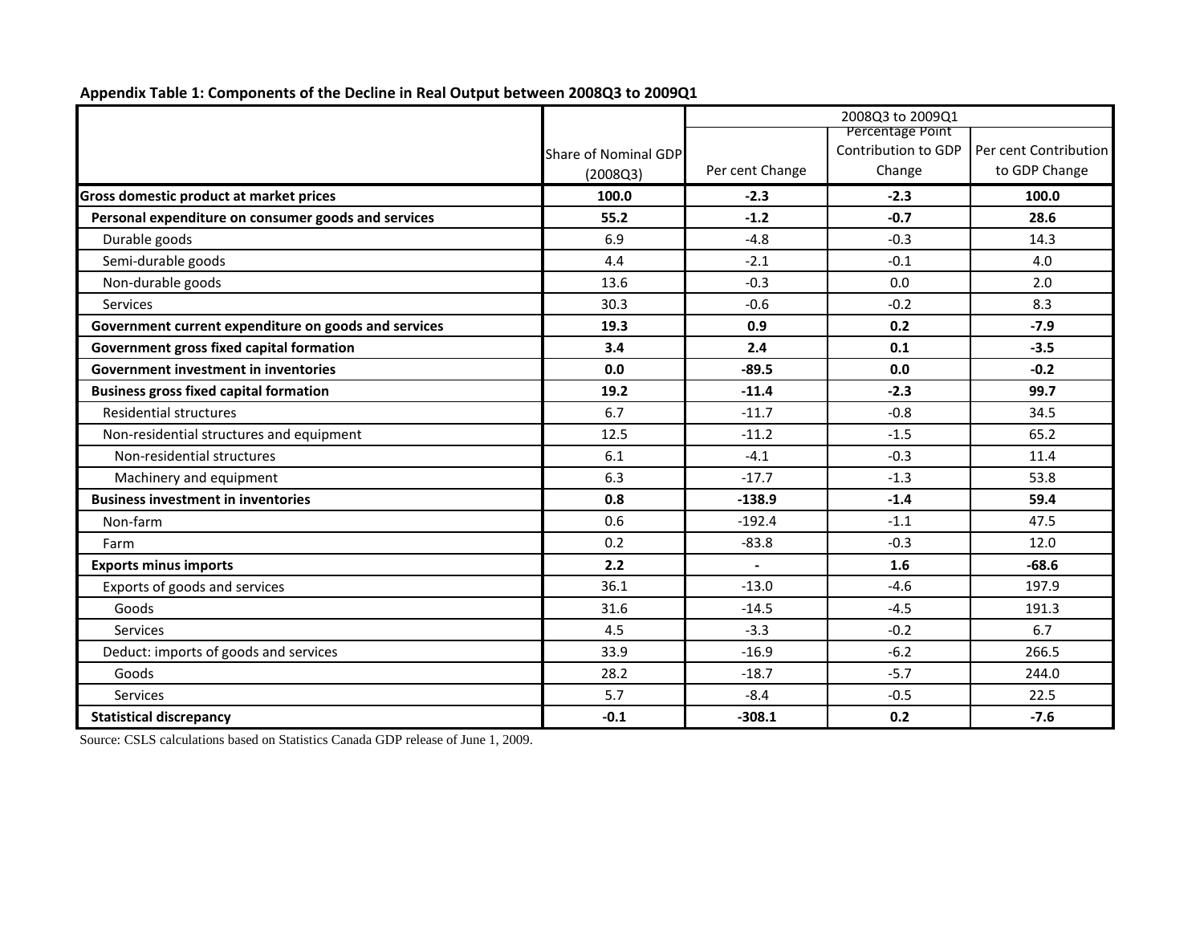**Appendix Table 1: Components of the Decline in Real Output between 2008Q3 to 2009Q1**

| | Share of Nominal GDP (2008Q3) | 2008Q3 to 2009Q1 | | |
|---|---|---|---|---|
| | | Per cent Change | Percentage Point Contribution to GDP Change | Per cent Contribution to GDP Change |
| **Gross domestic product at market prices** | **100.0** | **-2.3** | **-2.3** | **100.0** |
| **Personal expenditure on consumer goods and services** | **55.2** | **-1.2** | **-0.7** | **28.6** |
| Durable goods | 6.9 | -4.8 | -0.3 | 14.3 |
| Semi-durable goods | 4.4 | -2.1 | -0.1 | 4.0 |
| Non-durable goods | 13.6 | -0.3 | 0.0 | 2.0 |
| Services | 30.3 | -0.6 | -0.2 | 8.3 |
| **Government current expenditure on goods and services** | **19.3** | **0.9** | **0.2** | **-7.9** |
| **Government gross fixed capital formation** | **3.4** | **2.4** | **0.1** | **-3.5** |
| **Government investment in inventories** | **0.0** | **-89.5** | **0.0** | **-0.2** |
| **Business gross fixed capital formation** | **19.2** | **-11.4** | **-2.3** | **99.7** |
| Residential structures | 6.7 | -11.7 | -0.8 | 34.5 |
| Non-residential structures and equipment | 12.5 | -11.2 | -1.5 | 65.2 |
| Non-residential structures | 6.1 | -4.1 | -0.3 | 11.4 |
| Machinery and equipment | 6.3 | -17.7 | -1.3 | 53.8 |
| **Business investment in inventories** | **0.8** | **-138.9** | **-1.4** | **59.4** |
| Non-farm | 0.6 | -192.4 | -1.1 | 47.5 |
| Farm | 0.2 | -83.8 | -0.3 | 12.0 |
| **Exports minus imports** | **2.2** | **-** | **1.6** | **-68.6** |
| Exports of goods and services | 36.1 | -13.0 | -4.6 | 197.9 |
| Goods | 31.6 | -14.5 | -4.5 | 191.3 |
| Services | 4.5 | -3.3 | -0.2 | 6.7 |
| Deduct: imports of goods and services | 33.9 | -16.9 | -6.2 | 266.5 |
| Goods | 28.2 | -18.7 | -5.7 | 244.0 |
| Services | 5.7 | -8.4 | -0.5 | 22.5 |
| **Statistical discrepancy** | **-0.1** | **-308.1** | **0.2** | **-7.6** |

Source: CSLS calculations based on Statistics Canada GDP release of June 1, 2009.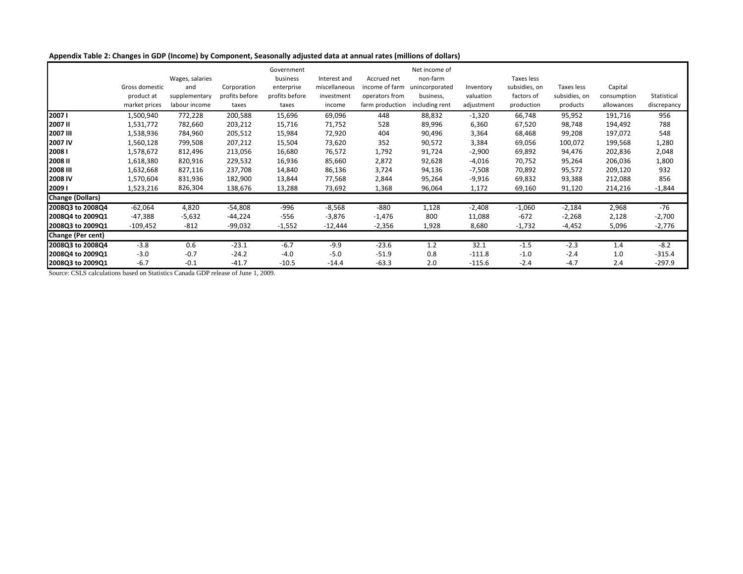**Appendix Table 2: Changes in GDP (Income) by Component, Seasonally adjusted data at annual rates (millions of dollars)**

| | Gross domestic product at market prices | Wages, salaries and supplementary labour income | Corporation profits before taxes | Government business enterprise profits before taxes | Interest and miscellaneous investment income | Accrued net income of farm operators from farm production | Net income of non-farm unincorporated business, including rent | Inventory valuation adjustment | Taxes less subsidies, on factors of production | Taxes less subsidies, on products | Capital consumption allowances | Statistical discrepancy |
|---|---|---|---|---|---|---|---|---|---|---|---|---|
| **2007 I** | 1,500,940 | 772,228 | 200,588 | 15,696 | 69,096 | 448 | 88,832 | -1,320 | 66,748 | 95,952 | 191,716 | 956 |
| **2007 II** | 1,531,772 | 782,660 | 203,212 | 15,716 | 71,752 | 528 | 89,996 | 6,360 | 67,520 | 98,748 | 194,492 | 788 |
| **2007 III** | 1,538,936 | 784,960 | 205,512 | 15,984 | 72,920 | 404 | 90,496 | 3,364 | 68,468 | 99,208 | 197,072 | 548 |
| **2007 IV** | 1,560,128 | 799,508 | 207,212 | 15,504 | 73,620 | 352 | 90,572 | 3,384 | 69,056 | 100,072 | 199,568 | 1,280 |
| **2008 I** | 1,578,672 | 812,496 | 213,056 | 16,680 | 76,572 | 1,792 | 91,724 | -2,900 | 69,892 | 94,476 | 202,836 | 2,048 |
| **2008 II** | 1,618,380 | 820,916 | 229,532 | 16,936 | 85,660 | 2,872 | 92,628 | -4,016 | 70,752 | 95,264 | 206,036 | 1,800 |
| **2008 III** | 1,632,668 | 827,116 | 237,708 | 14,840 | 86,136 | 3,724 | 94,136 | -7,508 | 70,892 | 95,572 | 209,120 | 932 |
| **2008 IV** | 1,570,604 | 831,936 | 182,900 | 13,844 | 77,568 | 2,844 | 95,264 | -9,916 | 69,832 | 93,388 | 212,088 | 856 |
| **2009 I** | 1,523,216 | 826,304 | 138,676 | 13,288 | 73,692 | 1,368 | 96,064 | 1,172 | 69,160 | 91,120 | 214,216 | -1,844 |
| **Change (Dollars)** | | | | | | | | | | | | |
| **2008Q3 to 2008Q4** | -62,064 | 4,820 | -54,808 | -996 | -8,568 | -880 | 1,128 | -2,408 | -1,060 | -2,184 | 2,968 | -76 |
| **2008Q4 to 2009Q1** | -47,388 | -5,632 | -44,224 | -556 | -3,876 | -1,476 | 800 | 11,088 | -672 | -2,268 | 2,128 | -2,700 |
| **2008Q3 to 2009Q1** | -109,452 | -812 | -99,032 | -1,552 | -12,444 | -2,356 | 1,928 | 8,680 | -1,732 | -4,452 | 5,096 | -2,776 |
| **Change (Per cent)** | | | | | | | | | | | | |
| **2008Q3 to 2008Q4** | -3.8 | 0.6 | -23.1 | -6.7 | -9.9 | -23.6 | 1.2 | 32.1 | -1.5 | -2.3 | 1.4 | -8.2 |
| **2008Q4 to 2009Q1** | -3.0 | -0.7 | -24.2 | -4.0 | -5.0 | -51.9 | 0.8 | -111.8 | -1.0 | -2.4 | 1.0 | -315.4 |
| **2008Q3 to 2009Q1** | -6.7 | -0.1 | -41.7 | -10.5 | -14.4 | -63.3 | 2.0 | -115.6 | -2.4 | -4.7 | 2.4 | -297.9 |

Source: CSLS calculations based on Statistics Canada GDP release of June 1, 2009.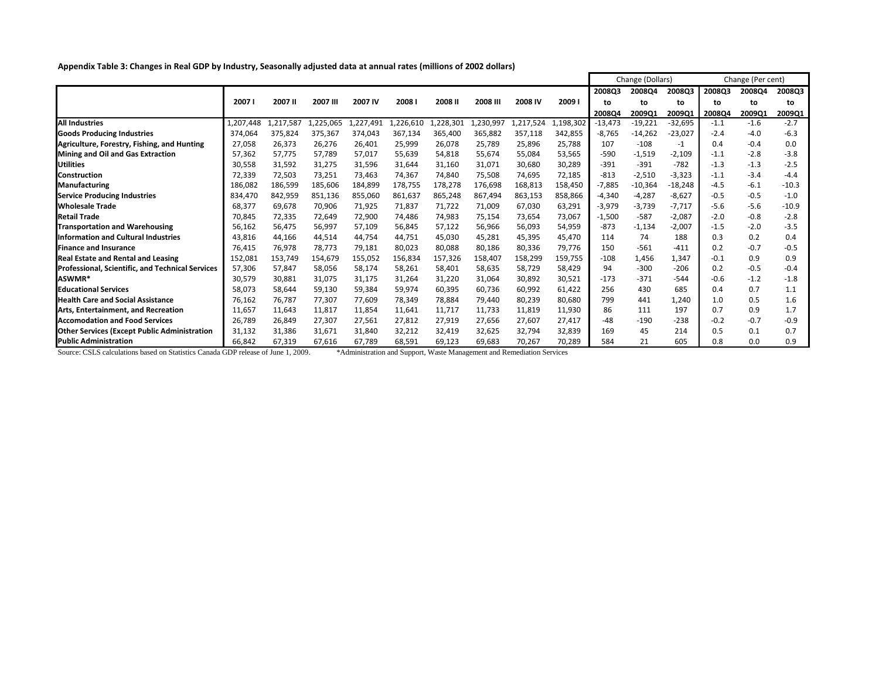**Appendix Table 3: Changes in Real GDP by Industry, Seasonally adjusted data at annual rates (millions of 2002 dollars)**

| | 2007 I | 2007 II | 2007 III | 2007 IV | 2008 I | 2008 II | 2008 III | 2008 IV | 2009 I | Change (Dollars) | | | Change (Per cent) | | |
|---|---|---|---|---|---|---|---|---|---|---|---|---|---|---|---|
| | | | | | | | | | | 2008Q3 to 2008Q4 | 2008Q4 to 2009Q1 | 2008Q3 to 2009Q1 | 2008Q3 to 2008Q4 | 2008Q4 to 2009Q1 | 2008Q3 to 2009Q1 |
| **All Industries** | 1,207,448 | 1,217,587 | 1,225,065 | 1,227,491 | 1,226,610 | 1,228,301 | 1,230,997 | 1,217,524 | 1,198,302 | -13,473 | -19,221 | -32,695 | -1.1 | -1.6 | -2.7 |
| **Goods Producing Industries** | 374,064 | 375,824 | 375,367 | 374,043 | 367,134 | 365,400 | 365,882 | 357,118 | 342,855 | -8,765 | -14,262 | -23,027 | -2.4 | -4.0 | -6.3 |
| **Agriculture, Forestry, Fishing, and Hunting** | 27,058 | 26,373 | 26,276 | 26,401 | 25,999 | 26,078 | 25,789 | 25,896 | 25,788 | 107 | -108 | -1 | 0.4 | -0.4 | 0.0 |
| **Mining and Oil and Gas Extraction** | 57,362 | 57,775 | 57,789 | 57,017 | 55,639 | 54,818 | 55,674 | 55,084 | 53,565 | -590 | -1,519 | -2,109 | -1.1 | -2.8 | -3.8 |
| **Utilities** | 30,558 | 31,592 | 31,275 | 31,596 | 31,644 | 31,160 | 31,071 | 30,680 | 30,289 | -391 | -391 | -782 | -1.3 | -1.3 | -2.5 |
| **Construction** | 72,339 | 72,503 | 73,251 | 73,463 | 74,367 | 74,840 | 75,508 | 74,695 | 72,185 | -813 | -2,510 | -3,323 | -1.1 | -3.4 | -4.4 |
| **Manufacturing** | 186,082 | 186,599 | 185,606 | 184,899 | 178,755 | 178,278 | 176,698 | 168,813 | 158,450 | -7,885 | -10,364 | -18,248 | -4.5 | -6.1 | -10.3 |
| **Service Producing Industries** | 834,470 | 842,959 | 851,136 | 855,060 | 861,637 | 865,248 | 867,494 | 863,153 | 858,866 | -4,340 | -4,287 | -8,627 | -0.5 | -0.5 | -1.0 |
| **Wholesale Trade** | 68,377 | 69,678 | 70,906 | 71,925 | 71,837 | 71,722 | 71,009 | 67,030 | 63,291 | -3,979 | -3,739 | -7,717 | -5.6 | -5.6 | -10.9 |
| **Retail Trade** | 70,845 | 72,335 | 72,649 | 72,900 | 74,486 | 74,983 | 75,154 | 73,654 | 73,067 | -1,500 | -587 | -2,087 | -2.0 | -0.8 | -2.8 |
| **Transportation and Warehousing** | 56,162 | 56,475 | 56,997 | 57,109 | 56,845 | 57,122 | 56,966 | 56,093 | 54,959 | -873 | -1,134 | -2,007 | -1.5 | -2.0 | -3.5 |
| **Information and Cultural Industries** | 43,816 | 44,166 | 44,514 | 44,754 | 44,751 | 45,030 | 45,281 | 45,395 | 45,470 | 114 | 74 | 188 | 0.3 | 0.2 | 0.4 |
| **Finance and Insurance** | 76,415 | 76,978 | 78,773 | 79,181 | 80,023 | 80,088 | 80,186 | 80,336 | 79,776 | 150 | -561 | -411 | 0.2 | -0.7 | -0.5 |
| **Real Estate and Rental and Leasing** | 152,081 | 153,749 | 154,679 | 155,052 | 156,834 | 157,326 | 158,407 | 158,299 | 159,755 | -108 | 1,456 | 1,347 | -0.1 | 0.9 | 0.9 |
| **Professional, Scientific, and Technical Services** | 57,306 | 57,847 | 58,056 | 58,174 | 58,261 | 58,401 | 58,635 | 58,729 | 58,429 | 94 | -300 | -206 | 0.2 | -0.5 | -0.4 |
| **ASWMR*** | 30,579 | 30,881 | 31,075 | 31,175 | 31,264 | 31,220 | 31,064 | 30,892 | 30,521 | -173 | -371 | -544 | -0.6 | -1.2 | -1.8 |
| **Educational Services** | 58,073 | 58,644 | 59,130 | 59,384 | 59,974 | 60,395 | 60,736 | 60,992 | 61,422 | 256 | 430 | 685 | 0.4 | 0.7 | 1.1 |
| **Health Care and Social Assistance** | 76,162 | 76,787 | 77,307 | 77,609 | 78,349 | 78,884 | 79,440 | 80,239 | 80,680 | 799 | 441 | 1,240 | 1.0 | 0.5 | 1.6 |
| **Arts, Entertainment, and Recreation** | 11,657 | 11,643 | 11,817 | 11,854 | 11,641 | 11,717 | 11,733 | 11,819 | 11,930 | 86 | 111 | 197 | 0.7 | 0.9 | 1.7 |
| **Accomodation and Food Services** | 26,789 | 26,849 | 27,307 | 27,561 | 27,812 | 27,919 | 27,656 | 27,607 | 27,417 | -48 | -190 | -238 | -0.2 | -0.7 | -0.9 |
| **Other Services (Except Public Administration** | 31,132 | 31,386 | 31,671 | 31,840 | 32,212 | 32,419 | 32,625 | 32,794 | 32,839 | 169 | 45 | 214 | 0.5 | 0.1 | 0.7 |
| **Public Administration** | 66,842 | 67,319 | 67,616 | 67,789 | 68,591 | 69,123 | 69,683 | 70,267 | 70,289 | 584 | 21 | 605 | 0.8 | 0.0 | 0.9 |

Source: CSLS calculations based on Statistics Canada GDP release of June 1, 2009.     *Administration and Support, Waste Management and Remediation Services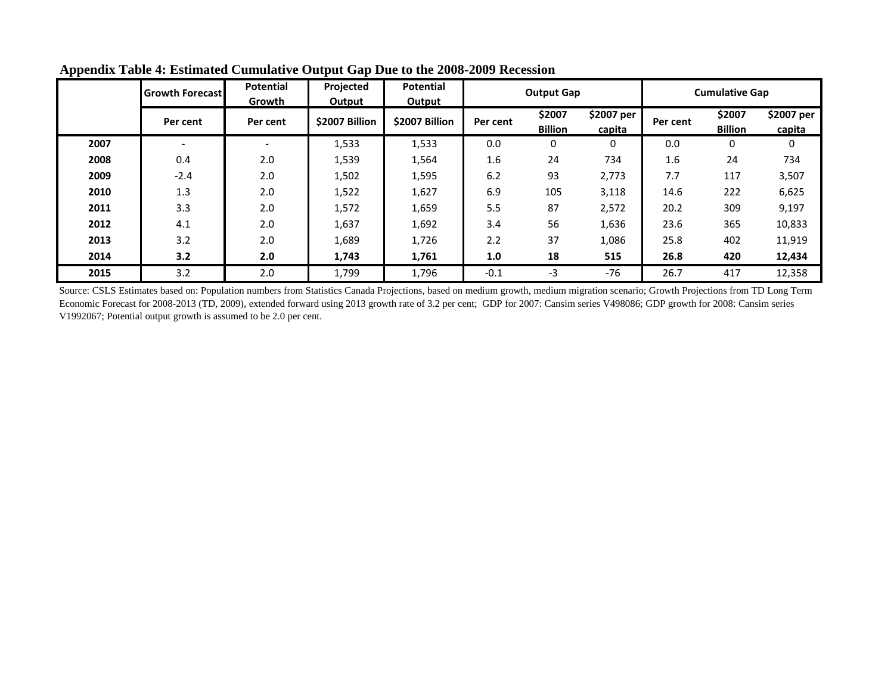**Appendix Table 4: Estimated Cumulative Output Gap Due to the 2008-2009 Recession**

| | Growth Forecast | Potential Growth | Projected Output | Potential Output | Output Gap | | | Cumulative Gap | | |
|---|---|---|---|---|---|---|---|---|---|---|
| | Per cent | Per cent | $2007 Billion | $2007 Billion | Per cent | $2007 Billion | $2007 per capita | Per cent | $2007 Billion | $2007 per capita |
| **2007** | - | - | 1,533 | 1,533 | 0.0 | 0 | 0 | 0.0 | 0 | 0 |
| **2008** | 0.4 | 2.0 | 1,539 | 1,564 | 1.6 | 24 | 734 | 1.6 | 24 | 734 |
| **2009** | -2.4 | 2.0 | 1,502 | 1,595 | 6.2 | 93 | 2,773 | 7.7 | 117 | 3,507 |
| **2010** | 1.3 | 2.0 | 1,522 | 1,627 | 6.9 | 105 | 3,118 | 14.6 | 222 | 6,625 |
| **2011** | 3.3 | 2.0 | 1,572 | 1,659 | 5.5 | 87 | 2,572 | 20.2 | 309 | 9,197 |
| **2012** | 4.1 | 2.0 | 1,637 | 1,692 | 3.4 | 56 | 1,636 | 23.6 | 365 | 10,833 |
| **2013** | 3.2 | 2.0 | 1,689 | 1,726 | 2.2 | 37 | 1,086 | 25.8 | 402 | 11,919 |
| **2014** | **3.2** | **2.0** | **1,743** | **1,761** | **1.0** | **18** | **515** | **26.8** | **420** | **12,434** |
| **2015** | 3.2 | 2.0 | 1,799 | 1,796 | -0.1 | -3 | -76 | 26.7 | 417 | 12,358 |

Source: CSLS Estimates based on: Population numbers from Statistics Canada Projections, based on medium growth, medium migration scenario; Growth Projections from TD Long Term Economic Forecast for 2008-2013 (TD, 2009), extended forward using 2013 growth rate of 3.2 per cent; GDP for 2007: Cansim series V498086; GDP growth for 2008: Cansim series V1992067; Potential output growth is assumed to be 2.0 per cent.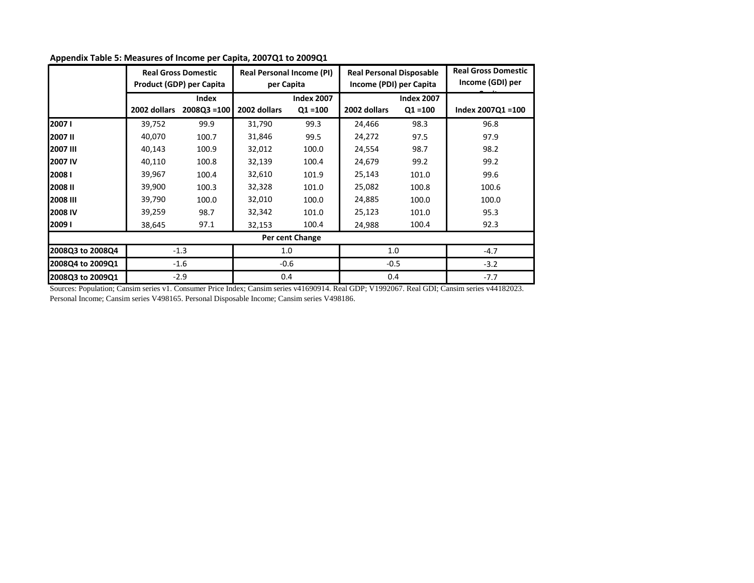**Appendix Table 5: Measures of Income per Capita, 2007Q1 to 2009Q1**

| | Real Gross Domestic Product (GDP) per Capita | | Real Personal Income (PI) per Capita | | Real Personal Disposable Income (PDI) per Capita | | Real Gross Domestic Income (GDI) per Capita |
|---|---|---|---|---|---|---|---|
| | 2002 dollars | Index 2008Q3 =100 | 2002 dollars | Index 2007 Q1 =100 | 2002 dollars | Index 2007 Q1 =100 | Index 2007Q1 =100 |
| **2007 I** | 39,752 | 99.9 | 31,790 | 99.3 | 24,466 | 98.3 | 96.8 |
| **2007 II** | 40,070 | 100.7 | 31,846 | 99.5 | 24,272 | 97.5 | 97.9 |
| **2007 III** | 40,143 | 100.9 | 32,012 | 100.0 | 24,554 | 98.7 | 98.2 |
| **2007 IV** | 40,110 | 100.8 | 32,139 | 100.4 | 24,679 | 99.2 | 99.2 |
| **2008 I** | 39,967 | 100.4 | 32,610 | 101.9 | 25,143 | 101.0 | 99.6 |
| **2008 II** | 39,900 | 100.3 | 32,328 | 101.0 | 25,082 | 100.8 | 100.6 |
| **2008 III** | 39,790 | 100.0 | 32,010 | 100.0 | 24,885 | 100.0 | 100.0 |
| **2008 IV** | 39,259 | 98.7 | 32,342 | 101.0 | 25,123 | 101.0 | 95.3 |
| **2009 I** | 38,645 | 97.1 | 32,153 | 100.4 | 24,988 | 100.4 | 92.3 |
| **Per cent Change** | | | | | | | |
| **2008Q3 to 2008Q4** | -1.3 | | 1.0 | | 1.0 | | -4.7 |
| **2008Q4 to 2009Q1** | -1.6 | | -0.6 | | -0.5 | | -3.2 |
| **2008Q3 to 2009Q1** | -2.9 | | 0.4 | | 0.4 | | -7.7 |

Sources: Population; Cansim series v1. Consumer Price Index; Cansim series v41690914. Real GDP; V1992067. Real GDI; Cansim series v44182023. Personal Income; Cansim series V498165. Personal Disposable Income; Cansim series V498186.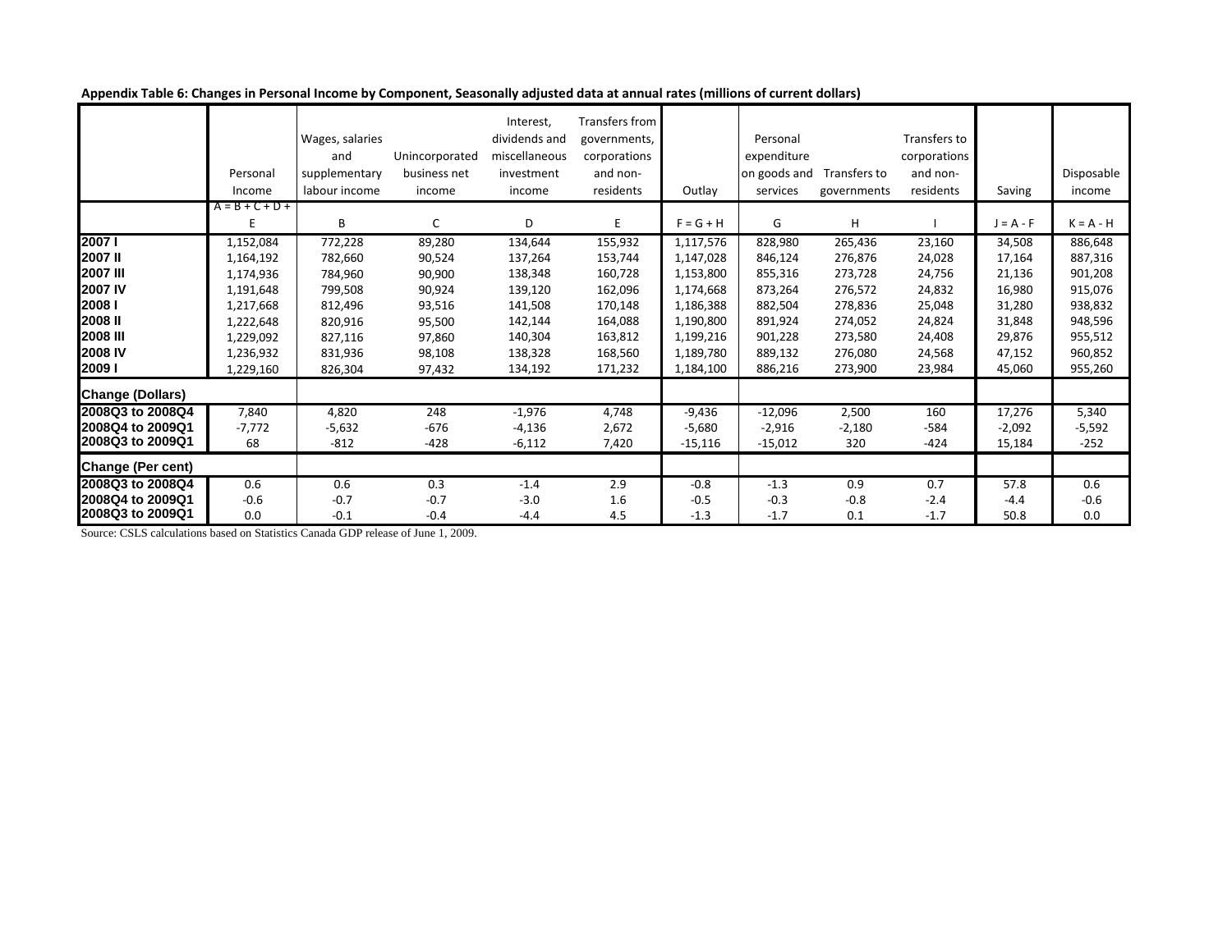**Appendix Table 6: Changes in Personal Income by Component, Seasonally adjusted data at annual rates (millions of current dollars)**

| | Personal Income | Wages, salaries and supplementary labour income | Unincorporated business net income | Interest, dividends and miscellaneous investment income | Transfers from governments, corporations and non-residents | Outlay | Personal expenditure on goods and services | Transfers to governments | Transfers to corporations and non-residents | Saving | Disposable income |
|---|---|---|---|---|---|---|---|---|---|---|---|
| | A = B + C + D + E | B | C | D | E | F = G + H | G | H | I | J = A - F | K = A - H |
| **2007 I** | 1,152,084 | 772,228 | 89,280 | 134,644 | 155,932 | 1,117,576 | 828,980 | 265,436 | 23,160 | 34,508 | 886,648 |
| **2007 II** | 1,164,192 | 782,660 | 90,524 | 137,264 | 153,744 | 1,147,028 | 846,124 | 276,876 | 24,028 | 17,164 | 887,316 |
| **2007 III** | 1,174,936 | 784,960 | 90,900 | 138,348 | 160,728 | 1,153,800 | 855,316 | 273,728 | 24,756 | 21,136 | 901,208 |
| **2007 IV** | 1,191,648 | 799,508 | 90,924 | 139,120 | 162,096 | 1,174,668 | 873,264 | 276,572 | 24,832 | 16,980 | 915,076 |
| **2008 I** | 1,217,668 | 812,496 | 93,516 | 141,508 | 170,148 | 1,186,388 | 882,504 | 278,836 | 25,048 | 31,280 | 938,832 |
| **2008 II** | 1,222,648 | 820,916 | 95,500 | 142,144 | 164,088 | 1,190,800 | 891,924 | 274,052 | 24,824 | 31,848 | 948,596 |
| **2008 III** | 1,229,092 | 827,116 | 97,860 | 140,304 | 163,812 | 1,199,216 | 901,228 | 273,580 | 24,408 | 29,876 | 955,512 |
| **2008 IV** | 1,236,932 | 831,936 | 98,108 | 138,328 | 168,560 | 1,189,780 | 889,132 | 276,080 | 24,568 | 47,152 | 960,852 |
| **2009 I** | 1,229,160 | 826,304 | 97,432 | 134,192 | 171,232 | 1,184,100 | 886,216 | 273,900 | 23,984 | 45,060 | 955,260 |
| **Change (Dollars)** | | | | | | | | | | | |
| **2008Q3 to 2008Q4** | 7,840 | 4,820 | 248 | -1,976 | 4,748 | -9,436 | -12,096 | 2,500 | 160 | 17,276 | 5,340 |
| **2008Q4 to 2009Q1** | -7,772 | -5,632 | -676 | -4,136 | 2,672 | -5,680 | -2,916 | -2,180 | -584 | -2,092 | -5,592 |
| **2008Q3 to 2009Q1** | 68 | -812 | -428 | -6,112 | 7,420 | -15,116 | -15,012 | 320 | -424 | 15,184 | -252 |
| **Change (Per cent)** | | | | | | | | | | | |
| **2008Q3 to 2008Q4** | 0.6 | 0.6 | 0.3 | -1.4 | 2.9 | -0.8 | -1.3 | 0.9 | 0.7 | 57.8 | 0.6 |
| **2008Q4 to 2009Q1** | -0.6 | -0.7 | -0.7 | -3.0 | 1.6 | -0.5 | -0.3 | -0.8 | -2.4 | -4.4 | -0.6 |
| **2008Q3 to 2009Q1** | 0.0 | -0.1 | -0.4 | -4.4 | 4.5 | -1.3 | -1.7 | 0.1 | -1.7 | 50.8 | 0.0 |

Source: CSLS calculations based on Statistics Canada GDP release of June 1, 2009.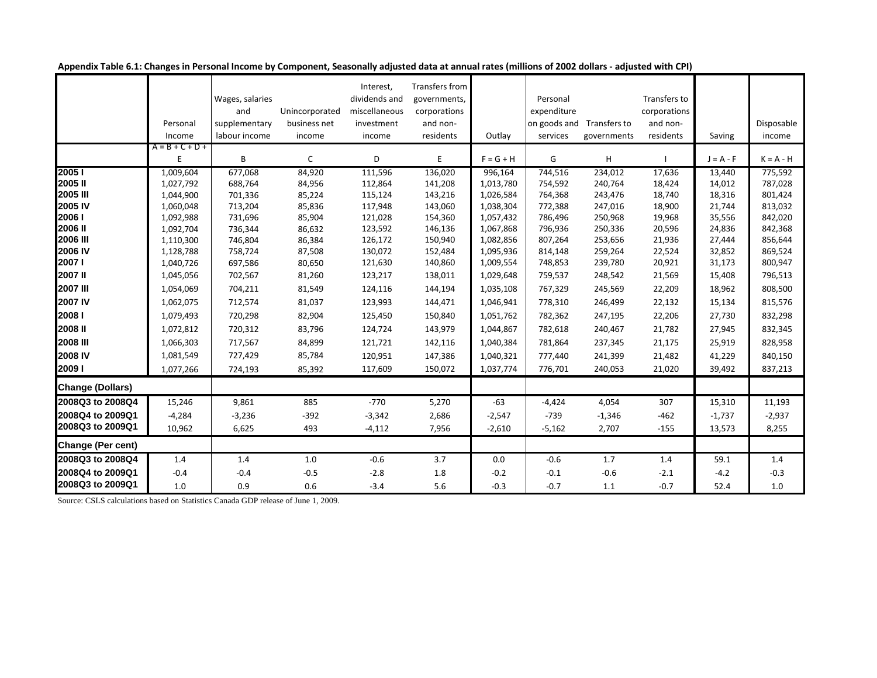**Appendix Table 6.1: Changes in Personal Income by Component, Seasonally adjusted data at annual rates (millions of 2002 dollars - adjusted with CPI)**

| | Personal Income | Wages, salaries and supplementary labour income | Unincorporated business net income | Interest, dividends and miscellaneous investment income | Transfers from governments, corporations and non-residents | Outlay | Personal expenditure on goods and services | Transfers to governments | Transfers to corporations and non-residents | Saving | Disposable income |
|---|---|---|---|---|---|---|---|---|---|---|---|
| | A = B + C + D + E | B | C | D | E | F = G + H | G | H | I | J = A - F | K = A - H |
| **2005 I** | 1,009,604 | 677,068 | 84,920 | 111,596 | 136,020 | 996,164 | 744,516 | 234,012 | 17,636 | 13,440 | 775,592 |
| **2005 II** | 1,027,792 | 688,764 | 84,956 | 112,864 | 141,208 | 1,013,780 | 754,592 | 240,764 | 18,424 | 14,012 | 787,028 |
| **2005 III** | 1,044,900 | 701,336 | 85,224 | 115,124 | 143,216 | 1,026,584 | 764,368 | 243,476 | 18,740 | 18,316 | 801,424 |
| **2005 IV** | 1,060,048 | 713,204 | 85,836 | 117,948 | 143,060 | 1,038,304 | 772,388 | 247,016 | 18,900 | 21,744 | 813,032 |
| **2006 I** | 1,092,988 | 731,696 | 85,904 | 121,028 | 154,360 | 1,057,432 | 786,496 | 250,968 | 19,968 | 35,556 | 842,020 |
| **2006 II** | 1,092,704 | 736,344 | 86,632 | 123,592 | 146,136 | 1,067,868 | 796,936 | 250,336 | 20,596 | 24,836 | 842,368 |
| **2006 III** | 1,110,300 | 746,804 | 86,384 | 126,172 | 150,940 | 1,082,856 | 807,264 | 253,656 | 21,936 | 27,444 | 856,644 |
| **2006 IV** | 1,128,788 | 758,724 | 87,508 | 130,072 | 152,484 | 1,095,936 | 814,148 | 259,264 | 22,524 | 32,852 | 869,524 |
| **2007 I** | 1,040,726 | 697,586 | 80,650 | 121,630 | 140,860 | 1,009,554 | 748,853 | 239,780 | 20,921 | 31,173 | 800,947 |
| **2007 II** | 1,045,056 | 702,567 | 81,260 | 123,217 | 138,011 | 1,029,648 | 759,537 | 248,542 | 21,569 | 15,408 | 796,513 |
| **2007 III** | 1,054,069 | 704,211 | 81,549 | 124,116 | 144,194 | 1,035,108 | 767,329 | 245,569 | 22,209 | 18,962 | 808,500 |
| **2007 IV** | 1,062,075 | 712,574 | 81,037 | 123,993 | 144,471 | 1,046,941 | 778,310 | 246,499 | 22,132 | 15,134 | 815,576 |
| **2008 I** | 1,079,493 | 720,298 | 82,904 | 125,450 | 150,840 | 1,051,762 | 782,362 | 247,195 | 22,206 | 27,730 | 832,298 |
| **2008 II** | 1,072,812 | 720,312 | 83,796 | 124,724 | 143,979 | 1,044,867 | 782,618 | 240,467 | 21,782 | 27,945 | 832,345 |
| **2008 III** | 1,066,303 | 717,567 | 84,899 | 121,721 | 142,116 | 1,040,384 | 781,864 | 237,345 | 21,175 | 25,919 | 828,958 |
| **2008 IV** | 1,081,549 | 727,429 | 85,784 | 120,951 | 147,386 | 1,040,321 | 777,440 | 241,399 | 21,482 | 41,229 | 840,150 |
| **2009 I** | 1,077,266 | 724,193 | 85,392 | 117,609 | 150,072 | 1,037,774 | 776,701 | 240,053 | 21,020 | 39,492 | 837,213 |
| **Change (Dollars)** | | | | | | | | | | | |
| **2008Q3 to 2008Q4** | 15,246 | 9,861 | 885 | -770 | 5,270 | -63 | -4,424 | 4,054 | 307 | 15,310 | 11,193 |
| **2008Q4 to 2009Q1** | -4,284 | -3,236 | -392 | -3,342 | 2,686 | -2,547 | -739 | -1,346 | -462 | -1,737 | -2,937 |
| **2008Q3 to 2009Q1** | 10,962 | 6,625 | 493 | -4,112 | 7,956 | -2,610 | -5,162 | 2,707 | -155 | 13,573 | 8,255 |
| **Change (Per cent)** | | | | | | | | | | | |
| **2008Q3 to 2008Q4** | 1.4 | 1.4 | 1.0 | -0.6 | 3.7 | 0.0 | -0.6 | 1.7 | 1.4 | 59.1 | 1.4 |
| **2008Q4 to 2009Q1** | -0.4 | -0.4 | -0.5 | -2.8 | 1.8 | -0.2 | -0.1 | -0.6 | -2.1 | -4.2 | -0.3 |
| **2008Q3 to 2009Q1** | 1.0 | 0.9 | 0.6 | -3.4 | 5.6 | -0.3 | -0.7 | 1.1 | -0.7 | 52.4 | 1.0 |

Source: CSLS calculations based on Statistics Canada GDP release of June 1, 2009.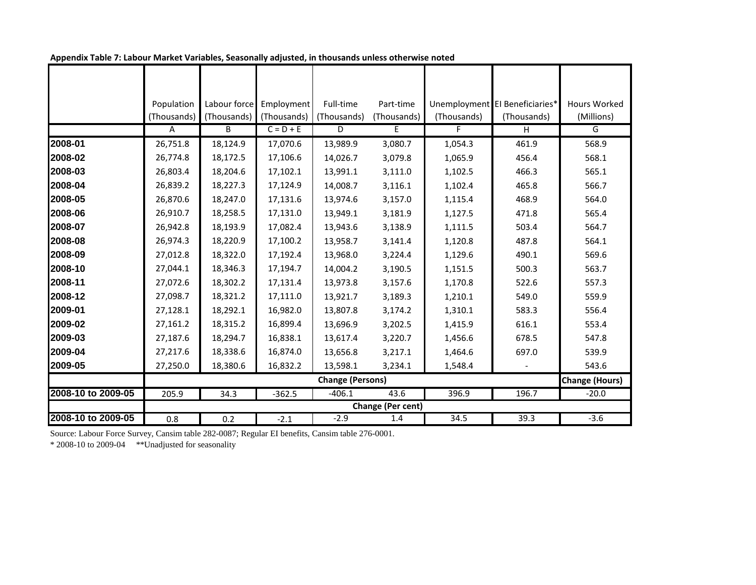**Appendix Table 7: Labour Market Variables, Seasonally adjusted, in thousands unless otherwise noted**

| | Population (Thousands) | Labour force (Thousands) | Employment (Thousands) | Full-time (Thousands) | Part-time (Thousands) | Unemployment (Thousands) | EI Beneficiaries* (Thousands) | Hours Worked (Millions) |
|---|---|---|---|---|---|---|---|---|
| | A | B | C = D + E | D | E | F | H | G |
| 2008-01 | 26,751.8 | 18,124.9 | 17,070.6 | 13,989.9 | 3,080.7 | 1,054.3 | 461.9 | 568.9 |
| 2008-02 | 26,774.8 | 18,172.5 | 17,106.6 | 14,026.7 | 3,079.8 | 1,065.9 | 456.4 | 568.1 |
| 2008-03 | 26,803.4 | 18,204.6 | 17,102.1 | 13,991.1 | 3,111.0 | 1,102.5 | 466.3 | 565.1 |
| 2008-04 | 26,839.2 | 18,227.3 | 17,124.9 | 14,008.7 | 3,116.1 | 1,102.4 | 465.8 | 566.7 |
| 2008-05 | 26,870.6 | 18,247.0 | 17,131.6 | 13,974.6 | 3,157.0 | 1,115.4 | 468.9 | 564.0 |
| 2008-06 | 26,910.7 | 18,258.5 | 17,131.0 | 13,949.1 | 3,181.9 | 1,127.5 | 471.8 | 565.4 |
| 2008-07 | 26,942.8 | 18,193.9 | 17,082.4 | 13,943.6 | 3,138.9 | 1,111.5 | 503.4 | 564.7 |
| 2008-08 | 26,974.3 | 18,220.9 | 17,100.2 | 13,958.7 | 3,141.4 | 1,120.8 | 487.8 | 564.1 |
| 2008-09 | 27,012.8 | 18,322.0 | 17,192.4 | 13,968.0 | 3,224.4 | 1,129.6 | 490.1 | 569.6 |
| 2008-10 | 27,044.1 | 18,346.3 | 17,194.7 | 14,004.2 | 3,190.5 | 1,151.5 | 500.3 | 563.7 |
| 2008-11 | 27,072.6 | 18,302.2 | 17,131.4 | 13,973.8 | 3,157.6 | 1,170.8 | 522.6 | 557.3 |
| 2008-12 | 27,098.7 | 18,321.2 | 17,111.0 | 13,921.7 | 3,189.3 | 1,210.1 | 549.0 | 559.9 |
| 2009-01 | 27,128.1 | 18,292.1 | 16,982.0 | 13,807.8 | 3,174.2 | 1,310.1 | 583.3 | 556.4 |
| 2009-02 | 27,161.2 | 18,315.2 | 16,899.4 | 13,696.9 | 3,202.5 | 1,415.9 | 616.1 | 553.4 |
| 2009-03 | 27,187.6 | 18,294.7 | 16,838.1 | 13,617.4 | 3,220.7 | 1,456.6 | 678.5 | 547.8 |
| 2009-04 | 27,217.6 | 18,338.6 | 16,874.0 | 13,656.8 | 3,217.1 | 1,464.6 | 697.0 | 539.9 |
| 2009-05 | 27,250.0 | 18,380.6 | 16,832.2 | 13,598.1 | 3,234.1 | 1,548.4 | - | 543.6 |
| | **Change (Persons)** | | | | | | | **Change (Hours)** |
| 2008-10 to 2009-05 | 205.9 | 34.3 | -362.5 | -406.1 | 43.6 | 396.9 | 196.7 | -20.0 |
| | **Change (Per cent)** | | | | | | | |
| 2008-10 to 2009-05 | 0.8 | 0.2 | -2.1 | -2.9 | 1.4 | 34.5 | 39.3 | -3.6 |

Source: Labour Force Survey, Cansim table 282-0087; Regular EI benefits, Cansim table 276-0001.

* 2008-10 to 2009-04 **Unadjusted for seasonality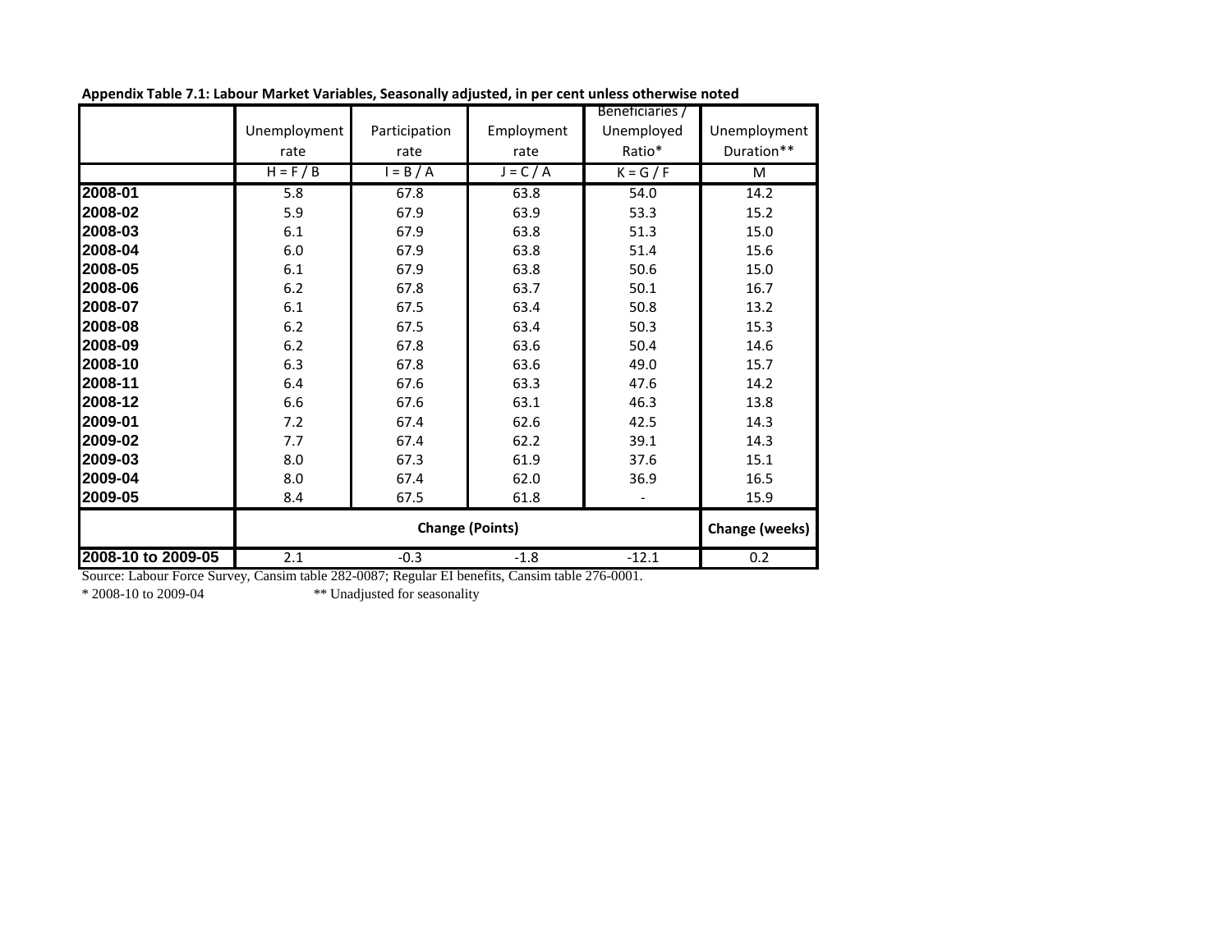**Appendix Table 7.1: Labour Market Variables, Seasonally adjusted, in per cent unless otherwise noted**

| | Unemployment rate | Participation rate | Employment rate | Beneficiaries / Unemployed Ratio* | Unemployment Duration** |
|---|---|---|---|---|---|
| | H = F / B | I = B / A | J = C / A | K = G / F | M |
| **2008-01** | 5.8 | 67.8 | 63.8 | 54.0 | 14.2 |
| **2008-02** | 5.9 | 67.9 | 63.9 | 53.3 | 15.2 |
| **2008-03** | 6.1 | 67.9 | 63.8 | 51.3 | 15.0 |
| **2008-04** | 6.0 | 67.9 | 63.8 | 51.4 | 15.6 |
| **2008-05** | 6.1 | 67.9 | 63.8 | 50.6 | 15.0 |
| **2008-06** | 6.2 | 67.8 | 63.7 | 50.1 | 16.7 |
| **2008-07** | 6.1 | 67.5 | 63.4 | 50.8 | 13.2 |
| **2008-08** | 6.2 | 67.5 | 63.4 | 50.3 | 15.3 |
| **2008-09** | 6.2 | 67.8 | 63.6 | 50.4 | 14.6 |
| **2008-10** | 6.3 | 67.8 | 63.6 | 49.0 | 15.7 |
| **2008-11** | 6.4 | 67.6 | 63.3 | 47.6 | 14.2 |
| **2008-12** | 6.6 | 67.6 | 63.1 | 46.3 | 13.8 |
| **2009-01** | 7.2 | 67.4 | 62.6 | 42.5 | 14.3 |
| **2009-02** | 7.7 | 67.4 | 62.2 | 39.1 | 14.3 |
| **2009-03** | 8.0 | 67.3 | 61.9 | 37.6 | 15.1 |
| **2009-04** | 8.0 | 67.4 | 62.0 | 36.9 | 16.5 |
| **2009-05** | 8.4 | 67.5 | 61.8 | - | 15.9 |
| | **Change (Points)** | | | | **Change (weeks)** |
| **2008-10 to 2009-05** | 2.1 | -0.3 | -1.8 | -12.1 | 0.2 |

Source: Labour Force Survey, Cansim table 282-0087; Regular EI benefits, Cansim table 276-0001.

\* 2008-10 to 2009-04 ** Unadjusted for seasonality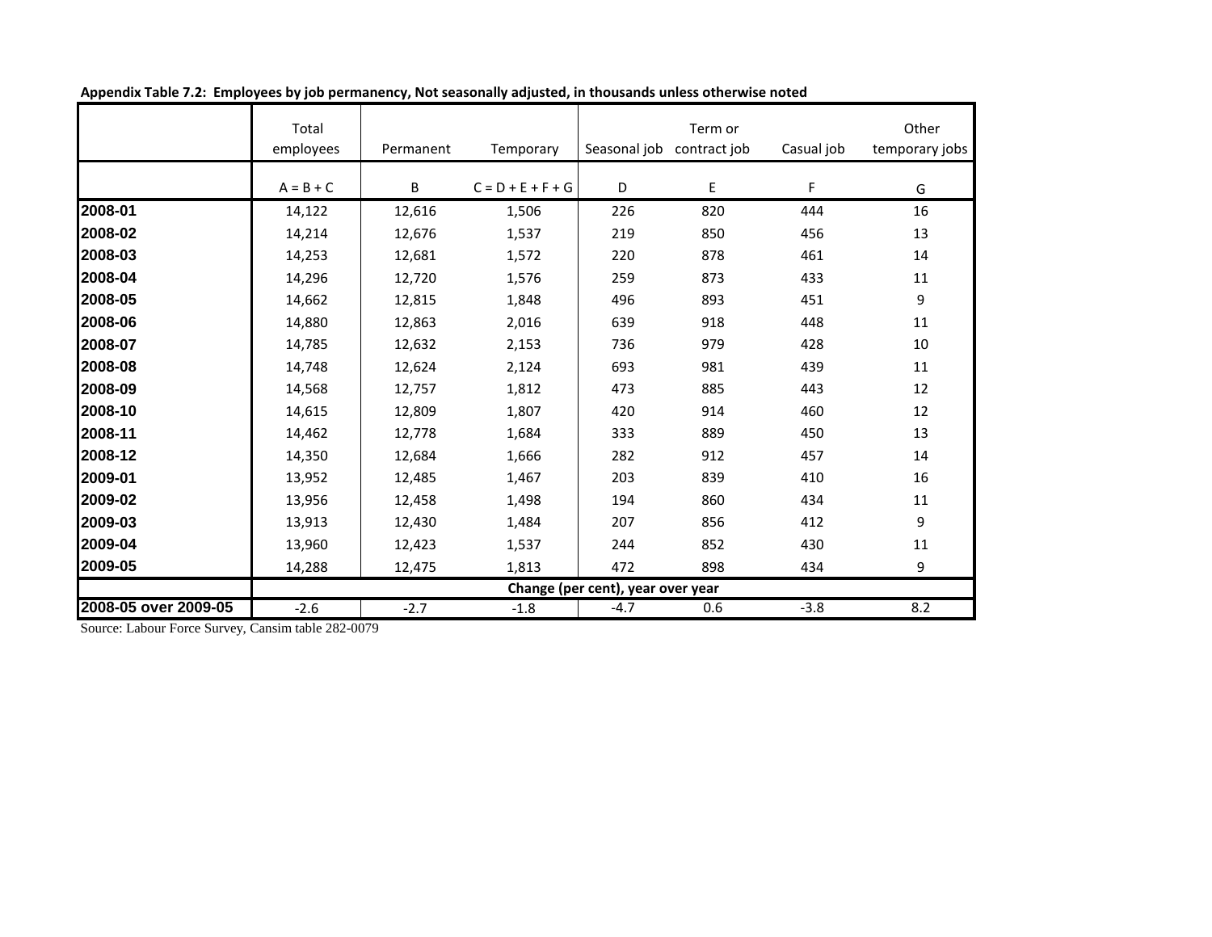**Appendix Table 7.2: Employees by job permanency, Not seasonally adjusted, in thousands unless otherwise noted**

| | Total employees | Permanent | Temporary | Seasonal job | Term or contract job | Casual job | Other temporary jobs |
|---|---|---|---|---|---|---|---|
| | A = B + C | B | C = D + E + F + G | D | E | F | G |
| **2008-01** | 14,122 | 12,616 | 1,506 | 226 | 820 | 444 | 16 |
| **2008-02** | 14,214 | 12,676 | 1,537 | 219 | 850 | 456 | 13 |
| **2008-03** | 14,253 | 12,681 | 1,572 | 220 | 878 | 461 | 14 |
| **2008-04** | 14,296 | 12,720 | 1,576 | 259 | 873 | 433 | 11 |
| **2008-05** | 14,662 | 12,815 | 1,848 | 496 | 893 | 451 | 9 |
| **2008-06** | 14,880 | 12,863 | 2,016 | 639 | 918 | 448 | 11 |
| **2008-07** | 14,785 | 12,632 | 2,153 | 736 | 979 | 428 | 10 |
| **2008-08** | 14,748 | 12,624 | 2,124 | 693 | 981 | 439 | 11 |
| **2008-09** | 14,568 | 12,757 | 1,812 | 473 | 885 | 443 | 12 |
| **2008-10** | 14,615 | 12,809 | 1,807 | 420 | 914 | 460 | 12 |
| **2008-11** | 14,462 | 12,778 | 1,684 | 333 | 889 | 450 | 13 |
| **2008-12** | 14,350 | 12,684 | 1,666 | 282 | 912 | 457 | 14 |
| **2009-01** | 13,952 | 12,485 | 1,467 | 203 | 839 | 410 | 16 |
| **2009-02** | 13,956 | 12,458 | 1,498 | 194 | 860 | 434 | 11 |
| **2009-03** | 13,913 | 12,430 | 1,484 | 207 | 856 | 412 | 9 |
| **2009-04** | 13,960 | 12,423 | 1,537 | 244 | 852 | 430 | 11 |
| **2009-05** | 14,288 | 12,475 | 1,813 | 472 | 898 | 434 | 9 |
| | **Change (per cent), year over year** | | | | | | |
| **2008-05 over 2009-05** | -2.6 | -2.7 | -1.8 | -4.7 | 0.6 | -3.8 | 8.2 |

Source: Labour Force Survey, Cansim table 282-0079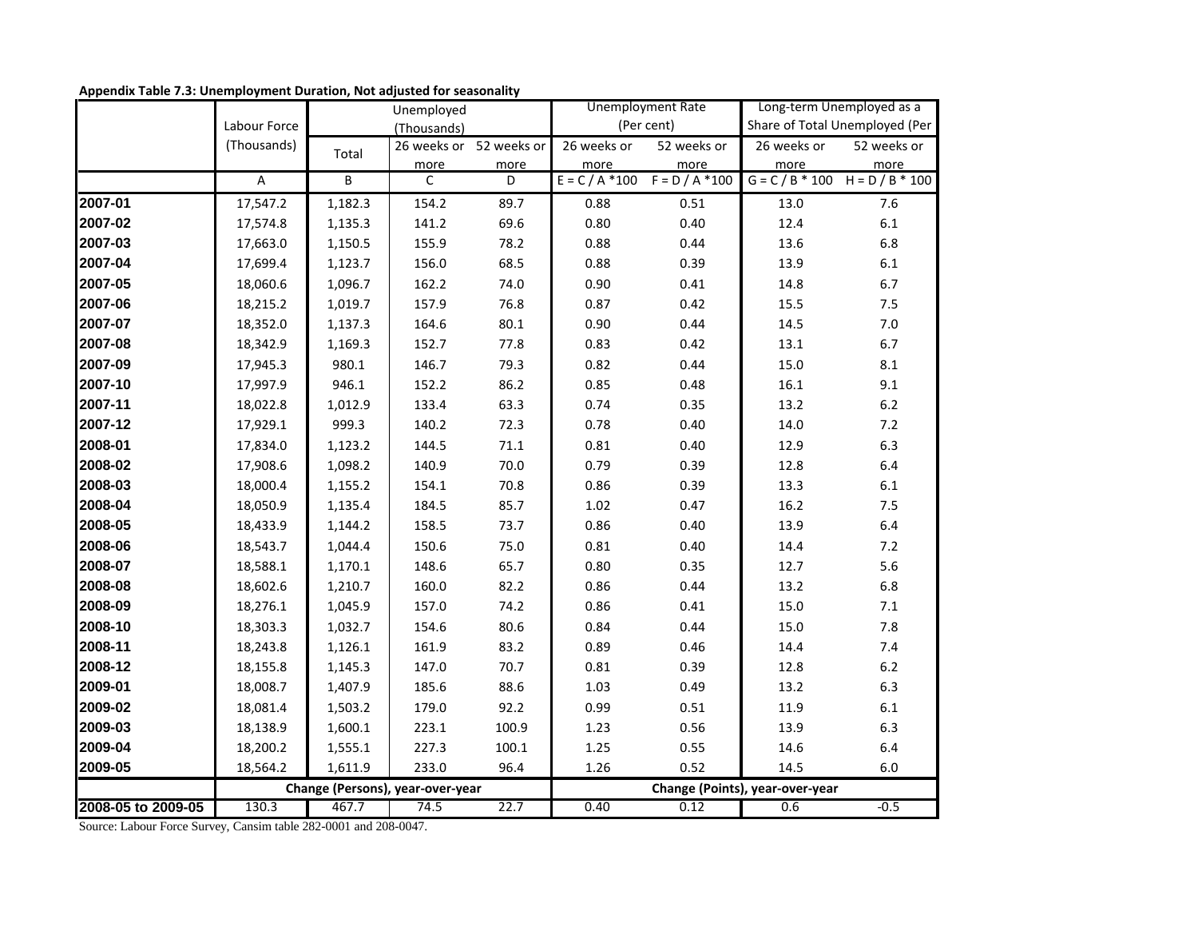**Appendix Table 7.3: Unemployment Duration, Not adjusted for seasonality**

| | Labour Force (Thousands) | Unemployed (Thousands) | | | Unemployment Rate (Per cent) | | Long-term Unemployed as a Share of Total Unemployed (Per | |
|---|---|---|---|---|---|---|---|---|
| | | Total | 26 weeks or more | 52 weeks or more | 26 weeks or more | 52 weeks or more | 26 weeks or more | 52 weeks or more |
| | A | B | C | D | E = C / A *100 | F = D / A *100 | G = C / B * 100 | H = D / B * 100 |
| **2007-01** | 17,547.2 | 1,182.3 | 154.2 | 89.7 | 0.88 | 0.51 | 13.0 | 7.6 |
| **2007-02** | 17,574.8 | 1,135.3 | 141.2 | 69.6 | 0.80 | 0.40 | 12.4 | 6.1 |
| **2007-03** | 17,663.0 | 1,150.5 | 155.9 | 78.2 | 0.88 | 0.44 | 13.6 | 6.8 |
| **2007-04** | 17,699.4 | 1,123.7 | 156.0 | 68.5 | 0.88 | 0.39 | 13.9 | 6.1 |
| **2007-05** | 18,060.6 | 1,096.7 | 162.2 | 74.0 | 0.90 | 0.41 | 14.8 | 6.7 |
| **2007-06** | 18,215.2 | 1,019.7 | 157.9 | 76.8 | 0.87 | 0.42 | 15.5 | 7.5 |
| **2007-07** | 18,352.0 | 1,137.3 | 164.6 | 80.1 | 0.90 | 0.44 | 14.5 | 7.0 |
| **2007-08** | 18,342.9 | 1,169.3 | 152.7 | 77.8 | 0.83 | 0.42 | 13.1 | 6.7 |
| **2007-09** | 17,945.3 | 980.1 | 146.7 | 79.3 | 0.82 | 0.44 | 15.0 | 8.1 |
| **2007-10** | 17,997.9 | 946.1 | 152.2 | 86.2 | 0.85 | 0.48 | 16.1 | 9.1 |
| **2007-11** | 18,022.8 | 1,012.9 | 133.4 | 63.3 | 0.74 | 0.35 | 13.2 | 6.2 |
| **2007-12** | 17,929.1 | 999.3 | 140.2 | 72.3 | 0.78 | 0.40 | 14.0 | 7.2 |
| **2008-01** | 17,834.0 | 1,123.2 | 144.5 | 71.1 | 0.81 | 0.40 | 12.9 | 6.3 |
| **2008-02** | 17,908.6 | 1,098.2 | 140.9 | 70.0 | 0.79 | 0.39 | 12.8 | 6.4 |
| **2008-03** | 18,000.4 | 1,155.2 | 154.1 | 70.8 | 0.86 | 0.39 | 13.3 | 6.1 |
| **2008-04** | 18,050.9 | 1,135.4 | 184.5 | 85.7 | 1.02 | 0.47 | 16.2 | 7.5 |
| **2008-05** | 18,433.9 | 1,144.2 | 158.5 | 73.7 | 0.86 | 0.40 | 13.9 | 6.4 |
| **2008-06** | 18,543.7 | 1,044.4 | 150.6 | 75.0 | 0.81 | 0.40 | 14.4 | 7.2 |
| **2008-07** | 18,588.1 | 1,170.1 | 148.6 | 65.7 | 0.80 | 0.35 | 12.7 | 5.6 |
| **2008-08** | 18,602.6 | 1,210.7 | 160.0 | 82.2 | 0.86 | 0.44 | 13.2 | 6.8 |
| **2008-09** | 18,276.1 | 1,045.9 | 157.0 | 74.2 | 0.86 | 0.41 | 15.0 | 7.1 |
| **2008-10** | 18,303.3 | 1,032.7 | 154.6 | 80.6 | 0.84 | 0.44 | 15.0 | 7.8 |
| **2008-11** | 18,243.8 | 1,126.1 | 161.9 | 83.2 | 0.89 | 0.46 | 14.4 | 7.4 |
| **2008-12** | 18,155.8 | 1,145.3 | 147.0 | 70.7 | 0.81 | 0.39 | 12.8 | 6.2 |
| **2009-01** | 18,008.7 | 1,407.9 | 185.6 | 88.6 | 1.03 | 0.49 | 13.2 | 6.3 |
| **2009-02** | 18,081.4 | 1,503.2 | 179.0 | 92.2 | 0.99 | 0.51 | 11.9 | 6.1 |
| **2009-03** | 18,138.9 | 1,600.1 | 223.1 | 100.9 | 1.23 | 0.56 | 13.9 | 6.3 |
| **2009-04** | 18,200.2 | 1,555.1 | 227.3 | 100.1 | 1.25 | 0.55 | 14.6 | 6.4 |
| **2009-05** | 18,564.2 | 1,611.9 | 233.0 | 96.4 | 1.26 | 0.52 | 14.5 | 6.0 |
| | **Change (Persons), year-over-year** | | | | **Change (Points), year-over-year** | | | |
| **2008-05 to 2009-05** | 130.3 | 467.7 | 74.5 | 22.7 | 0.40 | 0.12 | 0.6 | -0.5 |

Source: Labour Force Survey, Cansim table 282-0001 and 208-0047.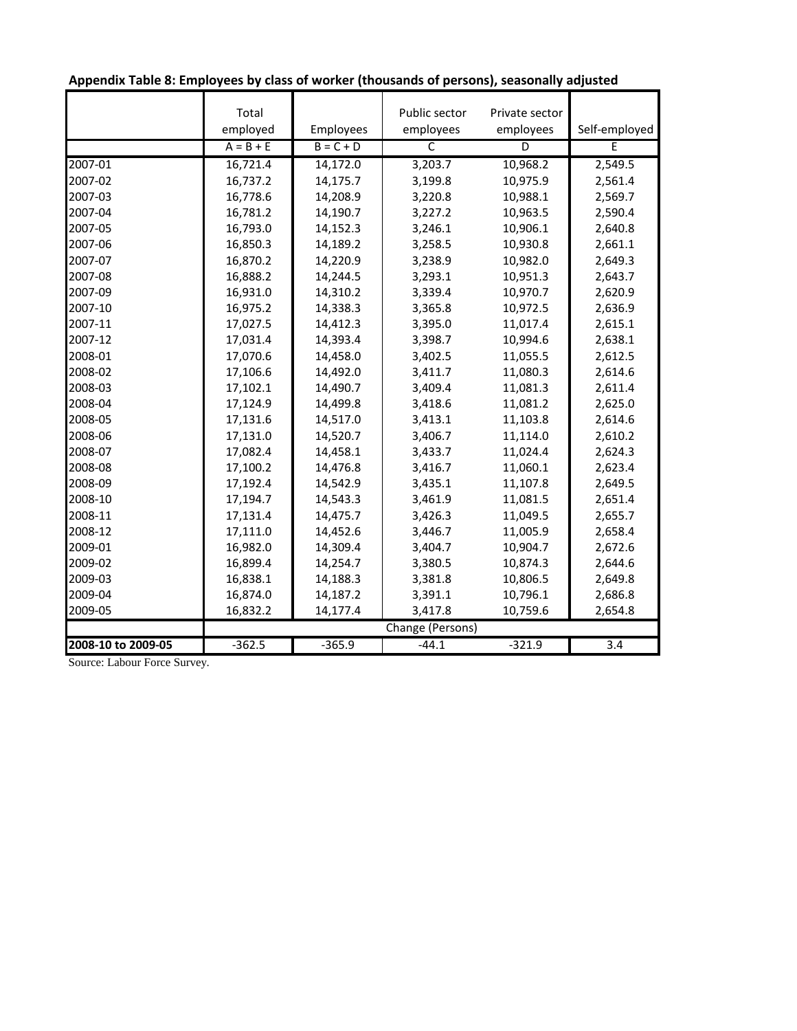**Appendix Table 8: Employees by class of worker (thousands of persons), seasonally adjusted**

| | Total employed | Employees | Public sector employees | Private sector employees | Self-employed |
|---|---|---|---|---|---|
| | A = B + E | B = C + D | C | D | E |
| 2007-01 | 16,721.4 | 14,172.0 | 3,203.7 | 10,968.2 | 2,549.5 |
| 2007-02 | 16,737.2 | 14,175.7 | 3,199.8 | 10,975.9 | 2,561.4 |
| 2007-03 | 16,778.6 | 14,208.9 | 3,220.8 | 10,988.1 | 2,569.7 |
| 2007-04 | 16,781.2 | 14,190.7 | 3,227.2 | 10,963.5 | 2,590.4 |
| 2007-05 | 16,793.0 | 14,152.3 | 3,246.1 | 10,906.1 | 2,640.8 |
| 2007-06 | 16,850.3 | 14,189.2 | 3,258.5 | 10,930.8 | 2,661.1 |
| 2007-07 | 16,870.2 | 14,220.9 | 3,238.9 | 10,982.0 | 2,649.3 |
| 2007-08 | 16,888.2 | 14,244.5 | 3,293.1 | 10,951.3 | 2,643.7 |
| 2007-09 | 16,931.0 | 14,310.2 | 3,339.4 | 10,970.7 | 2,620.9 |
| 2007-10 | 16,975.2 | 14,338.3 | 3,365.8 | 10,972.5 | 2,636.9 |
| 2007-11 | 17,027.5 | 14,412.3 | 3,395.0 | 11,017.4 | 2,615.1 |
| 2007-12 | 17,031.4 | 14,393.4 | 3,398.7 | 10,994.6 | 2,638.1 |
| 2008-01 | 17,070.6 | 14,458.0 | 3,402.5 | 11,055.5 | 2,612.5 |
| 2008-02 | 17,106.6 | 14,492.0 | 3,411.7 | 11,080.3 | 2,614.6 |
| 2008-03 | 17,102.1 | 14,490.7 | 3,409.4 | 11,081.3 | 2,611.4 |
| 2008-04 | 17,124.9 | 14,499.8 | 3,418.6 | 11,081.2 | 2,625.0 |
| 2008-05 | 17,131.6 | 14,517.0 | 3,413.1 | 11,103.8 | 2,614.6 |
| 2008-06 | 17,131.0 | 14,520.7 | 3,406.7 | 11,114.0 | 2,610.2 |
| 2008-07 | 17,082.4 | 14,458.1 | 3,433.7 | 11,024.4 | 2,624.3 |
| 2008-08 | 17,100.2 | 14,476.8 | 3,416.7 | 11,060.1 | 2,623.4 |
| 2008-09 | 17,192.4 | 14,542.9 | 3,435.1 | 11,107.8 | 2,649.5 |
| 2008-10 | 17,194.7 | 14,543.3 | 3,461.9 | 11,081.5 | 2,651.4 |
| 2008-11 | 17,131.4 | 14,475.7 | 3,426.3 | 11,049.5 | 2,655.7 |
| 2008-12 | 17,111.0 | 14,452.6 | 3,446.7 | 11,005.9 | 2,658.4 |
| 2009-01 | 16,982.0 | 14,309.4 | 3,404.7 | 10,904.7 | 2,672.6 |
| 2009-02 | 16,899.4 | 14,254.7 | 3,380.5 | 10,874.3 | 2,644.6 |
| 2009-03 | 16,838.1 | 14,188.3 | 3,381.8 | 10,806.5 | 2,649.8 |
| 2009-04 | 16,874.0 | 14,187.2 | 3,391.1 | 10,796.1 | 2,686.8 |
| 2009-05 | 16,832.2 | 14,177.4 | 3,417.8 | 10,759.6 | 2,654.8 |
| | Change (Persons) | | | | |
| **2008-10 to 2009-05** | -362.5 | -365.9 | -44.1 | -321.9 | 3.4 |

Source: Labour Force Survey.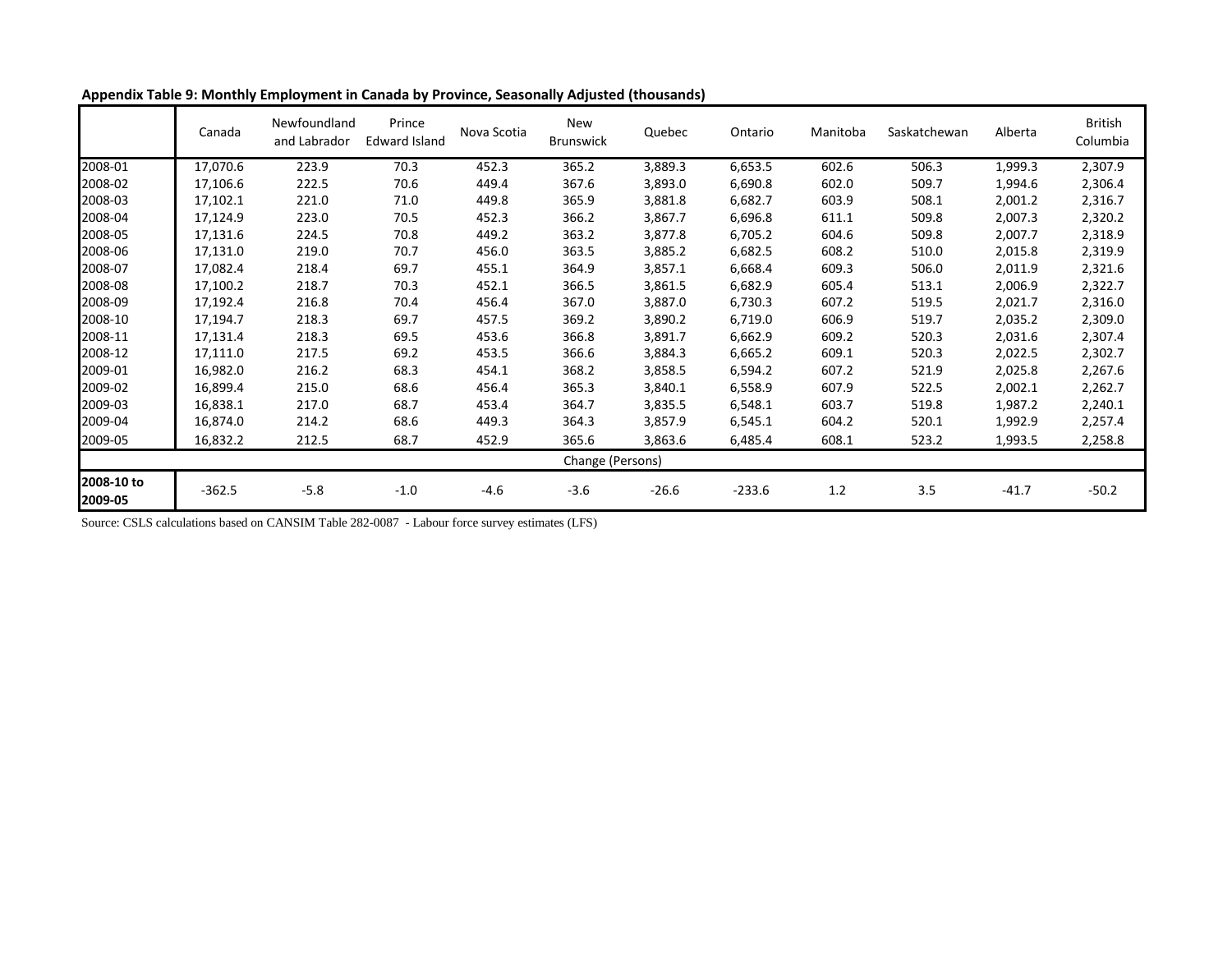**Appendix Table 9: Monthly Employment in Canada by Province, Seasonally Adjusted (thousands)**

| | Canada | Newfoundland and Labrador | Prince Edward Island | Nova Scotia | New Brunswick | Quebec | Ontario | Manitoba | Saskatchewan | Alberta | British Columbia |
|---|---|---|---|---|---|---|---|---|---|---|---|
| 2008-01 | 17,070.6 | 223.9 | 70.3 | 452.3 | 365.2 | 3,889.3 | 6,653.5 | 602.6 | 506.3 | 1,999.3 | 2,307.9 |
| 2008-02 | 17,106.6 | 222.5 | 70.6 | 449.4 | 367.6 | 3,893.0 | 6,690.8 | 602.0 | 509.7 | 1,994.6 | 2,306.4 |
| 2008-03 | 17,102.1 | 221.0 | 71.0 | 449.8 | 365.9 | 3,881.8 | 6,682.7 | 603.9 | 508.1 | 2,001.2 | 2,316.7 |
| 2008-04 | 17,124.9 | 223.0 | 70.5 | 452.3 | 366.2 | 3,867.7 | 6,696.8 | 611.1 | 509.8 | 2,007.3 | 2,320.2 |
| 2008-05 | 17,131.6 | 224.5 | 70.8 | 449.2 | 363.2 | 3,877.8 | 6,705.2 | 604.6 | 509.8 | 2,007.7 | 2,318.9 |
| 2008-06 | 17,131.0 | 219.0 | 70.7 | 456.0 | 363.5 | 3,885.2 | 6,682.5 | 608.2 | 510.0 | 2,015.8 | 2,319.9 |
| 2008-07 | 17,082.4 | 218.4 | 69.7 | 455.1 | 364.9 | 3,857.1 | 6,668.4 | 609.3 | 506.0 | 2,011.9 | 2,321.6 |
| 2008-08 | 17,100.2 | 218.7 | 70.3 | 452.1 | 366.5 | 3,861.5 | 6,682.9 | 605.4 | 513.1 | 2,006.9 | 2,322.7 |
| 2008-09 | 17,192.4 | 216.8 | 70.4 | 456.4 | 367.0 | 3,887.0 | 6,730.3 | 607.2 | 519.5 | 2,021.7 | 2,316.0 |
| 2008-10 | 17,194.7 | 218.3 | 69.7 | 457.5 | 369.2 | 3,890.2 | 6,719.0 | 606.9 | 519.7 | 2,035.2 | 2,309.0 |
| 2008-11 | 17,131.4 | 218.3 | 69.5 | 453.6 | 366.8 | 3,891.7 | 6,662.9 | 609.2 | 520.3 | 2,031.6 | 2,307.4 |
| 2008-12 | 17,111.0 | 217.5 | 69.2 | 453.5 | 366.6 | 3,884.3 | 6,665.2 | 609.1 | 520.3 | 2,022.5 | 2,302.7 |
| 2009-01 | 16,982.0 | 216.2 | 68.3 | 454.1 | 368.2 | 3,858.5 | 6,594.2 | 607.2 | 521.9 | 2,025.8 | 2,267.6 |
| 2009-02 | 16,899.4 | 215.0 | 68.6 | 456.4 | 365.3 | 3,840.1 | 6,558.9 | 607.9 | 522.5 | 2,002.1 | 2,262.7 |
| 2009-03 | 16,838.1 | 217.0 | 68.7 | 453.4 | 364.7 | 3,835.5 | 6,548.1 | 603.7 | 519.8 | 1,987.2 | 2,240.1 |
| 2009-04 | 16,874.0 | 214.2 | 68.6 | 449.3 | 364.3 | 3,857.9 | 6,545.1 | 604.2 | 520.1 | 1,992.9 | 2,257.4 |
| 2009-05 | 16,832.2 | 212.5 | 68.7 | 452.9 | 365.6 | 3,863.6 | 6,485.4 | 608.1 | 523.2 | 1,993.5 | 2,258.8 |
| | | | | | Change (Persons) | | | | | | |
| **2008-10 to 2009-05** | -362.5 | -5.8 | -1.0 | -4.6 | -3.6 | -26.6 | -233.6 | 1.2 | 3.5 | -41.7 | -50.2 |

Source: CSLS calculations based on CANSIM Table 282-0087 - Labour force survey estimates (LFS)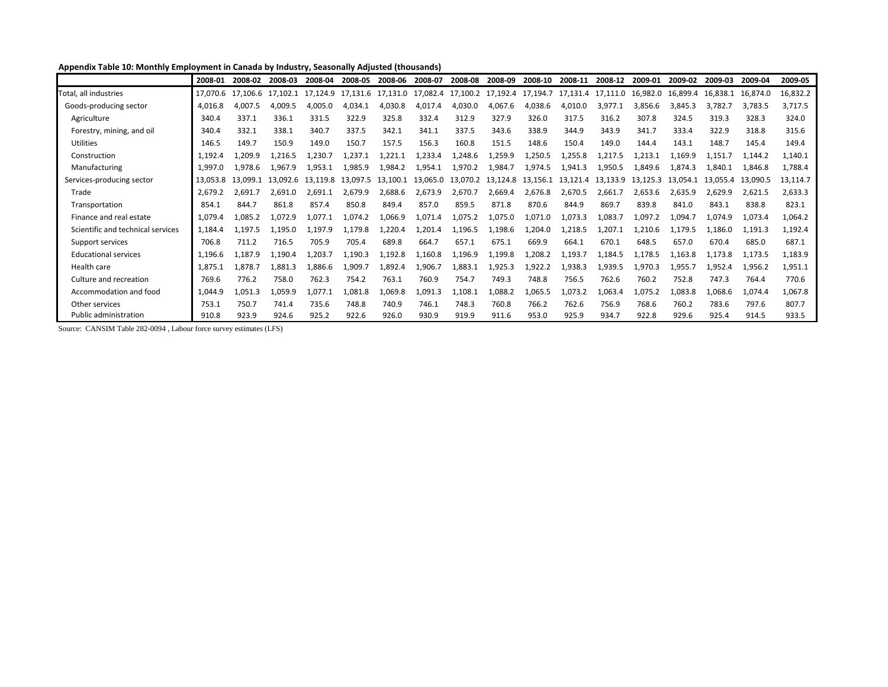**Appendix Table 10: Monthly Employment in Canada by Industry, Seasonally Adjusted (thousands)**

| | 2008-01 | 2008-02 | 2008-03 | 2008-04 | 2008-05 | 2008-06 | 2008-07 | 2008-08 | 2008-09 | 2008-10 | 2008-11 | 2008-12 | 2009-01 | 2009-02 | 2009-03 | 2009-04 | 2009-05 |
|---|---|---|---|---|---|---|---|---|---|---|---|---|---|---|---|---|---|
| Total, all industries | 17,070.6 | 17,106.6 | 17,102.1 | 17,124.9 | 17,131.6 | 17,131.0 | 17,082.4 | 17,100.2 | 17,192.4 | 17,194.7 | 17,131.4 | 17,111.0 | 16,982.0 | 16,899.4 | 16,838.1 | 16,874.0 | 16,832.2 |
| Goods-producing sector | 4,016.8 | 4,007.5 | 4,009.5 | 4,005.0 | 4,034.1 | 4,030.8 | 4,017.4 | 4,030.0 | 4,067.6 | 4,038.6 | 4,010.0 | 3,977.1 | 3,856.6 | 3,845.3 | 3,782.7 | 3,783.5 | 3,717.5 |
| Agriculture | 340.4 | 337.1 | 336.1 | 331.5 | 322.9 | 325.8 | 332.4 | 312.9 | 327.9 | 326.0 | 317.5 | 316.2 | 307.8 | 324.5 | 319.3 | 328.3 | 324.0 |
| Forestry, mining, and oil | 340.4 | 332.1 | 338.1 | 340.7 | 337.5 | 342.1 | 341.1 | 337.5 | 343.6 | 338.9 | 344.9 | 343.9 | 341.7 | 333.4 | 322.9 | 318.8 | 315.6 |
| Utilities | 146.5 | 149.7 | 150.9 | 149.0 | 150.7 | 157.5 | 156.3 | 160.8 | 151.5 | 148.6 | 150.4 | 149.0 | 144.4 | 143.1 | 148.7 | 145.4 | 149.4 |
| Construction | 1,192.4 | 1,209.9 | 1,216.5 | 1,230.7 | 1,237.1 | 1,221.1 | 1,233.4 | 1,248.6 | 1,259.9 | 1,250.5 | 1,255.8 | 1,217.5 | 1,213.1 | 1,169.9 | 1,151.7 | 1,144.2 | 1,140.1 |
| Manufacturing | 1,997.0 | 1,978.6 | 1,967.9 | 1,953.1 | 1,985.9 | 1,984.2 | 1,954.1 | 1,970.2 | 1,984.7 | 1,974.5 | 1,941.3 | 1,950.5 | 1,849.6 | 1,874.3 | 1,840.1 | 1,846.8 | 1,788.4 |
| Services-producing sector | 13,053.8 | 13,099.1 | 13,092.6 | 13,119.8 | 13,097.5 | 13,100.1 | 13,065.0 | 13,070.2 | 13,124.8 | 13,156.1 | 13,121.4 | 13,133.9 | 13,125.3 | 13,054.1 | 13,055.4 | 13,090.5 | 13,114.7 |
| Trade | 2,679.2 | 2,691.7 | 2,691.0 | 2,691.1 | 2,679.9 | 2,688.6 | 2,673.9 | 2,670.7 | 2,669.4 | 2,676.8 | 2,670.5 | 2,661.7 | 2,653.6 | 2,635.9 | 2,629.9 | 2,621.5 | 2,633.3 |
| Transportation | 854.1 | 844.7 | 861.8 | 857.4 | 850.8 | 849.4 | 857.0 | 859.5 | 871.8 | 870.6 | 844.9 | 869.7 | 839.8 | 841.0 | 843.1 | 838.8 | 823.1 |
| Finance and real estate | 1,079.4 | 1,085.2 | 1,072.9 | 1,077.1 | 1,074.2 | 1,066.9 | 1,071.4 | 1,075.2 | 1,075.0 | 1,071.0 | 1,073.3 | 1,083.7 | 1,097.2 | 1,094.7 | 1,074.9 | 1,073.4 | 1,064.2 |
| Scientific and technical services | 1,184.4 | 1,197.5 | 1,195.0 | 1,197.9 | 1,179.8 | 1,220.4 | 1,201.4 | 1,196.5 | 1,198.6 | 1,204.0 | 1,218.5 | 1,207.1 | 1,210.6 | 1,179.5 | 1,186.0 | 1,191.3 | 1,192.4 |
| Support services | 706.8 | 711.2 | 716.5 | 705.9 | 705.4 | 689.8 | 664.7 | 657.1 | 675.1 | 669.9 | 664.1 | 670.1 | 648.5 | 657.0 | 670.4 | 685.0 | 687.1 |
| Educational services | 1,196.6 | 1,187.9 | 1,190.4 | 1,203.7 | 1,190.3 | 1,192.8 | 1,160.8 | 1,196.9 | 1,199.8 | 1,208.2 | 1,193.7 | 1,184.5 | 1,178.5 | 1,163.8 | 1,173.8 | 1,173.5 | 1,183.9 |
| Health care | 1,875.1 | 1,878.7 | 1,881.3 | 1,886.6 | 1,909.7 | 1,892.4 | 1,906.7 | 1,883.1 | 1,925.3 | 1,922.2 | 1,938.3 | 1,939.5 | 1,970.3 | 1,955.7 | 1,952.4 | 1,956.2 | 1,951.1 |
| Culture and recreation | 769.6 | 776.2 | 758.0 | 762.3 | 754.2 | 763.1 | 760.9 | 754.7 | 749.3 | 748.8 | 756.5 | 762.6 | 760.2 | 752.8 | 747.3 | 764.4 | 770.6 |
| Accommodation and food | 1,044.9 | 1,051.3 | 1,059.9 | 1,077.1 | 1,081.8 | 1,069.8 | 1,091.3 | 1,108.1 | 1,088.2 | 1,065.5 | 1,073.2 | 1,063.4 | 1,075.2 | 1,083.8 | 1,068.6 | 1,074.4 | 1,067.8 |
| Other services | 753.1 | 750.7 | 741.4 | 735.6 | 748.8 | 740.9 | 746.1 | 748.3 | 760.8 | 766.2 | 762.6 | 756.9 | 768.6 | 760.2 | 783.6 | 797.6 | 807.7 |
| Public administration | 910.8 | 923.9 | 924.6 | 925.2 | 922.6 | 926.0 | 930.9 | 919.9 | 911.6 | 953.0 | 925.9 | 934.7 | 922.8 | 929.6 | 925.4 | 914.5 | 933.5 |

Source: CANSIM Table 282-0094 , Labour force survey estimates (LFS)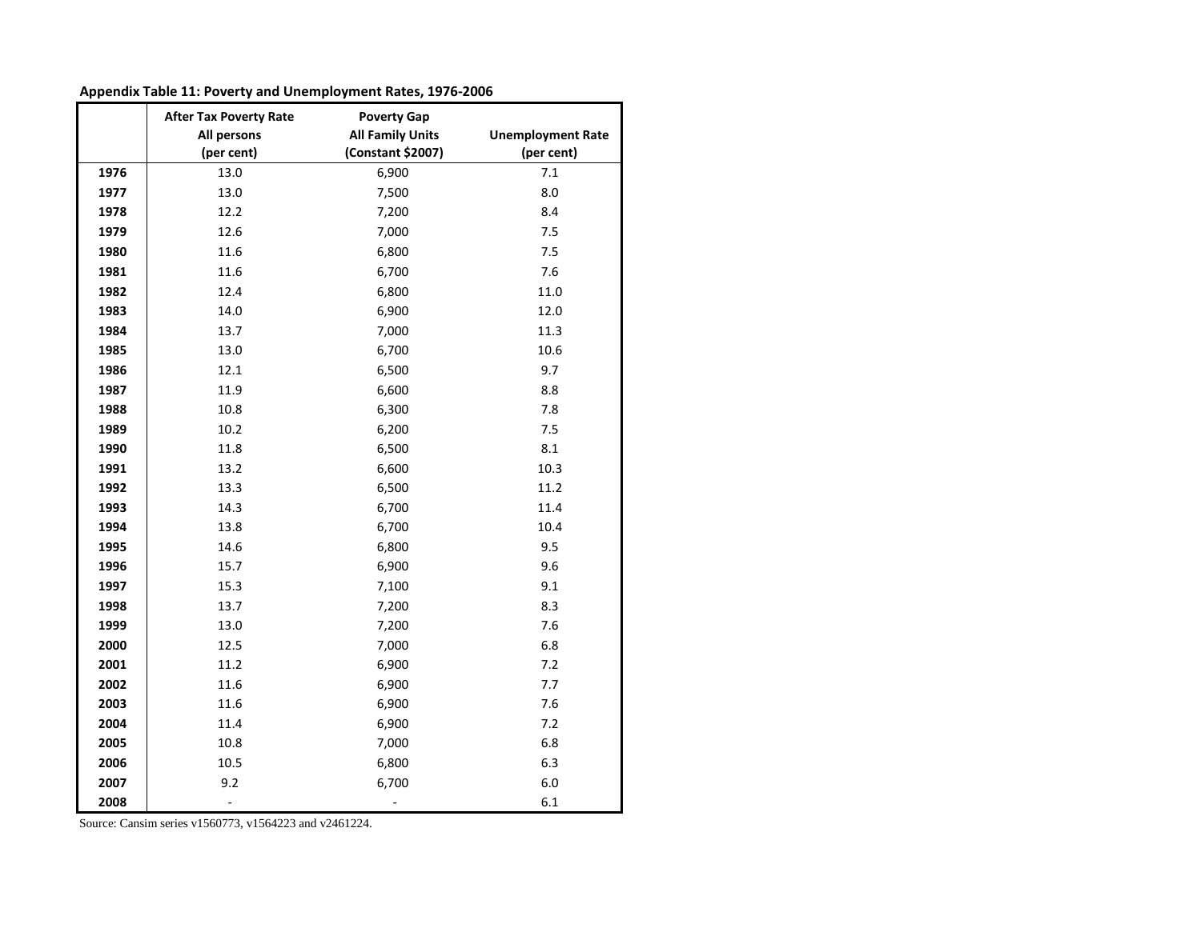**Appendix Table 11: Poverty and Unemployment Rates, 1976-2006**

| | After Tax Poverty Rate All persons (per cent) | Poverty Gap All Family Units (Constant $2007) | Unemployment Rate (per cent) |
|---|---|---|---|
| **1976** | 13.0 | 6,900 | 7.1 |
| **1977** | 13.0 | 7,500 | 8.0 |
| **1978** | 12.2 | 7,200 | 8.4 |
| **1979** | 12.6 | 7,000 | 7.5 |
| **1980** | 11.6 | 6,800 | 7.5 |
| **1981** | 11.6 | 6,700 | 7.6 |
| **1982** | 12.4 | 6,800 | 11.0 |
| **1983** | 14.0 | 6,900 | 12.0 |
| **1984** | 13.7 | 7,000 | 11.3 |
| **1985** | 13.0 | 6,700 | 10.6 |
| **1986** | 12.1 | 6,500 | 9.7 |
| **1987** | 11.9 | 6,600 | 8.8 |
| **1988** | 10.8 | 6,300 | 7.8 |
| **1989** | 10.2 | 6,200 | 7.5 |
| **1990** | 11.8 | 6,500 | 8.1 |
| **1991** | 13.2 | 6,600 | 10.3 |
| **1992** | 13.3 | 6,500 | 11.2 |
| **1993** | 14.3 | 6,700 | 11.4 |
| **1994** | 13.8 | 6,700 | 10.4 |
| **1995** | 14.6 | 6,800 | 9.5 |
| **1996** | 15.7 | 6,900 | 9.6 |
| **1997** | 15.3 | 7,100 | 9.1 |
| **1998** | 13.7 | 7,200 | 8.3 |
| **1999** | 13.0 | 7,200 | 7.6 |
| **2000** | 12.5 | 7,000 | 6.8 |
| **2001** | 11.2 | 6,900 | 7.2 |
| **2002** | 11.6 | 6,900 | 7.7 |
| **2003** | 11.6 | 6,900 | 7.6 |
| **2004** | 11.4 | 6,900 | 7.2 |
| **2005** | 10.8 | 7,000 | 6.8 |
| **2006** | 10.5 | 6,800 | 6.3 |
| **2007** | 9.2 | 6,700 | 6.0 |
| **2008** | - | - | 6.1 |

Source: Cansim series v1560773, v1564223 and v2461224.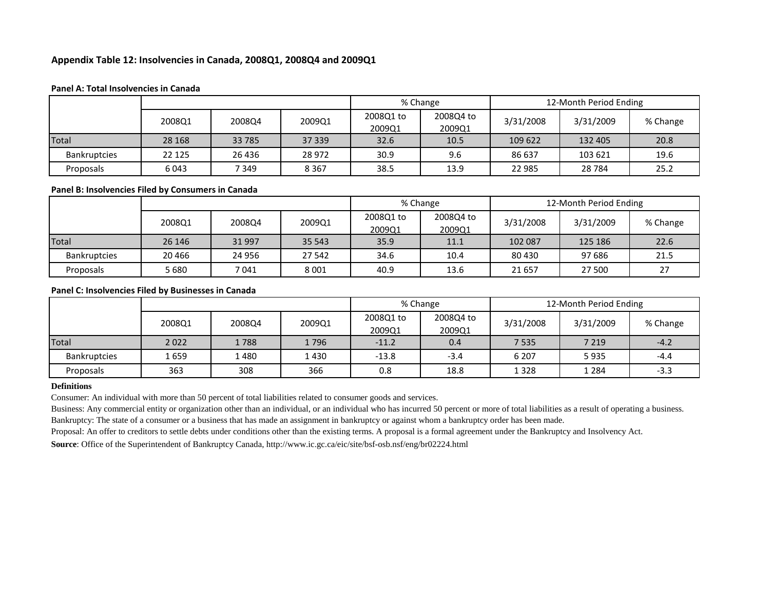**Appendix Table 12: Insolvencies in Canada, 2008Q1, 2008Q4 and 2009Q1**

**Panel A: Total Insolvencies in Canada**

| | | | | % Change | | 12-Month Period Ending | | |
|---|---|---|---|---|---|---|---|---|
| | 2008Q1 | 2008Q4 | 2009Q1 | 2008Q1 to 2009Q1 | 2008Q4 to 2009Q1 | 3/31/2008 | 3/31/2009 | % Change |
| Total | 28 168 | 33 785 | 37 339 | 32.6 | 10.5 | 109 622 | 132 405 | 20.8 |
| Bankruptcies | 22 125 | 26 436 | 28 972 | 30.9 | 9.6 | 86 637 | 103 621 | 19.6 |
| Proposals | 6 043 | 7 349 | 8 367 | 38.5 | 13.9 | 22 985 | 28 784 | 25.2 |

**Panel B: Insolvencies Filed by Consumers in Canada**

| | | | | % Change | | 12-Month Period Ending | | |
|---|---|---|---|---|---|---|---|---|
| | 2008Q1 | 2008Q4 | 2009Q1 | 2008Q1 to 2009Q1 | 2008Q4 to 2009Q1 | 3/31/2008 | 3/31/2009 | % Change |
| Total | 26 146 | 31 997 | 35 543 | 35.9 | 11.1 | 102 087 | 125 186 | 22.6 |
| Bankruptcies | 20 466 | 24 956 | 27 542 | 34.6 | 10.4 | 80 430 | 97 686 | 21.5 |
| Proposals | 5 680 | 7 041 | 8 001 | 40.9 | 13.6 | 21 657 | 27 500 | 27 |

**Panel C: Insolvencies Filed by Businesses in Canada**

| | | | | % Change | | 12-Month Period Ending | | |
|---|---|---|---|---|---|---|---|---|
| | 2008Q1 | 2008Q4 | 2009Q1 | 2008Q1 to 2009Q1 | 2008Q4 to 2009Q1 | 3/31/2008 | 3/31/2009 | % Change |
| Total | 2 022 | 1 788 | 1 796 | -11.2 | 0.4 | 7 535 | 7 219 | -4.2 |
| Bankruptcies | 1 659 | 1 480 | 1 430 | -13.8 | -3.4 | 6 207 | 5 935 | -4.4 |
| Proposals | 363 | 308 | 366 | 0.8 | 18.8 | 1 328 | 1 284 | -3.3 |

**Definitions**

Consumer: An individual with more than 50 percent of total liabilities related to consumer goods and services.

Business: Any commercial entity or organization other than an individual, or an individual who has incurred 50 percent or more of total liabilities as a result of operating a business.

Bankruptcy: The state of a consumer or a business that has made an assignment in bankruptcy or against whom a bankruptcy order has been made.

Proposal: An offer to creditors to settle debts under conditions other than the existing terms. A proposal is a formal agreement under the Bankruptcy and Insolvency Act.

**Source**: Office of the Superintendent of Bankruptcy Canada, http://www.ic.gc.ca/eic/site/bsf-osb.nsf/eng/br02224.html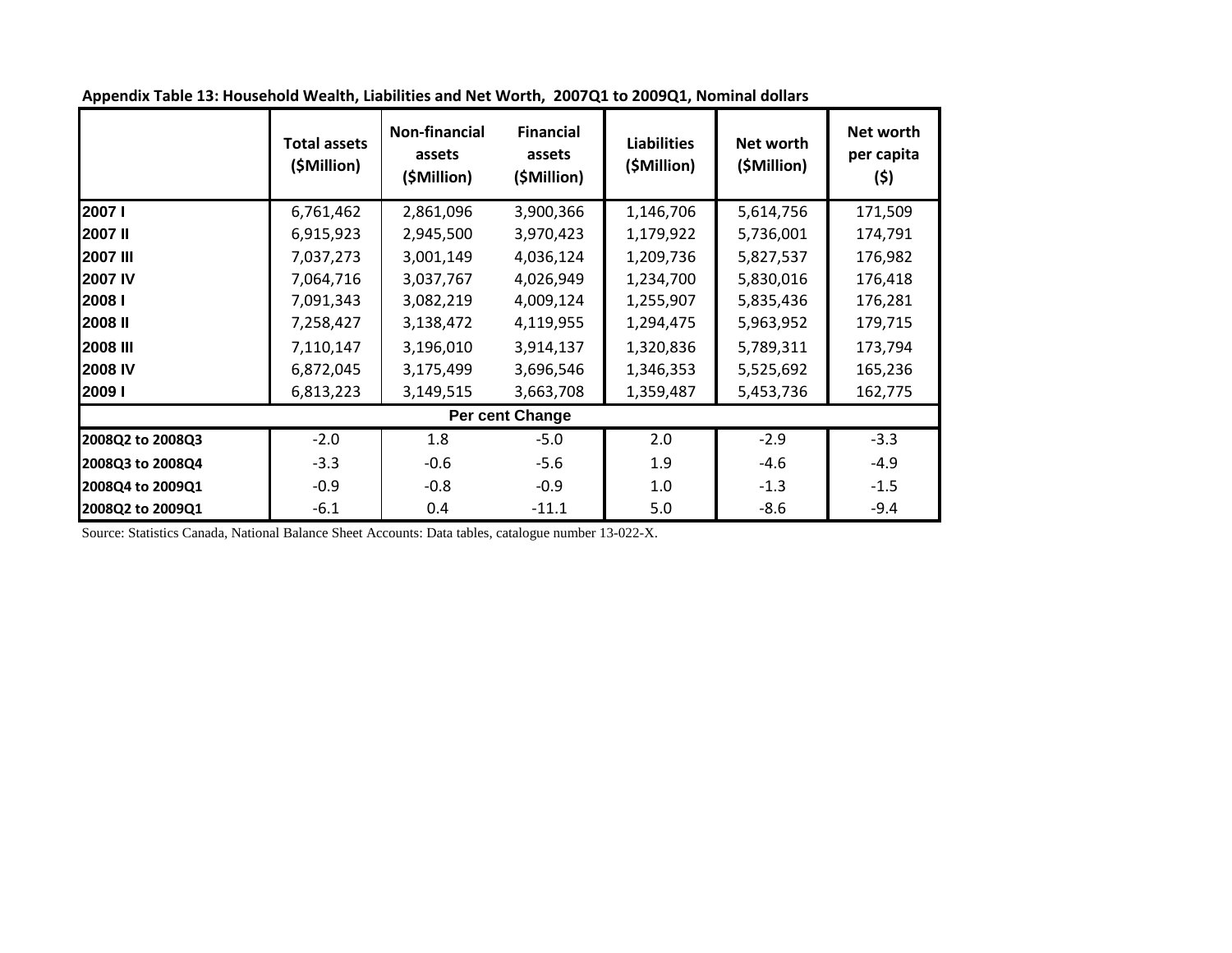**Appendix Table 13: Household Wealth, Liabilities and Net Worth, 2007Q1 to 2009Q1, Nominal dollars**

| | Total assets ($Million) | Non-financial assets ($Million) | Financial assets ($Million) | Liabilities ($Million) | Net worth ($Million) | Net worth per capita ($) |
|---|---|---|---|---|---|---|
| **2007 I** | 6,761,462 | 2,861,096 | 3,900,366 | 1,146,706 | 5,614,756 | 171,509 |
| **2007 II** | 6,915,923 | 2,945,500 | 3,970,423 | 1,179,922 | 5,736,001 | 174,791 |
| **2007 III** | 7,037,273 | 3,001,149 | 4,036,124 | 1,209,736 | 5,827,537 | 176,982 |
| **2007 IV** | 7,064,716 | 3,037,767 | 4,026,949 | 1,234,700 | 5,830,016 | 176,418 |
| **2008 I** | 7,091,343 | 3,082,219 | 4,009,124 | 1,255,907 | 5,835,436 | 176,281 |
| **2008 II** | 7,258,427 | 3,138,472 | 4,119,955 | 1,294,475 | 5,963,952 | 179,715 |
| **2008 III** | 7,110,147 | 3,196,010 | 3,914,137 | 1,320,836 | 5,789,311 | 173,794 |
| **2008 IV** | 6,872,045 | 3,175,499 | 3,696,546 | 1,346,353 | 5,525,692 | 165,236 |
| **2009 I** | 6,813,223 | 3,149,515 | 3,663,708 | 1,359,487 | 5,453,736 | 162,775 |
| **Per cent Change** | | | | | | |
| **2008Q2 to 2008Q3** | -2.0 | 1.8 | -5.0 | 2.0 | -2.9 | -3.3 |
| **2008Q3 to 2008Q4** | -3.3 | -0.6 | -5.6 | 1.9 | -4.6 | -4.9 |
| **2008Q4 to 2009Q1** | -0.9 | -0.8 | -0.9 | 1.0 | -1.3 | -1.5 |
| **2008Q2 to 2009Q1** | -6.1 | 0.4 | -11.1 | 5.0 | -8.6 | -9.4 |

Source: Statistics Canada, National Balance Sheet Accounts: Data tables, catalogue number 13-022-X.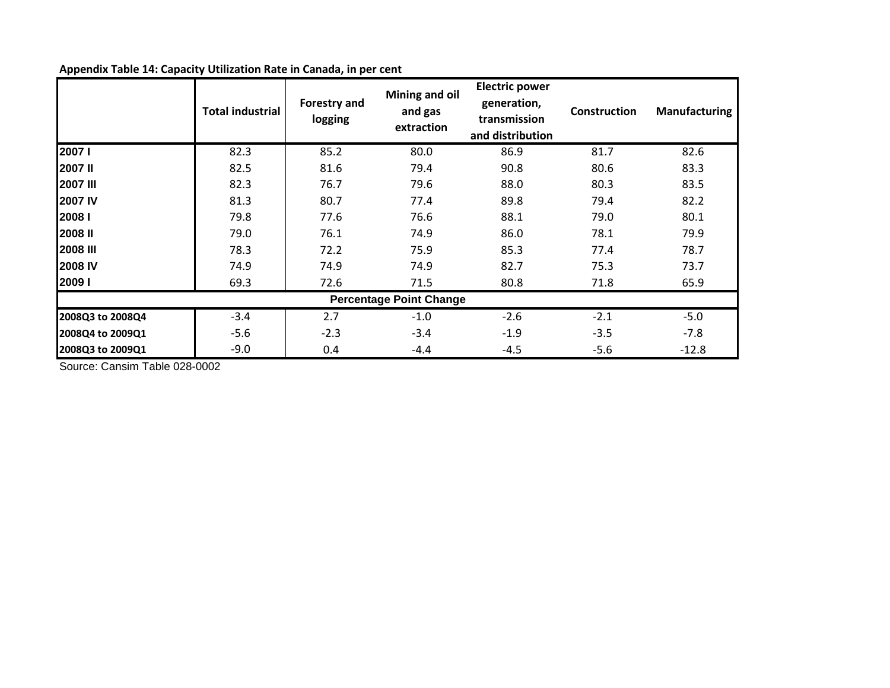**Appendix Table 14: Capacity Utilization Rate in Canada, in per cent**

| | Total industrial | Forestry and logging | Mining and oil and gas extraction | Electric power generation, transmission and distribution | Construction | Manufacturing |
|---|---|---|---|---|---|---|
| **2007 I** | 82.3 | 85.2 | 80.0 | 86.9 | 81.7 | 82.6 |
| **2007 II** | 82.5 | 81.6 | 79.4 | 90.8 | 80.6 | 83.3 |
| **2007 III** | 82.3 | 76.7 | 79.6 | 88.0 | 80.3 | 83.5 |
| **2007 IV** | 81.3 | 80.7 | 77.4 | 89.8 | 79.4 | 82.2 |
| **2008 I** | 79.8 | 77.6 | 76.6 | 88.1 | 79.0 | 80.1 |
| **2008 II** | 79.0 | 76.1 | 74.9 | 86.0 | 78.1 | 79.9 |
| **2008 III** | 78.3 | 72.2 | 75.9 | 85.3 | 77.4 | 78.7 |
| **2008 IV** | 74.9 | 74.9 | 74.9 | 82.7 | 75.3 | 73.7 |
| **2009 I** | 69.3 | 72.6 | 71.5 | 80.8 | 71.8 | 65.9 |
| **Percentage Point Change** | | | | | | |
| **2008Q3 to 2008Q4** | -3.4 | 2.7 | -1.0 | -2.6 | -2.1 | -5.0 |
| **2008Q4 to 2009Q1** | -5.6 | -2.3 | -3.4 | -1.9 | -3.5 | -7.8 |
| **2008Q3 to 2009Q1** | -9.0 | 0.4 | -4.4 | -4.5 | -5.6 | -12.8 |

Source: Cansim Table 028-0002